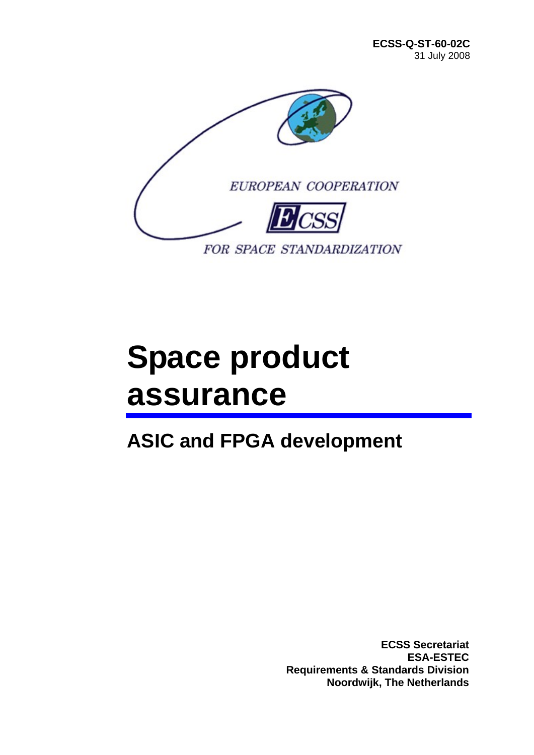**ECSS-Q-ST-60-02C**
31 July 2008

EUROPEAN COOPERATION

ECSS

FOR SPACE STANDARDIZATION

# Space product assurance

## ASIC and FPGA development

**ECSS Secretariat**
**ESA-ESTEC**
**Requirements & Standards Division**
**Noordwijk, The Netherlands**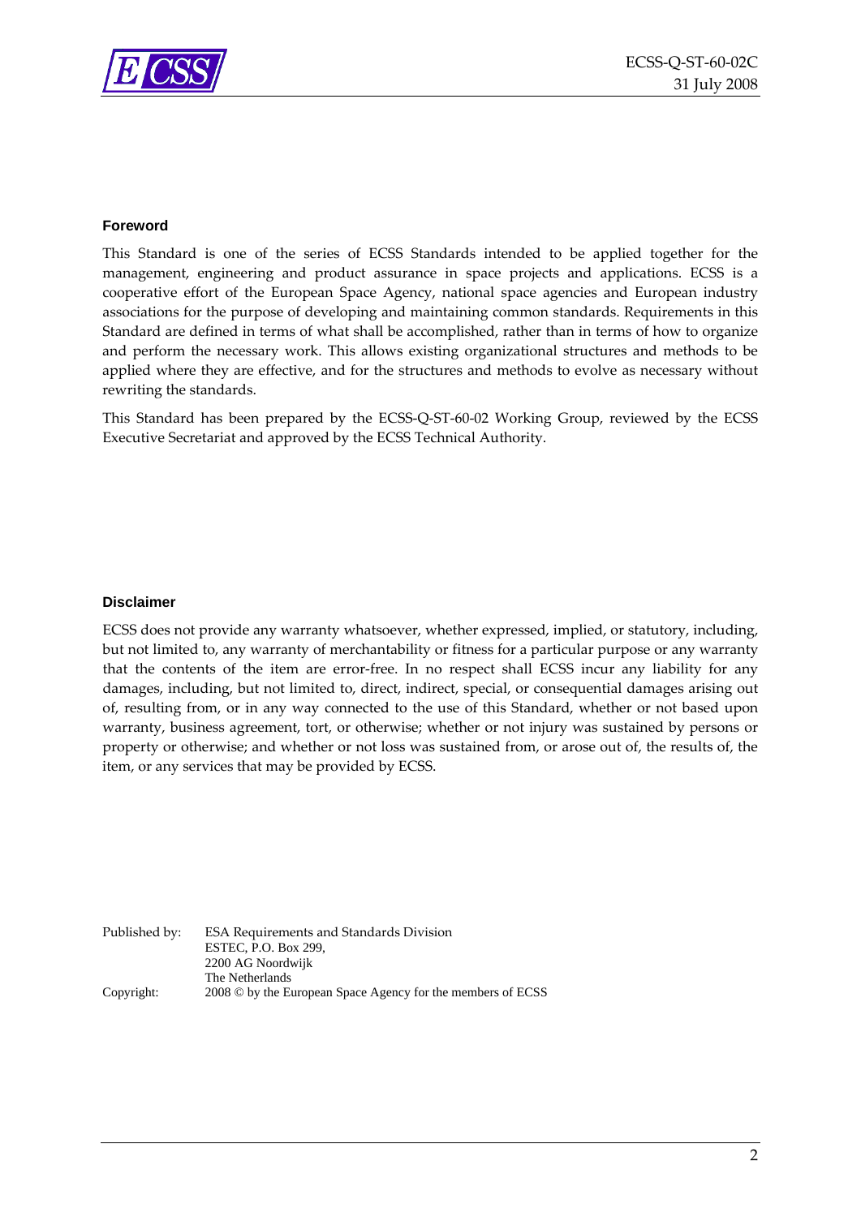## Foreword

This Standard is one of the series of ECSS Standards intended to be applied together for the management, engineering and product assurance in space projects and applications. ECSS is a cooperative effort of the European Space Agency, national space agencies and European industry associations for the purpose of developing and maintaining common standards. Requirements in this Standard are defined in terms of what shall be accomplished, rather than in terms of how to organize and perform the necessary work. This allows existing organizational structures and methods to be applied where they are effective, and for the structures and methods to evolve as necessary without rewriting the standards.

This Standard has been prepared by the ECSS-Q-ST-60-02 Working Group, reviewed by the ECSS Executive Secretariat and approved by the ECSS Technical Authority.

## Disclaimer

ECSS does not provide any warranty whatsoever, whether expressed, implied, or statutory, including, but not limited to, any warranty of merchantability or fitness for a particular purpose or any warranty that the contents of the item are error-free. In no respect shall ECSS incur any liability for any damages, including, but not limited to, direct, indirect, special, or consequential damages arising out of, resulting from, or in any way connected to the use of this Standard, whether or not based upon warranty, business agreement, tort, or otherwise; whether or not injury was sustained by persons or property or otherwise; and whether or not loss was sustained from, or arose out of, the results of, the item, or any services that may be provided by ECSS.

Published by: ESA Requirements and Standards Division
ESTEC, P.O. Box 299,
2200 AG Noordwijk
The Netherlands

Copyright: 2008 © by the European Space Agency for the members of ECSS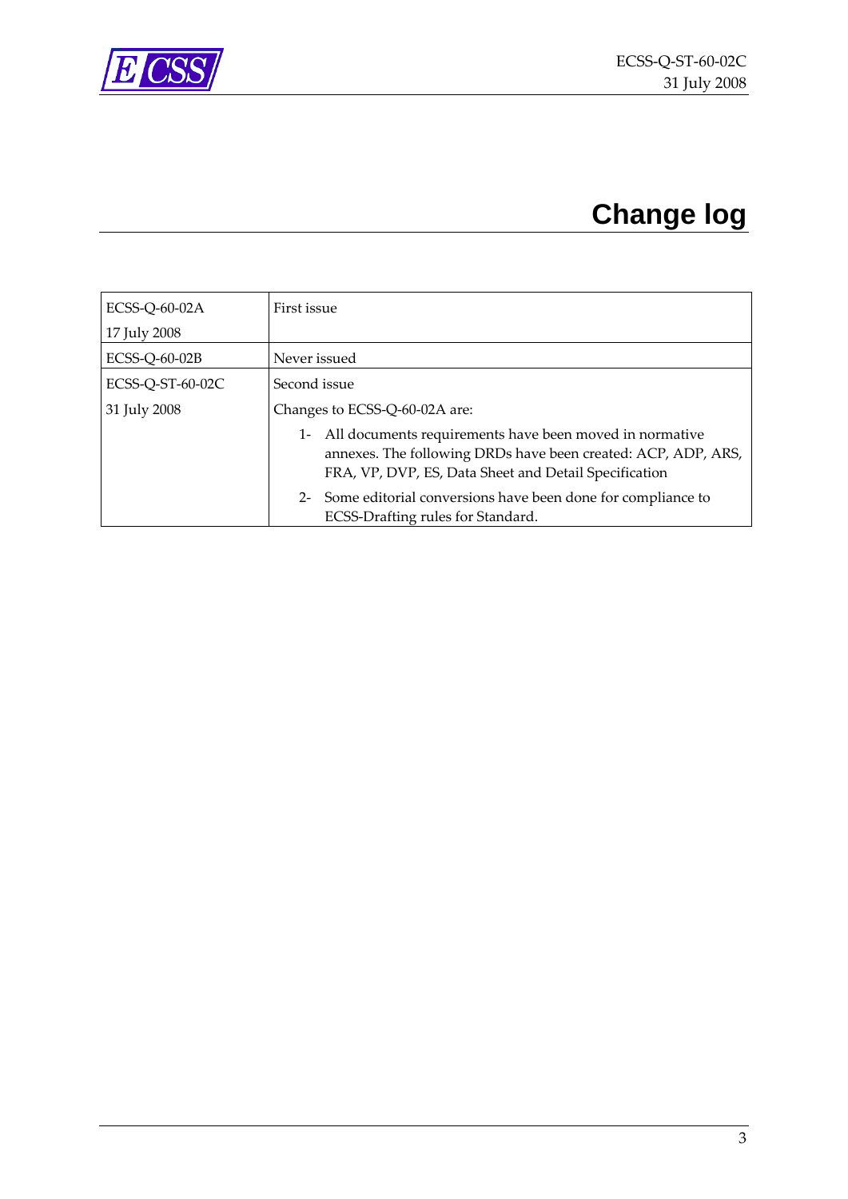# Change log

| | |
|---|---|
| ECSS-Q-60-02A<br>17 July 2008 | First issue |
| ECSS-Q-60-02B | Never issued |
| ECSS-Q-ST-60-02C<br>31 July 2008 | Second issue<br>Changes to ECSS-Q-60-02A are:<br>1- All documents requirements have been moved in normative annexes. The following DRDs have been created: ACP, ADP, ARS, FRA, VP, DVP, ES, Data Sheet and Detail Specification<br>2- Some editorial conversions have been done for compliance to ECSS-Drafting rules for Standard. |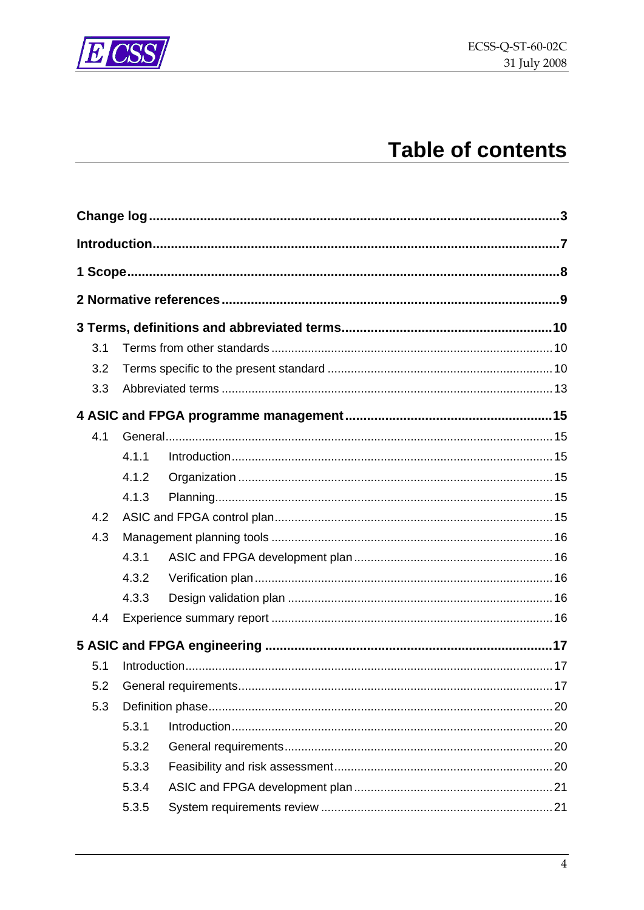# Table of contents

**Change log** ..................................................................................................................**3**

**Introduction** ...............................................................................................................**7**

**1 Scope** .......................................................................................................................**8**

**2 Normative references** .............................................................................................**9**

**3 Terms, definitions and abbreviated terms** ..........................................................**10**

- 3.1 Terms from other standards ....................................................................................10
- 3.2 Terms specific to the present standard ....................................................................10
- 3.3 Abbreviated terms ....................................................................................................13

**4 ASIC and FPGA programme management** ........................................................**15**

- 4.1 General....................................................................................................................15
  - 4.1.1 Introduction ................................................................................................15
  - 4.1.2 Organization ..............................................................................................15
  - 4.1.3 Planning.....................................................................................................15
- 4.2 ASIC and FPGA control plan....................................................................................15
- 4.3 Management planning tools .....................................................................................16
  - 4.3.1 ASIC and FPGA development plan ............................................................16
  - 4.3.2 Verification plan .........................................................................................16
  - 4.3.3 Design validation plan ...............................................................................16
- 4.4 Experience summary report .....................................................................................16

**5 ASIC and FPGA engineering** ..............................................................................**17**

- 5.1 Introduction..............................................................................................................17
- 5.2 General requirements...............................................................................................17
- 5.3 Definition phase.......................................................................................................20
  - 5.3.1 Introduction ................................................................................................20
  - 5.3.2 General requirements.................................................................................20
  - 5.3.3 Feasibility and risk assessment..................................................................20
  - 5.3.4 ASIC and FPGA development plan ............................................................21
  - 5.3.5 System requirements review ......................................................................21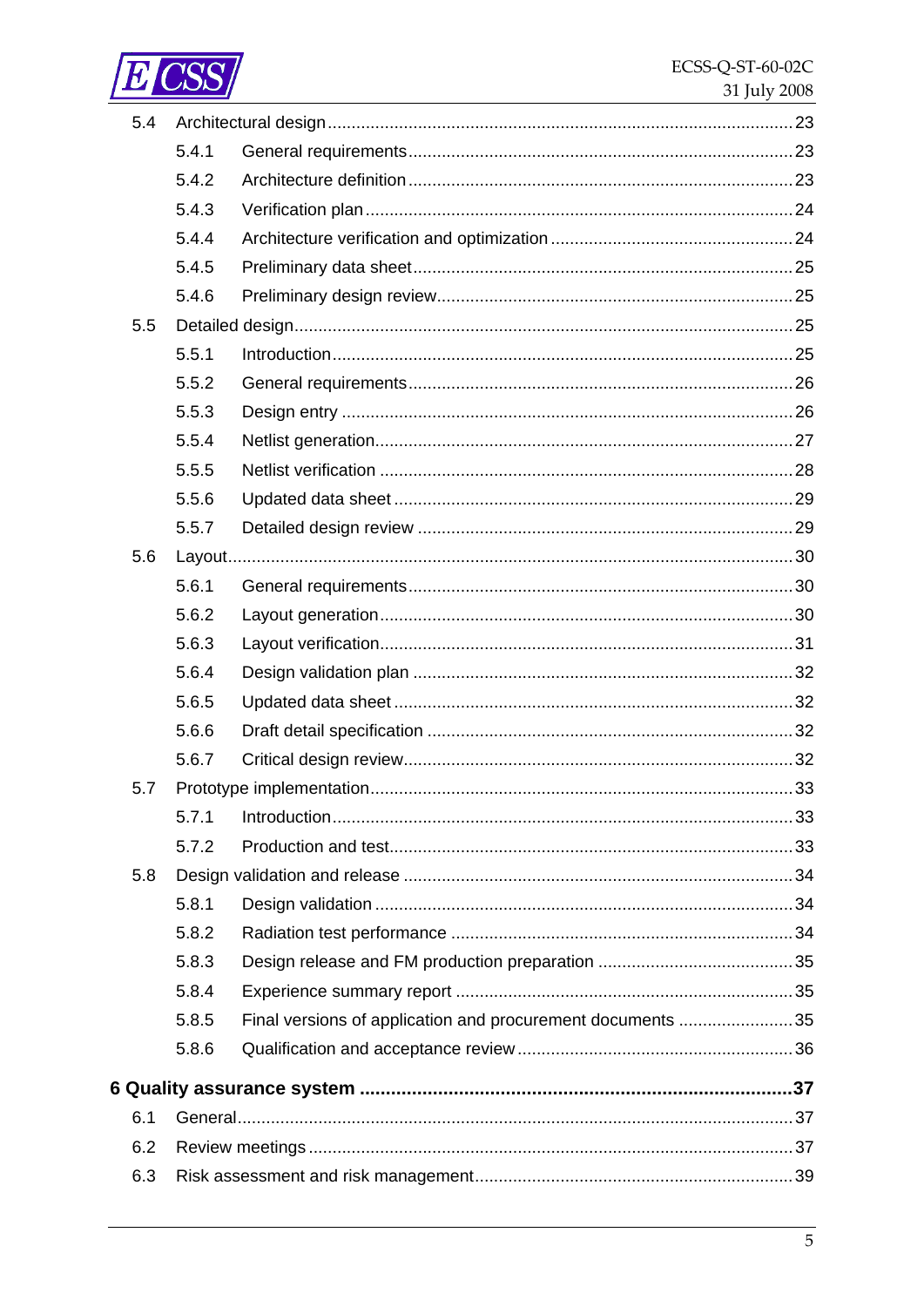5.4 Architectural design ..... 23

5.4.1 General requirements ..... 23

5.4.2 Architecture definition ..... 23

5.4.3 Verification plan ..... 24

5.4.4 Architecture verification and optimization ..... 24

5.4.5 Preliminary data sheet ..... 25

5.4.6 Preliminary design review ..... 25

5.5 Detailed design ..... 25

5.5.1 Introduction ..... 25

5.5.2 General requirements ..... 26

5.5.3 Design entry ..... 26

5.5.4 Netlist generation ..... 27

5.5.5 Netlist verification ..... 28

5.5.6 Updated data sheet ..... 29

5.5.7 Detailed design review ..... 29

5.6 Layout ..... 30

5.6.1 General requirements ..... 30

5.6.2 Layout generation ..... 30

5.6.3 Layout verification ..... 31

5.6.4 Design validation plan ..... 32

5.6.5 Updated data sheet ..... 32

5.6.6 Draft detail specification ..... 32

5.6.7 Critical design review ..... 32

5.7 Prototype implementation ..... 33

5.7.1 Introduction ..... 33

5.7.2 Production and test ..... 33

5.8 Design validation and release ..... 34

5.8.1 Design validation ..... 34

5.8.2 Radiation test performance ..... 34

5.8.3 Design release and FM production preparation ..... 35

5.8.4 Experience summary report ..... 35

5.8.5 Final versions of application and procurement documents ..... 35

5.8.6 Qualification and acceptance review ..... 36

**6 Quality assurance system ..... 37**

6.1 General ..... 37

6.2 Review meetings ..... 37

6.3 Risk assessment and risk management ..... 39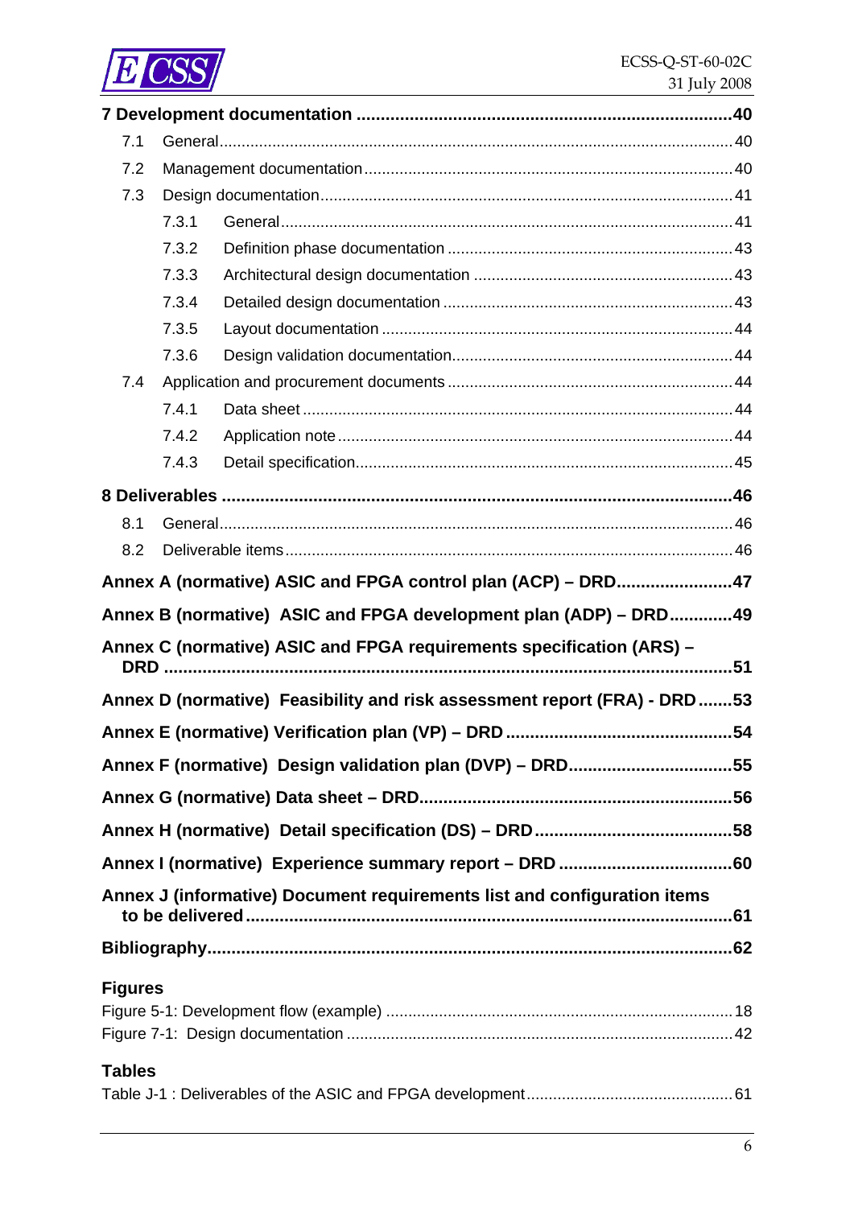**7 Development documentation .......................................................................... 40**

- 7.1 General ........................................................................................................ 40
- 7.2 Management documentation ........................................................................ 40
- 7.3 Design documentation .................................................................................. 41
  - 7.3.1 General ............................................................................................. 41
  - 7.3.2 Definition phase documentation ......................................................... 43
  - 7.3.3 Architectural design documentation ................................................... 43
  - 7.3.4 Detailed design documentation .......................................................... 43
  - 7.3.5 Layout documentation ....................................................................... 44
  - 7.3.6 Design validation documentation ....................................................... 44
- 7.4 Application and procurement documents ..................................................... 44
  - 7.4.1 Data sheet ......................................................................................... 44
  - 7.4.2 Application note ................................................................................. 44
  - 7.4.3 Detail specification ............................................................................ 45

**8 Deliverables .................................................................................................. 46**

- 8.1 General ........................................................................................................ 46
- 8.2 Deliverable items ......................................................................................... 46

**Annex A (normative) ASIC and FPGA control plan (ACP) – DRD ........................ 47**

**Annex B (normative) ASIC and FPGA development plan (ADP) – DRD ............. 49**

**Annex C (normative) ASIC and FPGA requirements specification (ARS) – DRD ......................................................................................................................... 51**

**Annex D (normative) Feasibility and risk assessment report (FRA) - DRD ....... 53**

**Annex E (normative) Verification plan (VP) – DRD .............................................. 54**

**Annex F (normative) Design validation plan (DVP) – DRD .................................. 55**

**Annex G (normative) Data sheet – DRD ................................................................ 56**

**Annex H (normative) Detail specification (DS) – DRD ......................................... 58**

**Annex I (normative) Experience summary report – DRD .................................... 60**

**Annex J (informative) Document requirements list and configuration items to be delivered ................................................................................................... 61**

**Bibliography ........................................................................................................... 62**

**Figures**

Figure 5-1: Development flow (example) ................................................................... 18

Figure 7-1: Design documentation ............................................................................ 42

**Tables**

Table J-1 : Deliverables of the ASIC and FPGA development .................................... 61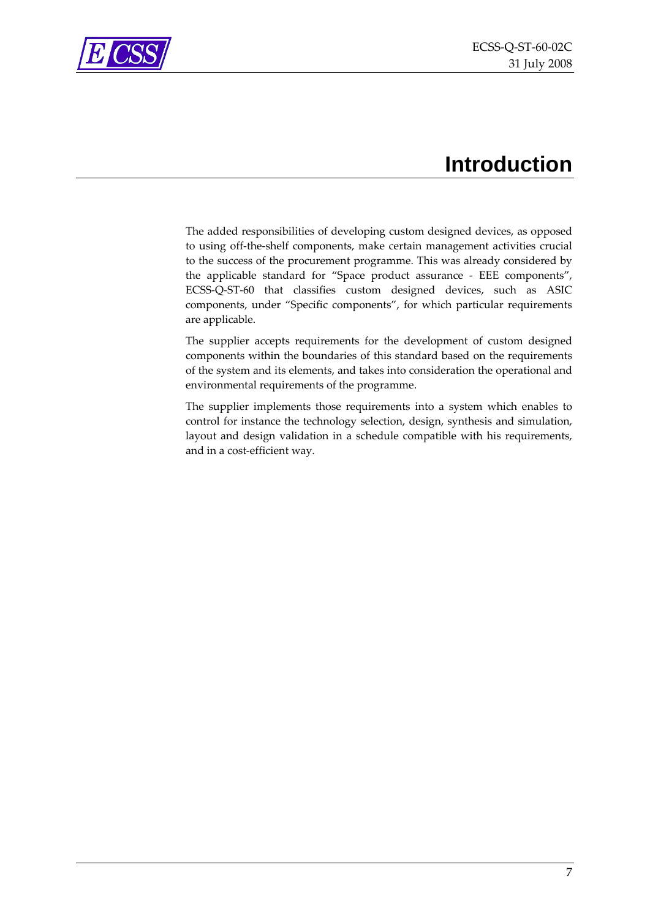# Introduction

The added responsibilities of developing custom designed devices, as opposed to using off-the-shelf components, make certain management activities crucial to the success of the procurement programme. This was already considered by the applicable standard for "Space product assurance - EEE components", ECSS-Q-ST-60 that classifies custom designed devices, such as ASIC components, under "Specific components", for which particular requirements are applicable.

The supplier accepts requirements for the development of custom designed components within the boundaries of this standard based on the requirements of the system and its elements, and takes into consideration the operational and environmental requirements of the programme.

The supplier implements those requirements into a system which enables to control for instance the technology selection, design, synthesis and simulation, layout and design validation in a schedule compatible with his requirements, and in a cost-efficient way.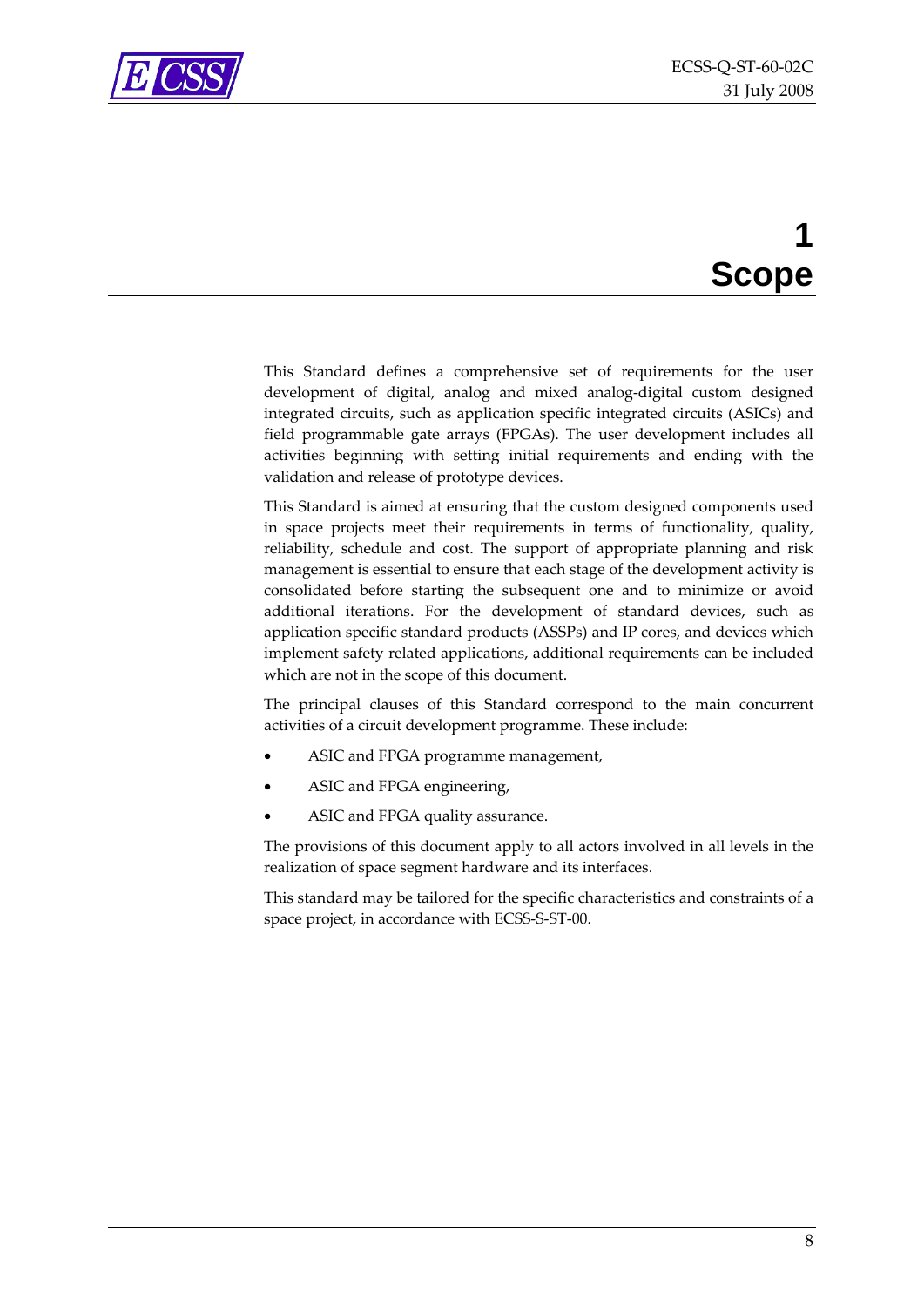# 1 Scope

This Standard defines a comprehensive set of requirements for the user development of digital, analog and mixed analog-digital custom designed integrated circuits, such as application specific integrated circuits (ASICs) and field programmable gate arrays (FPGAs). The user development includes all activities beginning with setting initial requirements and ending with the validation and release of prototype devices.

This Standard is aimed at ensuring that the custom designed components used in space projects meet their requirements in terms of functionality, quality, reliability, schedule and cost. The support of appropriate planning and risk management is essential to ensure that each stage of the development activity is consolidated before starting the subsequent one and to minimize or avoid additional iterations. For the development of standard devices, such as application specific standard products (ASSPs) and IP cores, and devices which implement safety related applications, additional requirements can be included which are not in the scope of this document.

The principal clauses of this Standard correspond to the main concurrent activities of a circuit development programme. These include:

- ASIC and FPGA programme management,
- ASIC and FPGA engineering,
- ASIC and FPGA quality assurance.

The provisions of this document apply to all actors involved in all levels in the realization of space segment hardware and its interfaces.

This standard may be tailored for the specific characteristics and constraints of a space project, in accordance with ECSS-S-ST-00.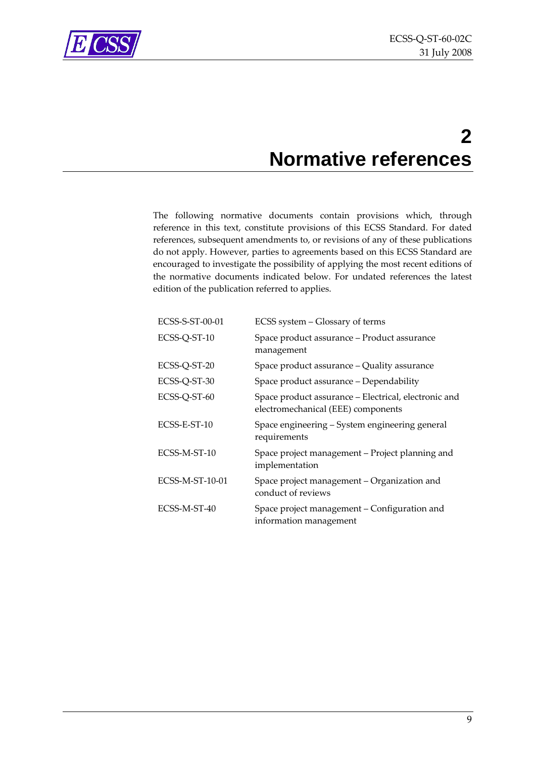# 2 Normative references

The following normative documents contain provisions which, through reference in this text, constitute provisions of this ECSS Standard. For dated references, subsequent amendments to, or revisions of any of these publications do not apply. However, parties to agreements based on this ECSS Standard are encouraged to investigate the possibility of applying the most recent editions of the normative documents indicated below. For undated references the latest edition of the publication referred to applies.

| | |
|---|---|
| ECSS-S-ST-00-01 | ECSS system – Glossary of terms |
| ECSS-Q-ST-10 | Space product assurance – Product assurance management |
| ECSS-Q-ST-20 | Space product assurance – Quality assurance |
| ECSS-Q-ST-30 | Space product assurance – Dependability |
| ECSS-Q-ST-60 | Space product assurance – Electrical, electronic and electromechanical (EEE) components |
| ECSS-E-ST-10 | Space engineering – System engineering general requirements |
| ECSS-M-ST-10 | Space project management – Project planning and implementation |
| ECSS-M-ST-10-01 | Space project management – Organization and conduct of reviews |
| ECSS-M-ST-40 | Space project management – Configuration and information management |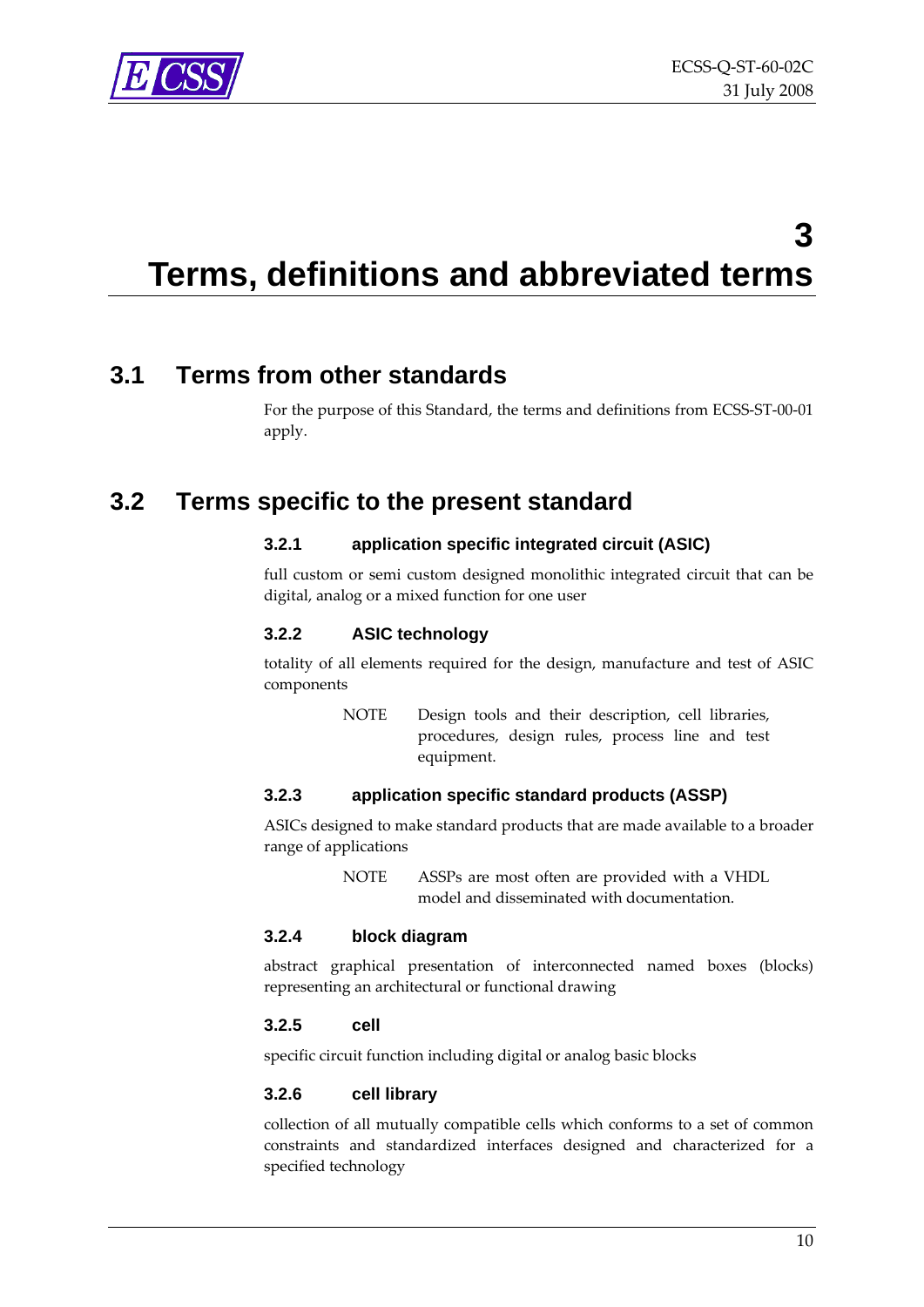# 3 Terms, definitions and abbreviated terms

## 3.1 Terms from other standards

For the purpose of this Standard, the terms and definitions from ECSS-ST-00-01 apply.

## 3.2 Terms specific to the present standard

### 3.2.1 application specific integrated circuit (ASIC)

full custom or semi custom designed monolithic integrated circuit that can be digital, analog or a mixed function for one user

### 3.2.2 ASIC technology

totality of all elements required for the design, manufacture and test of ASIC components

NOTE Design tools and their description, cell libraries, procedures, design rules, process line and test equipment.

### 3.2.3 application specific standard products (ASSP)

ASICs designed to make standard products that are made available to a broader range of applications

NOTE ASSPs are most often are provided with a VHDL model and disseminated with documentation.

### 3.2.4 block diagram

abstract graphical presentation of interconnected named boxes (blocks) representing an architectural or functional drawing

### 3.2.5 cell

specific circuit function including digital or analog basic blocks

### 3.2.6 cell library

collection of all mutually compatible cells which conforms to a set of common constraints and standardized interfaces designed and characterized for a specified technology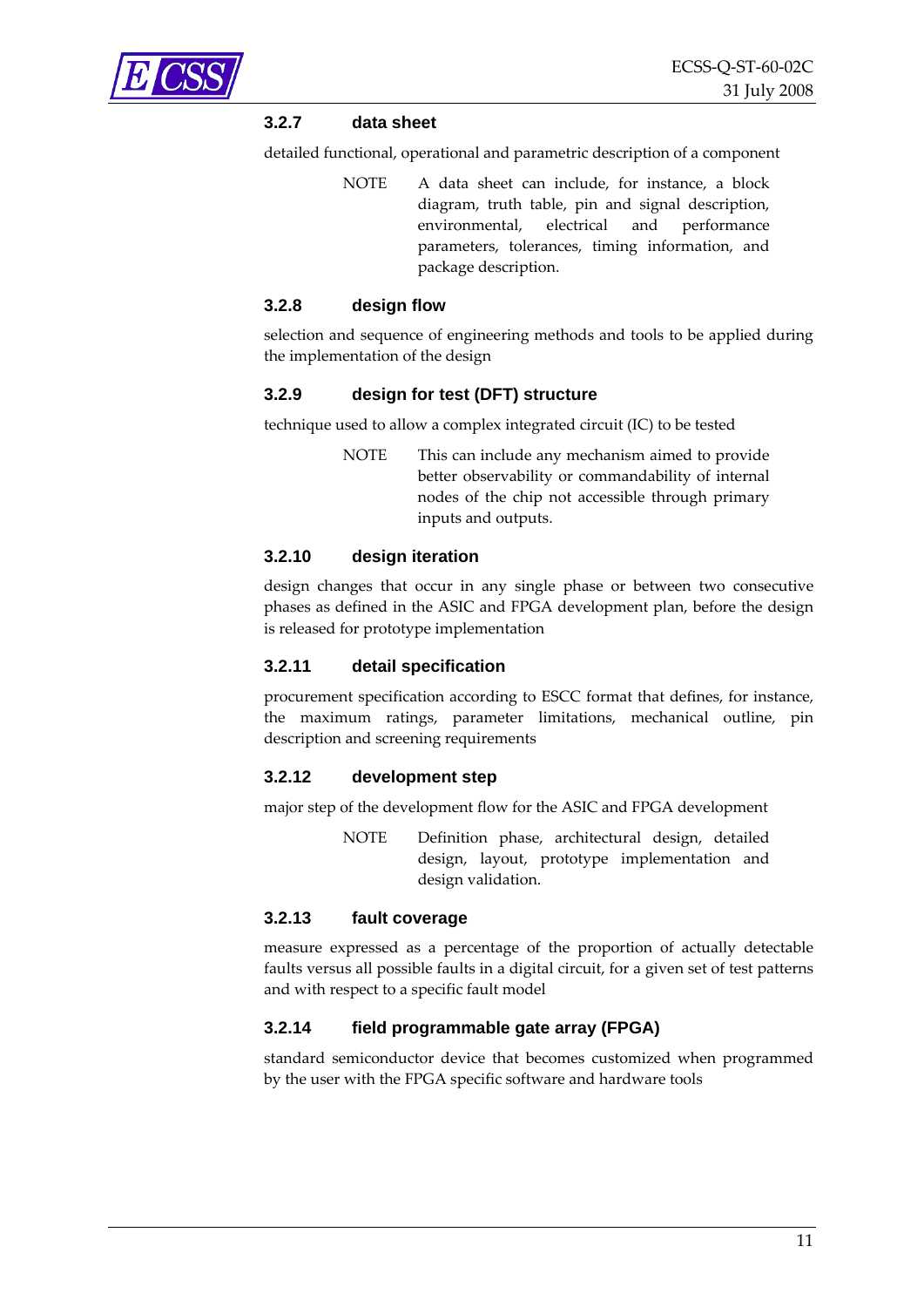### 3.2.7 data sheet

detailed functional, operational and parametric description of a component

> NOTE A data sheet can include, for instance, a block diagram, truth table, pin and signal description, environmental, electrical and performance parameters, tolerances, timing information, and package description.

### 3.2.8 design flow

selection and sequence of engineering methods and tools to be applied during the implementation of the design

### 3.2.9 design for test (DFT) structure

technique used to allow a complex integrated circuit (IC) to be tested

> NOTE This can include any mechanism aimed to provide better observability or commandability of internal nodes of the chip not accessible through primary inputs and outputs.

### 3.2.10 design iteration

design changes that occur in any single phase or between two consecutive phases as defined in the ASIC and FPGA development plan, before the design is released for prototype implementation

### 3.2.11 detail specification

procurement specification according to ESCC format that defines, for instance, the maximum ratings, parameter limitations, mechanical outline, pin description and screening requirements

### 3.2.12 development step

major step of the development flow for the ASIC and FPGA development

> NOTE Definition phase, architectural design, detailed design, layout, prototype implementation and design validation.

### 3.2.13 fault coverage

measure expressed as a percentage of the proportion of actually detectable faults versus all possible faults in a digital circuit, for a given set of test patterns and with respect to a specific fault model

### 3.2.14 field programmable gate array (FPGA)

standard semiconductor device that becomes customized when programmed by the user with the FPGA specific software and hardware tools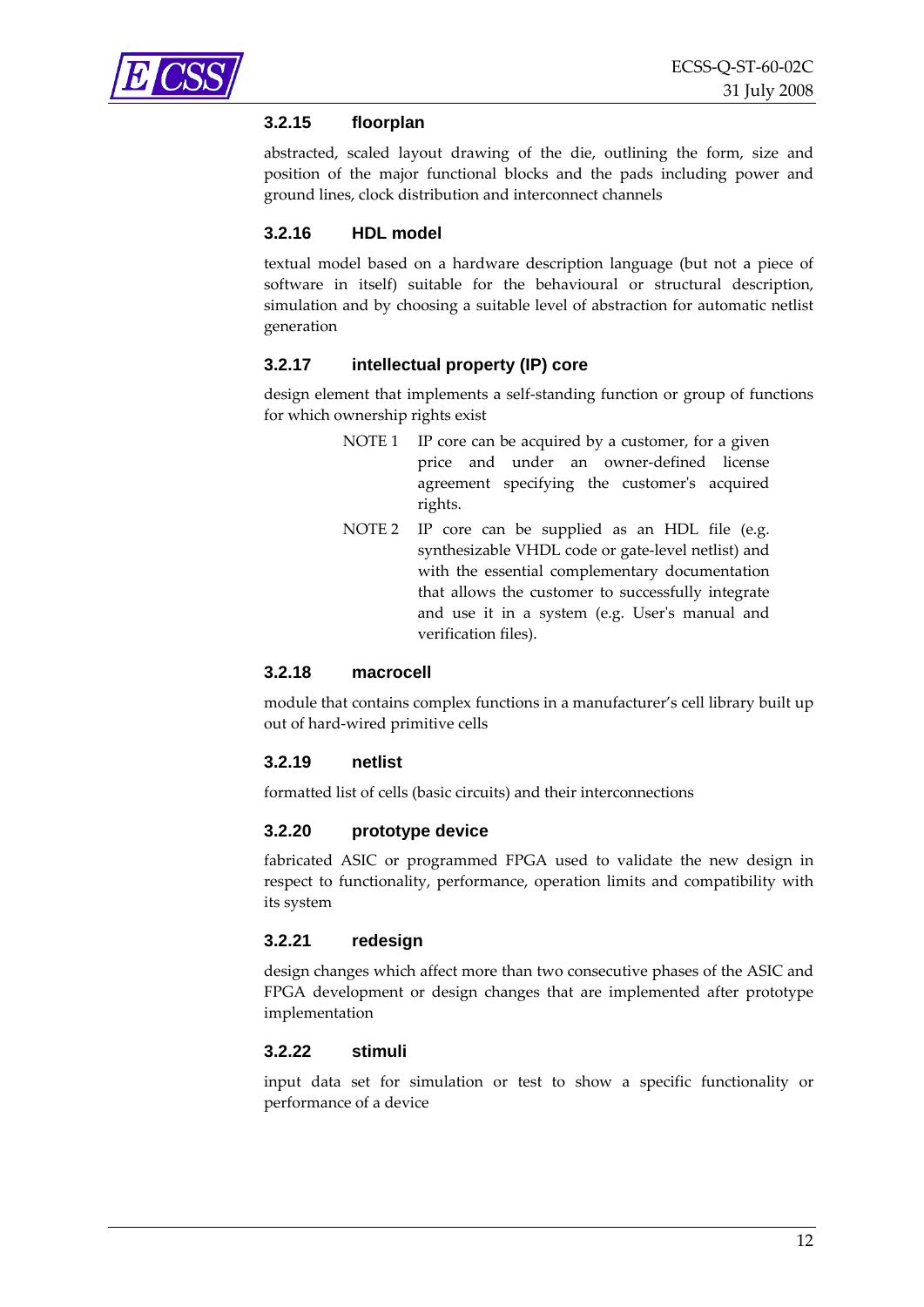### 3.2.15 floorplan

abstracted, scaled layout drawing of the die, outlining the form, size and position of the major functional blocks and the pads including power and ground lines, clock distribution and interconnect channels

### 3.2.16 HDL model

textual model based on a hardware description language (but not a piece of software in itself) suitable for the behavioural or structural description, simulation and by choosing a suitable level of abstraction for automatic netlist generation

### 3.2.17 intellectual property (IP) core

design element that implements a self-standing function or group of functions for which ownership rights exist

NOTE 1 IP core can be acquired by a customer, for a given price and under an owner-defined license agreement specifying the customer's acquired rights.

NOTE 2 IP core can be supplied as an HDL file (e.g. synthesizable VHDL code or gate-level netlist) and with the essential complementary documentation that allows the customer to successfully integrate and use it in a system (e.g. User's manual and verification files).

### 3.2.18 macrocell

module that contains complex functions in a manufacturer's cell library built up out of hard-wired primitive cells

### 3.2.19 netlist

formatted list of cells (basic circuits) and their interconnections

### 3.2.20 prototype device

fabricated ASIC or programmed FPGA used to validate the new design in respect to functionality, performance, operation limits and compatibility with its system

### 3.2.21 redesign

design changes which affect more than two consecutive phases of the ASIC and FPGA development or design changes that are implemented after prototype implementation

### 3.2.22 stimuli

input data set for simulation or test to show a specific functionality or performance of a device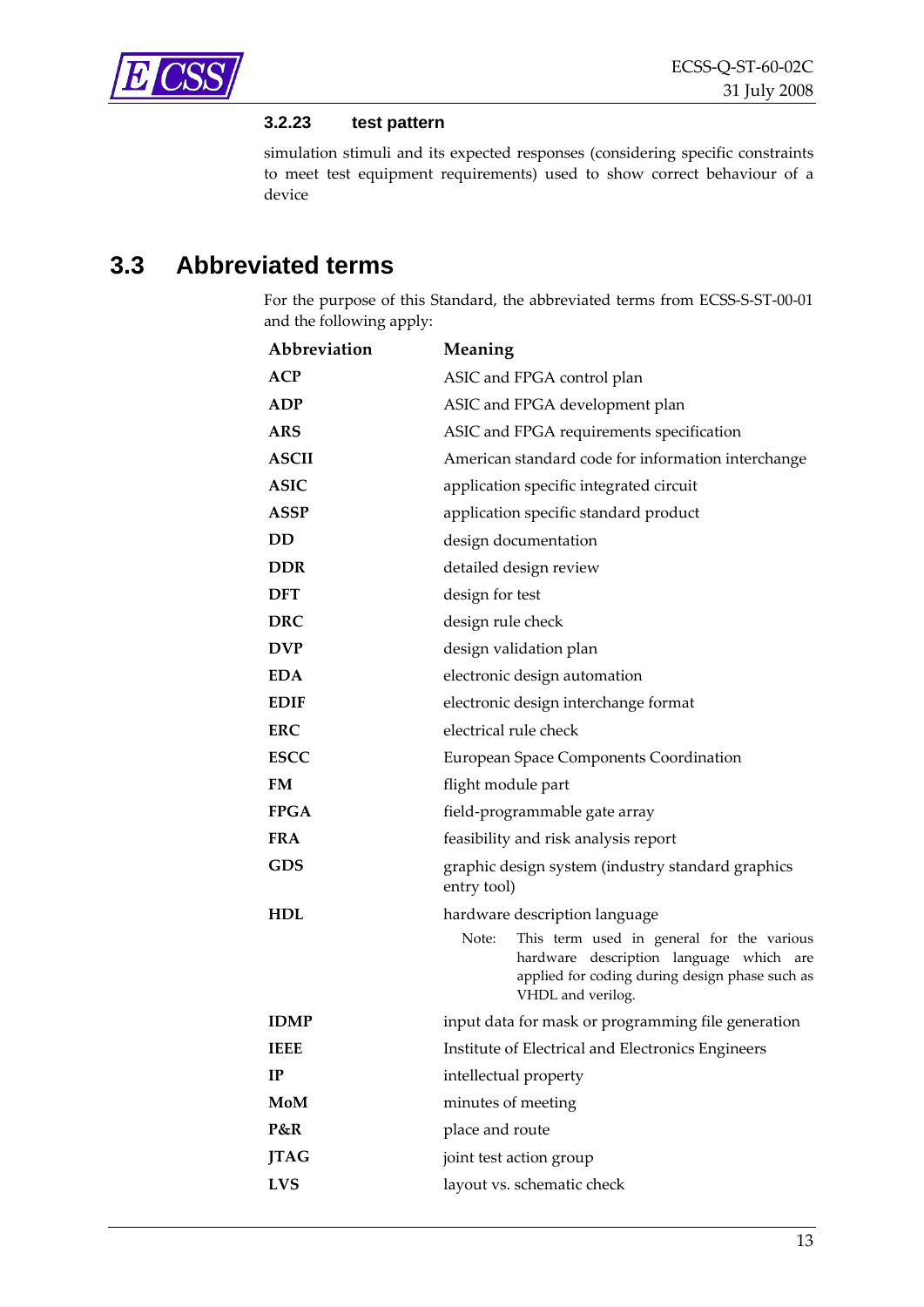#### 3.2.23 test pattern

simulation stimuli and its expected responses (considering specific constraints to meet test equipment requirements) used to show correct behaviour of a device

## 3.3 Abbreviated terms

For the purpose of this Standard, the abbreviated terms from ECSS-S-ST-00-01 and the following apply:

| Abbreviation | Meaning |
|---|---|
| **ACP** | ASIC and FPGA control plan |
| **ADP** | ASIC and FPGA development plan |
| **ARS** | ASIC and FPGA requirements specification |
| **ASCII** | American standard code for information interchange |
| **ASIC** | application specific integrated circuit |
| **ASSP** | application specific standard product |
| **DD** | design documentation |
| **DDR** | detailed design review |
| **DFT** | design for test |
| **DRC** | design rule check |
| **DVP** | design validation plan |
| **EDA** | electronic design automation |
| **EDIF** | electronic design interchange format |
| **ERC** | electrical rule check |
| **ESCC** | European Space Components Coordination |
| **FM** | flight module part |
| **FPGA** | field-programmable gate array |
| **FRA** | feasibility and risk analysis report |
| **GDS** | graphic design system (industry standard graphics entry tool) |
| **HDL** | hardware description language<br>Note: This term used in general for the various hardware description language which are applied for coding during design phase such as VHDL and verilog. |
| **IDMP** | input data for mask or programming file generation |
| **IEEE** | Institute of Electrical and Electronics Engineers |
| **IP** | intellectual property |
| **MoM** | minutes of meeting |
| **P&R** | place and route |
| **JTAG** | joint test action group |
| **LVS** | layout vs. schematic check |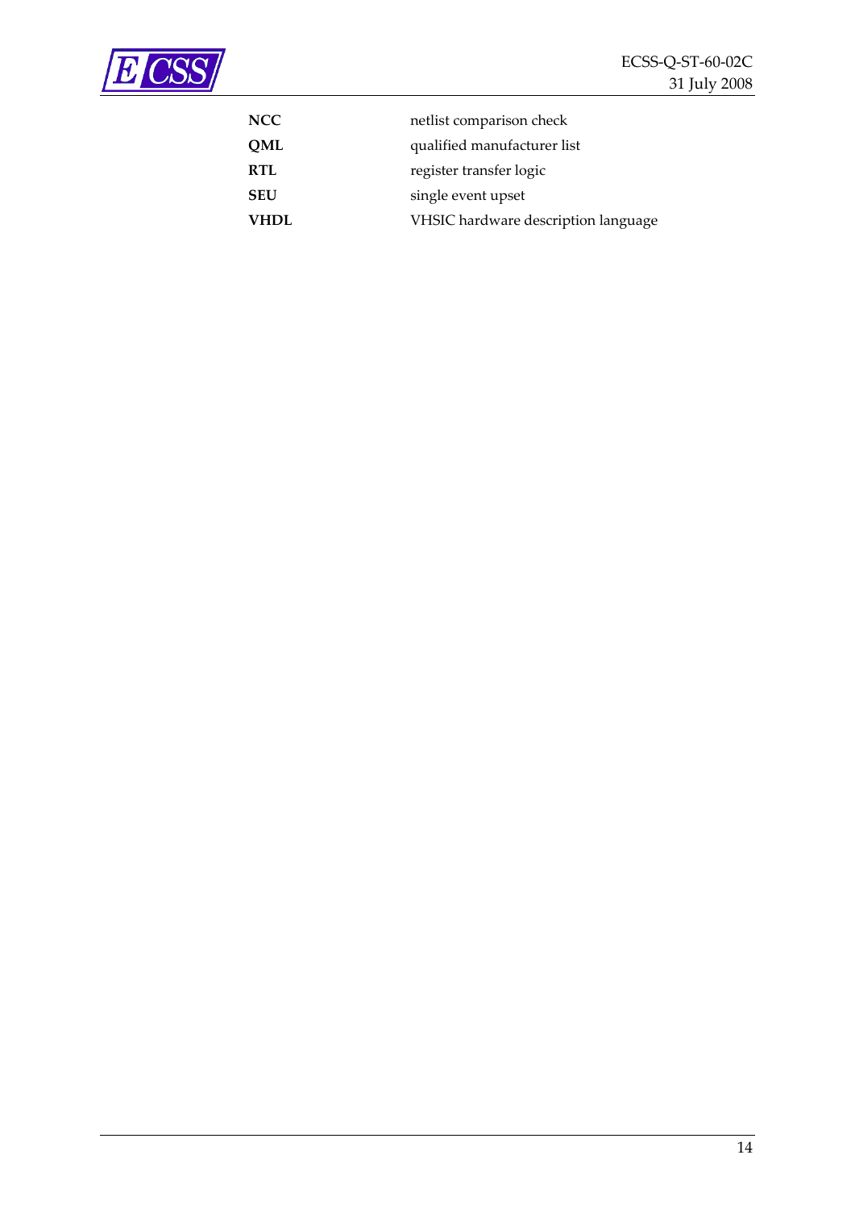| | |
|---|---|
| **NCC** | netlist comparison check |
| **QML** | qualified manufacturer list |
| **RTL** | register transfer logic |
| **SEU** | single event upset |
| **VHDL** | VHSIC hardware description language |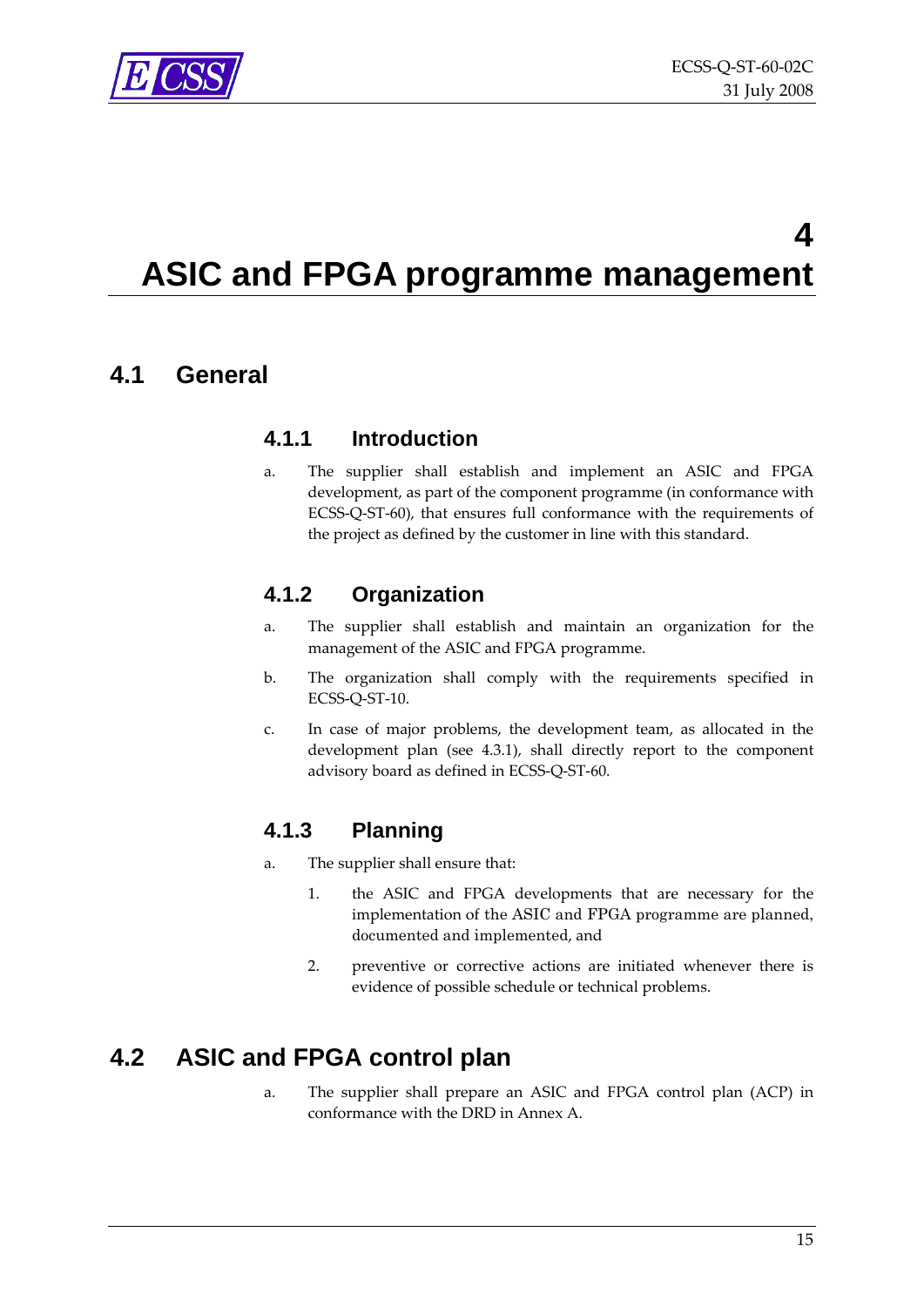# 4 ASIC and FPGA programme management

## 4.1 General

### 4.1.1 Introduction

a. The supplier shall establish and implement an ASIC and FPGA development, as part of the component programme (in conformance with ECSS-Q-ST-60), that ensures full conformance with the requirements of the project as defined by the customer in line with this standard.

### 4.1.2 Organization

a. The supplier shall establish and maintain an organization for the management of the ASIC and FPGA programme.

b. The organization shall comply with the requirements specified in ECSS-Q-ST-10.

c. In case of major problems, the development team, as allocated in the development plan (see 4.3.1), shall directly report to the component advisory board as defined in ECSS-Q-ST-60.

### 4.1.3 Planning

a. The supplier shall ensure that:

1. the ASIC and FPGA developments that are necessary for the implementation of the ASIC and FPGA programme are planned, documented and implemented, and

2. preventive or corrective actions are initiated whenever there is evidence of possible schedule or technical problems.

## 4.2 ASIC and FPGA control plan

a. The supplier shall prepare an ASIC and FPGA control plan (ACP) in conformance with the DRD in Annex A.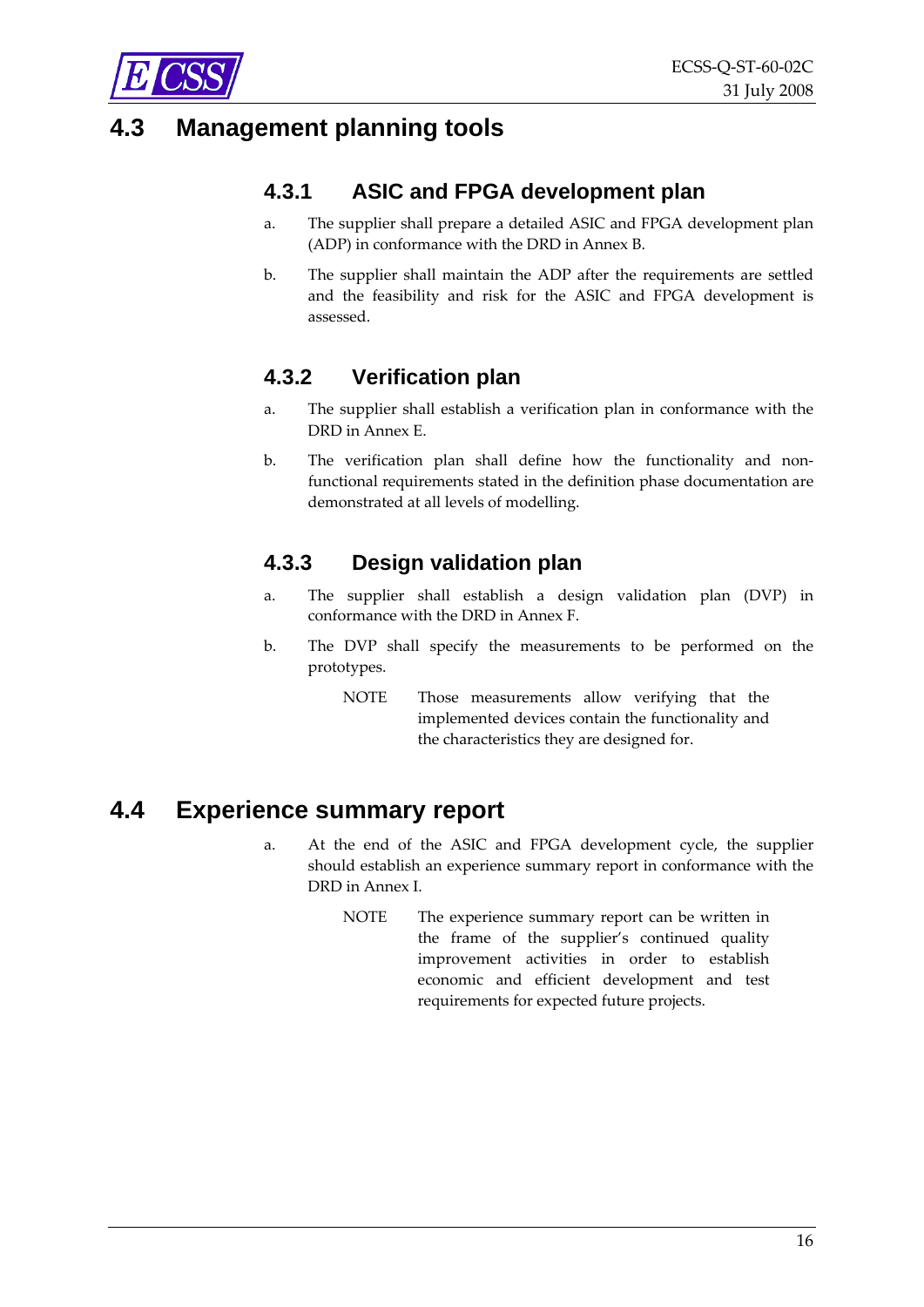## 4.3 Management planning tools

### 4.3.1 ASIC and FPGA development plan

a. The supplier shall prepare a detailed ASIC and FPGA development plan (ADP) in conformance with the DRD in Annex B.

b. The supplier shall maintain the ADP after the requirements are settled and the feasibility and risk for the ASIC and FPGA development is assessed.

### 4.3.2 Verification plan

a. The supplier shall establish a verification plan in conformance with the DRD in Annex E.

b. The verification plan shall define how the functionality and non-functional requirements stated in the definition phase documentation are demonstrated at all levels of modelling.

### 4.3.3 Design validation plan

a. The supplier shall establish a design validation plan (DVP) in conformance with the DRD in Annex F.

b. The DVP shall specify the measurements to be performed on the prototypes.

NOTE Those measurements allow verifying that the implemented devices contain the functionality and the characteristics they are designed for.

## 4.4 Experience summary report

a. At the end of the ASIC and FPGA development cycle, the supplier should establish an experience summary report in conformance with the DRD in Annex I.

NOTE The experience summary report can be written in the frame of the supplier's continued quality improvement activities in order to establish economic and efficient development and test requirements for expected future projects.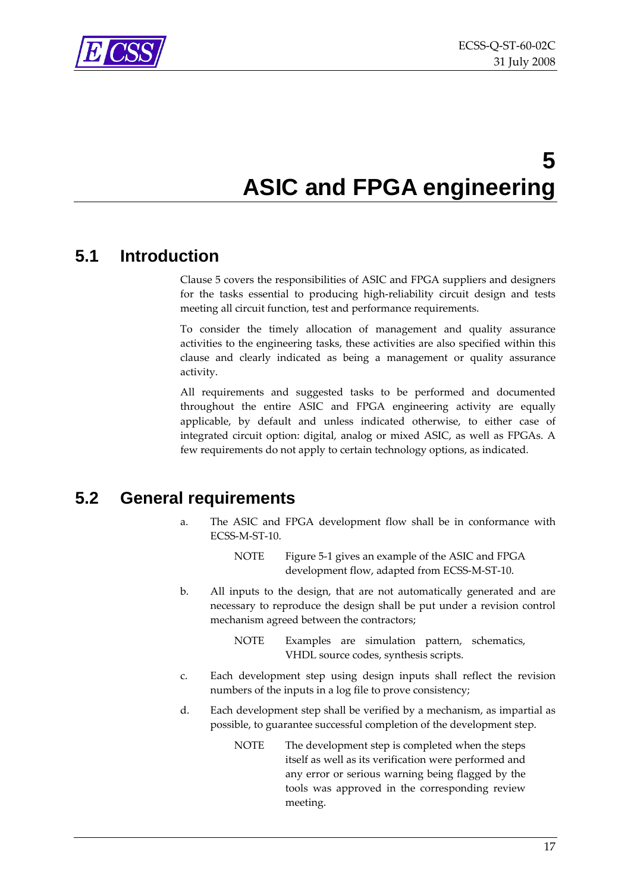# 5 ASIC and FPGA engineering

## 5.1 Introduction

Clause 5 covers the responsibilities of ASIC and FPGA suppliers and designers for the tasks essential to producing high-reliability circuit design and tests meeting all circuit function, test and performance requirements.

To consider the timely allocation of management and quality assurance activities to the engineering tasks, these activities are also specified within this clause and clearly indicated as being a management or quality assurance activity.

All requirements and suggested tasks to be performed and documented throughout the entire ASIC and FPGA engineering activity are equally applicable, by default and unless indicated otherwise, to either case of integrated circuit option: digital, analog or mixed ASIC, as well as FPGAs. A few requirements do not apply to certain technology options, as indicated.

## 5.2 General requirements

a. The ASIC and FPGA development flow shall be in conformance with ECSS-M-ST-10.

   NOTE Figure 5-1 gives an example of the ASIC and FPGA development flow, adapted from ECSS-M-ST-10.

b. All inputs to the design, that are not automatically generated and are necessary to reproduce the design shall be put under a revision control mechanism agreed between the contractors;

   NOTE Examples are simulation pattern, schematics, VHDL source codes, synthesis scripts.

c. Each development step using design inputs shall reflect the revision numbers of the inputs in a log file to prove consistency;

d. Each development step shall be verified by a mechanism, as impartial as possible, to guarantee successful completion of the development step.

   NOTE The development step is completed when the steps itself as well as its verification were performed and any error or serious warning being flagged by the tools was approved in the corresponding review meeting.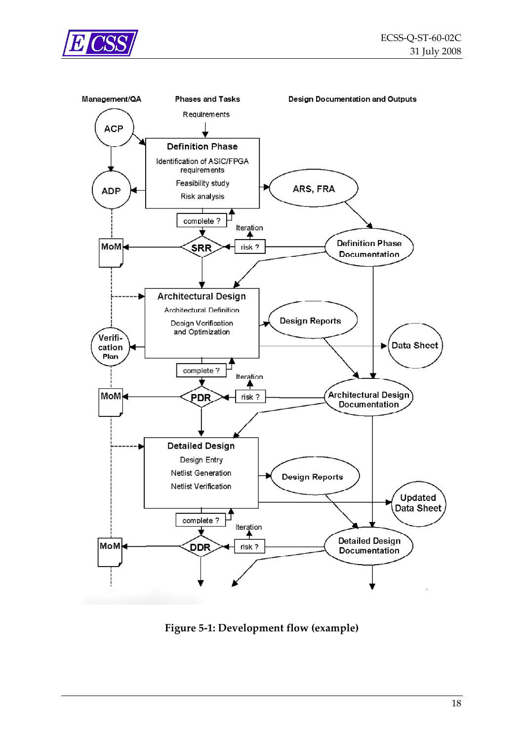| Management/QA | Phases and Tasks | Design Documentation and Outputs |
| --- | --- | --- |
| ACP | Requirements | |
| ADP | **Definition Phase**: Identification of ASIC/FPGA requirements; Feasibility study; Risk analysis | ARS, FRA |
| | complete ? / Iteration | Definition Phase Documentation |
| MoM | SRR / risk ? | |
| | **Architectural Design**: Architectural Definition; Design Verification and Optimization | Design Reports; Data Sheet |
| Verification Plan | complete ? / Iteration | Architectural Design Documentation |
| MoM | PDR / risk ? | |
| | **Detailed Design**: Design Entry; Netlist Generation; Netlist Verification | Design Reports; Updated Data Sheet |
| | complete ? / Iteration | Detailed Design Documentation |
| MoM | DDR / risk ? | |

Figure 5-1: Development flow (example)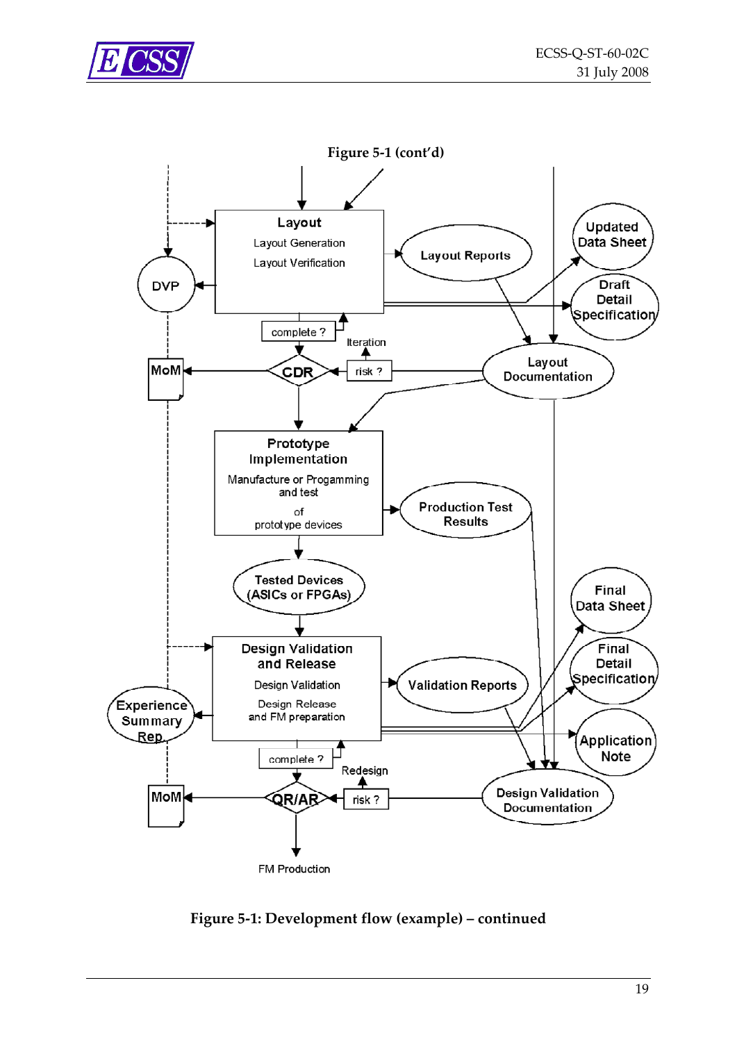**Figure 5-1 (cont'd)**

Layout
Layout Generation
Layout Verification

Layout Reports

Updated Data Sheet

Draft Detail Specification

DVP

complete ?

Iteration

MoM

CDR

risk ?

Layout Documentation

Prototype Implementation
Manufacture or Progamming and test of prototype devices

Production Test Results

Tested Devices (ASICs or FPGAs)

Final Data Sheet

Final Detail Specification

Design Validation and Release
Design Validation
Design Release and FM preparation

Validation Reports

Experience Summary Rep.

Application Note

complete ?

Redesign

MoM

QR/AR

risk ?

Design Validation Documentation

FM Production

**Figure 5-1: Development flow (example) – continued**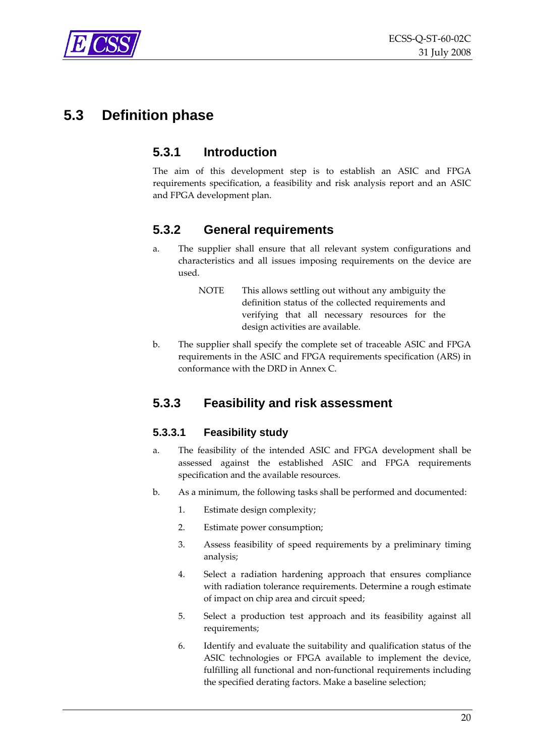## 5.3 Definition phase

### 5.3.1 Introduction

The aim of this development step is to establish an ASIC and FPGA requirements specification, a feasibility and risk analysis report and an ASIC and FPGA development plan.

### 5.3.2 General requirements

a. The supplier shall ensure that all relevant system configurations and characteristics and all issues imposing requirements on the device are used.

   NOTE This allows settling out without any ambiguity the definition status of the collected requirements and verifying that all necessary resources for the design activities are available.

b. The supplier shall specify the complete set of traceable ASIC and FPGA requirements in the ASIC and FPGA requirements specification (ARS) in conformance with the DRD in Annex C.

### 5.3.3 Feasibility and risk assessment

#### 5.3.3.1 Feasibility study

a. The feasibility of the intended ASIC and FPGA development shall be assessed against the established ASIC and FPGA requirements specification and the available resources.

b. As a minimum, the following tasks shall be performed and documented:

   1. Estimate design complexity;

   2. Estimate power consumption;

   3. Assess feasibility of speed requirements by a preliminary timing analysis;

   4. Select a radiation hardening approach that ensures compliance with radiation tolerance requirements. Determine a rough estimate of impact on chip area and circuit speed;

   5. Select a production test approach and its feasibility against all requirements;

   6. Identify and evaluate the suitability and qualification status of the ASIC technologies or FPGA available to implement the device, fulfilling all functional and non-functional requirements including the specified derating factors. Make a baseline selection;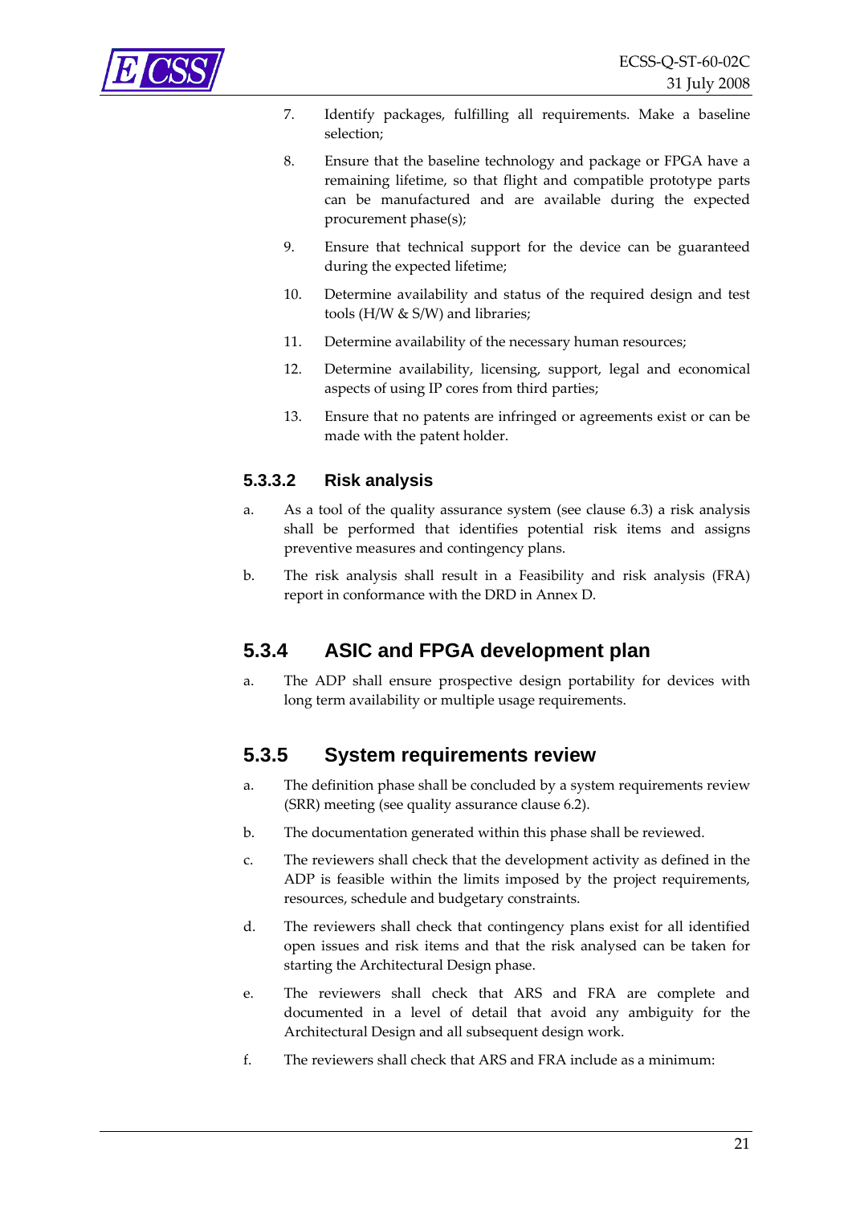7. Identify packages, fulfilling all requirements. Make a baseline selection;

8. Ensure that the baseline technology and package or FPGA have a remaining lifetime, so that flight and compatible prototype parts can be manufactured and are available during the expected procurement phase(s);

9. Ensure that technical support for the device can be guaranteed during the expected lifetime;

10. Determine availability and status of the required design and test tools (H/W & S/W) and libraries;

11. Determine availability of the necessary human resources;

12. Determine availability, licensing, support, legal and economical aspects of using IP cores from third parties;

13. Ensure that no patents are infringed or agreements exist or can be made with the patent holder.

#### 5.3.3.2 Risk analysis

a. As a tool of the quality assurance system (see clause 6.3) a risk analysis shall be performed that identifies potential risk items and assigns preventive measures and contingency plans.

b. The risk analysis shall result in a Feasibility and risk analysis (FRA) report in conformance with the DRD in Annex D.

### 5.3.4 ASIC and FPGA development plan

a. The ADP shall ensure prospective design portability for devices with long term availability or multiple usage requirements.

### 5.3.5 System requirements review

a. The definition phase shall be concluded by a system requirements review (SRR) meeting (see quality assurance clause 6.2).

b. The documentation generated within this phase shall be reviewed.

c. The reviewers shall check that the development activity as defined in the ADP is feasible within the limits imposed by the project requirements, resources, schedule and budgetary constraints.

d. The reviewers shall check that contingency plans exist for all identified open issues and risk items and that the risk analysed can be taken for starting the Architectural Design phase.

e. The reviewers shall check that ARS and FRA are complete and documented in a level of detail that avoid any ambiguity for the Architectural Design and all subsequent design work.

f. The reviewers shall check that ARS and FRA include as a minimum: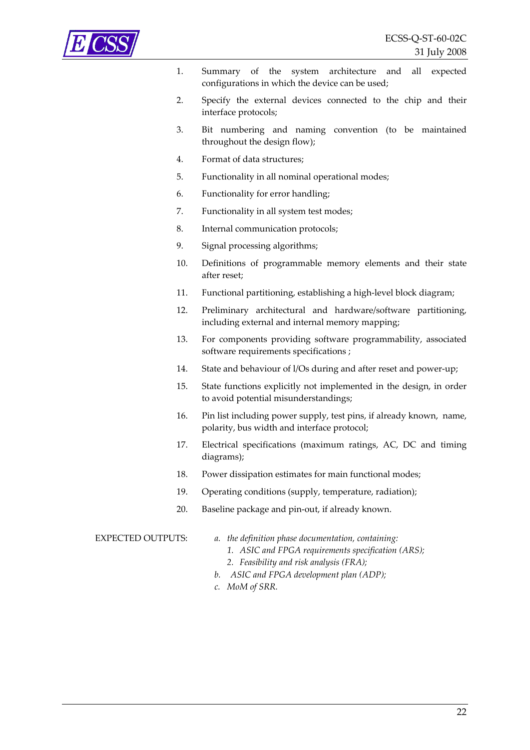1. Summary of the system architecture and all expected configurations in which the device can be used;
2. Specify the external devices connected to the chip and their interface protocols;
3. Bit numbering and naming convention (to be maintained throughout the design flow);
4. Format of data structures;
5. Functionality in all nominal operational modes;
6. Functionality for error handling;
7. Functionality in all system test modes;
8. Internal communication protocols;
9. Signal processing algorithms;
10. Definitions of programmable memory elements and their state after reset;
11. Functional partitioning, establishing a high-level block diagram;
12. Preliminary architectural and hardware/software partitioning, including external and internal memory mapping;
13. For components providing software programmability, associated software requirements specifications ;
14. State and behaviour of l/Os during and after reset and power-up;
15. State functions explicitly not implemented in the design, in order to avoid potential misunderstandings;
16. Pin list including power supply, test pins, if already known, name, polarity, bus width and interface protocol;
17. Electrical specifications (maximum ratings, AC, DC and timing diagrams);
18. Power dissipation estimates for main functional modes;
19. Operating conditions (supply, temperature, radiation);
20. Baseline package and pin-out, if already known.

EXPECTED OUTPUTS:

*a. the definition phase documentation, containing:*

*1. ASIC and FPGA requirements specification (ARS);*

*2. Feasibility and risk analysis (FRA);*

*b. ASIC and FPGA development plan (ADP);*

*c. MoM of SRR.*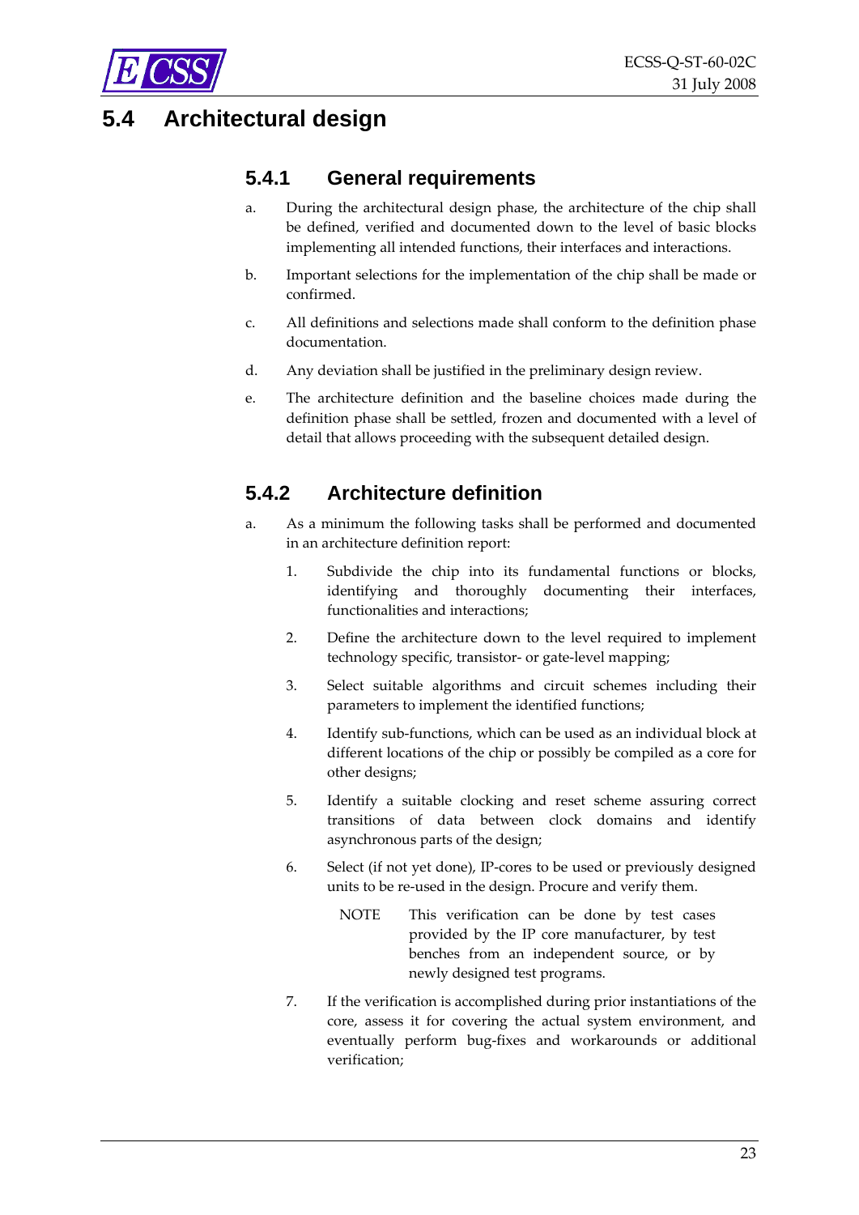## 5.4 Architectural design

### 5.4.1 General requirements

a. During the architectural design phase, the architecture of the chip shall be defined, verified and documented down to the level of basic blocks implementing all intended functions, their interfaces and interactions.

b. Important selections for the implementation of the chip shall be made or confirmed.

c. All definitions and selections made shall conform to the definition phase documentation.

d. Any deviation shall be justified in the preliminary design review.

e. The architecture definition and the baseline choices made during the definition phase shall be settled, frozen and documented with a level of detail that allows proceeding with the subsequent detailed design.

### 5.4.2 Architecture definition

a. As a minimum the following tasks shall be performed and documented in an architecture definition report:

1. Subdivide the chip into its fundamental functions or blocks, identifying and thoroughly documenting their interfaces, functionalities and interactions;

2. Define the architecture down to the level required to implement technology specific, transistor- or gate-level mapping;

3. Select suitable algorithms and circuit schemes including their parameters to implement the identified functions;

4. Identify sub-functions, which can be used as an individual block at different locations of the chip or possibly be compiled as a core for other designs;

5. Identify a suitable clocking and reset scheme assuring correct transitions of data between clock domains and identify asynchronous parts of the design;

6. Select (if not yet done), IP-cores to be used or previously designed units to be re-used in the design. Procure and verify them.

   NOTE This verification can be done by test cases provided by the IP core manufacturer, by test benches from an independent source, or by newly designed test programs.

7. If the verification is accomplished during prior instantiations of the core, assess it for covering the actual system environment, and eventually perform bug-fixes and workarounds or additional verification;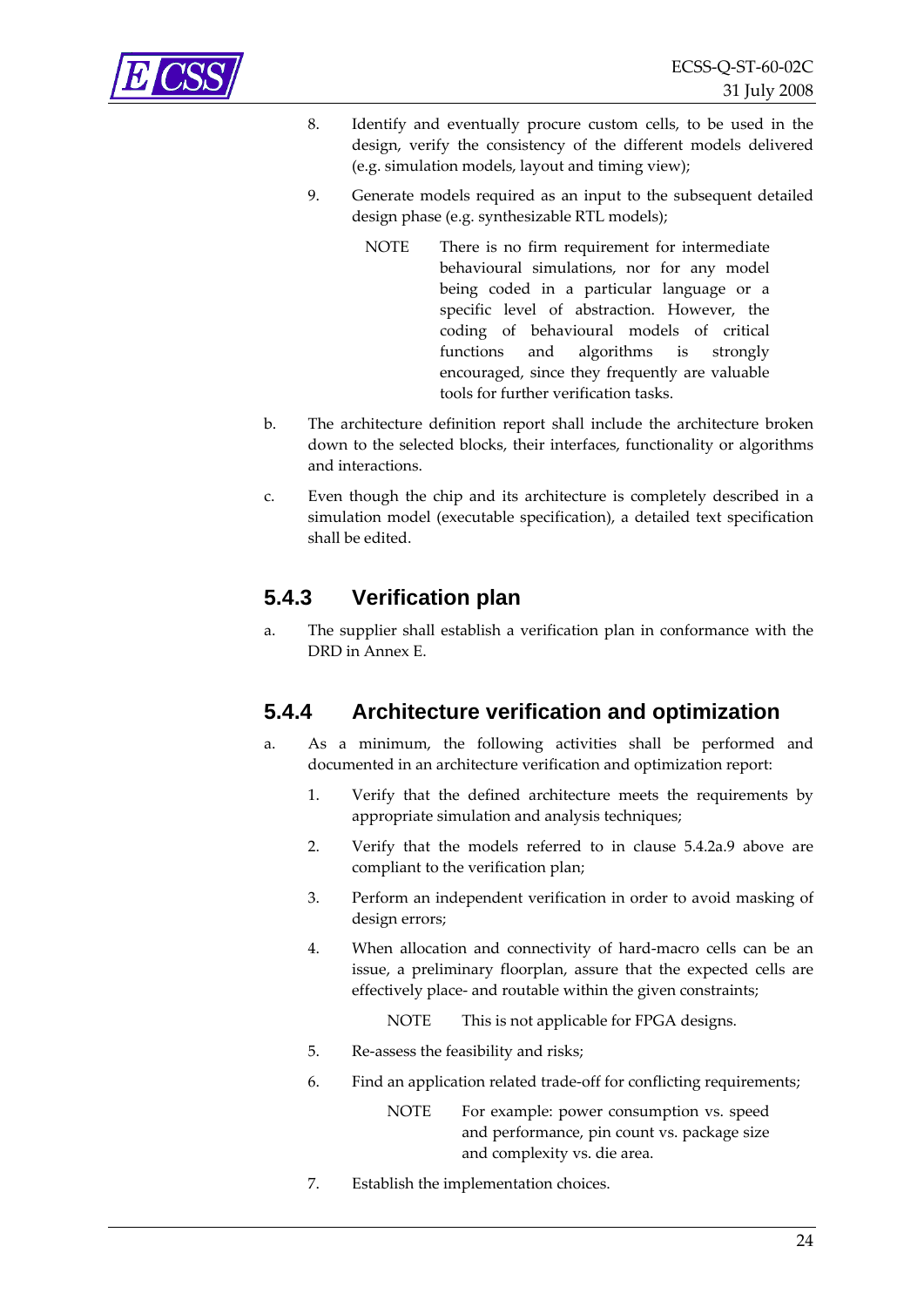8. Identify and eventually procure custom cells, to be used in the design, verify the consistency of the different models delivered (e.g. simulation models, layout and timing view);

9. Generate models required as an input to the subsequent detailed design phase (e.g. synthesizable RTL models);

   NOTE There is no firm requirement for intermediate behavioural simulations, nor for any model being coded in a particular language or a specific level of abstraction. However, the coding of behavioural models of critical functions and algorithms is strongly encouraged, since they frequently are valuable tools for further verification tasks.

b. The architecture definition report shall include the architecture broken down to the selected blocks, their interfaces, functionality or algorithms and interactions.

c. Even though the chip and its architecture is completely described in a simulation model (executable specification), a detailed text specification shall be edited.

### 5.4.3 Verification plan

a. The supplier shall establish a verification plan in conformance with the DRD in Annex E.

### 5.4.4 Architecture verification and optimization

a. As a minimum, the following activities shall be performed and documented in an architecture verification and optimization report:

1. Verify that the defined architecture meets the requirements by appropriate simulation and analysis techniques;

2. Verify that the models referred to in clause 5.4.2a.9 above are compliant to the verification plan;

3. Perform an independent verification in order to avoid masking of design errors;

4. When allocation and connectivity of hard-macro cells can be an issue, a preliminary floorplan, assure that the expected cells are effectively place- and routable within the given constraints;

   NOTE This is not applicable for FPGA designs.

5. Re-assess the feasibility and risks;

6. Find an application related trade-off for conflicting requirements;

   NOTE For example: power consumption vs. speed and performance, pin count vs. package size and complexity vs. die area.

7. Establish the implementation choices.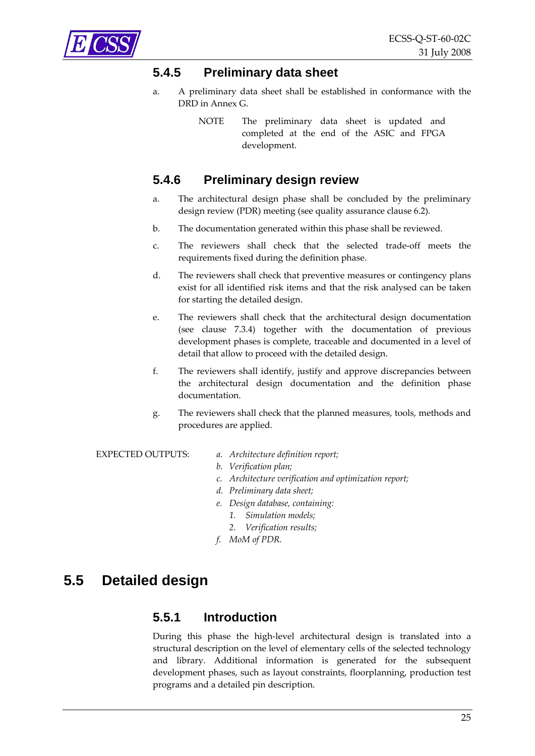### 5.4.5 Preliminary data sheet

a. A preliminary data sheet shall be established in conformance with the DRD in Annex G.

NOTE The preliminary data sheet is updated and completed at the end of the ASIC and FPGA development.

### 5.4.6 Preliminary design review

a. The architectural design phase shall be concluded by the preliminary design review (PDR) meeting (see quality assurance clause 6.2).

b. The documentation generated within this phase shall be reviewed.

c. The reviewers shall check that the selected trade-off meets the requirements fixed during the definition phase.

d. The reviewers shall check that preventive measures or contingency plans exist for all identified risk items and that the risk analysed can be taken for starting the detailed design.

e. The reviewers shall check that the architectural design documentation (see clause 7.3.4) together with the documentation of previous development phases is complete, traceable and documented in a level of detail that allow to proceed with the detailed design.

f. The reviewers shall identify, justify and approve discrepancies between the architectural design documentation and the definition phase documentation.

g. The reviewers shall check that the planned measures, tools, methods and procedures are applied.

EXPECTED OUTPUTS:

*a. Architecture definition report;*
*b. Verification plan;*
*c. Architecture verification and optimization report;*
*d. Preliminary data sheet;*
*e. Design database, containing:*
*1. Simulation models;*
*2. Verification results;*
*f. MoM of PDR.*

## 5.5 Detailed design

### 5.5.1 Introduction

During this phase the high-level architectural design is translated into a structural description on the level of elementary cells of the selected technology and library. Additional information is generated for the subsequent development phases, such as layout constraints, floorplanning, production test programs and a detailed pin description.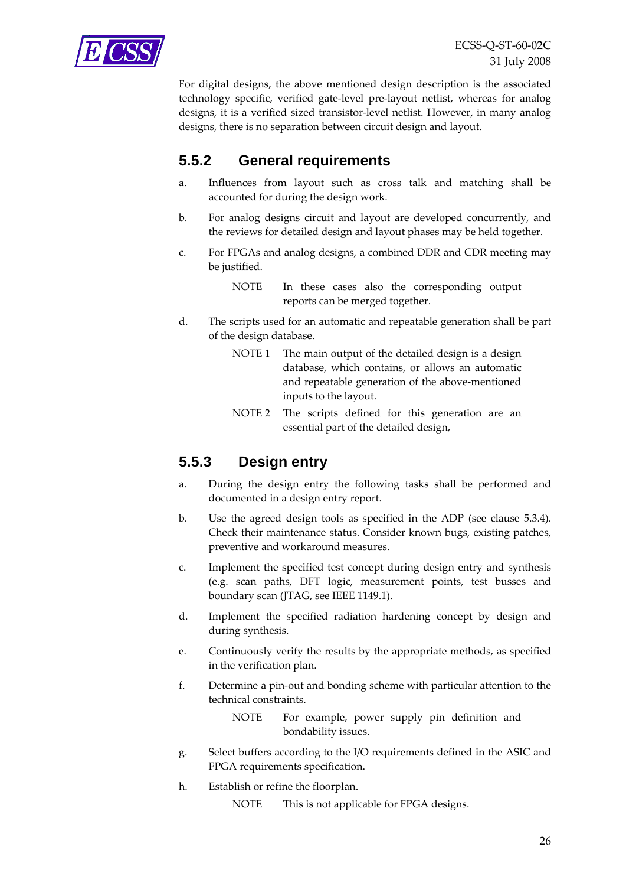For digital designs, the above mentioned design description is the associated technology specific, verified gate-level pre-layout netlist, whereas for analog designs, it is a verified sized transistor-level netlist. However, in many analog designs, there is no separation between circuit design and layout.

### 5.5.2 General requirements

a. Influences from layout such as cross talk and matching shall be accounted for during the design work.

b. For analog designs circuit and layout are developed concurrently, and the reviews for detailed design and layout phases may be held together.

c. For FPGAs and analog designs, a combined DDR and CDR meeting may be justified.

   NOTE In these cases also the corresponding output reports can be merged together.

d. The scripts used for an automatic and repeatable generation shall be part of the design database.

   NOTE 1 The main output of the detailed design is a design database, which contains, or allows an automatic and repeatable generation of the above-mentioned inputs to the layout.

   NOTE 2 The scripts defined for this generation are an essential part of the detailed design,

### 5.5.3 Design entry

a. During the design entry the following tasks shall be performed and documented in a design entry report.

b. Use the agreed design tools as specified in the ADP (see clause 5.3.4). Check their maintenance status. Consider known bugs, existing patches, preventive and workaround measures.

c. Implement the specified test concept during design entry and synthesis (e.g. scan paths, DFT logic, measurement points, test busses and boundary scan (JTAG, see IEEE 1149.1).

d. Implement the specified radiation hardening concept by design and during synthesis.

e. Continuously verify the results by the appropriate methods, as specified in the verification plan.

f. Determine a pin-out and bonding scheme with particular attention to the technical constraints.

   NOTE For example, power supply pin definition and bondability issues.

g. Select buffers according to the I/O requirements defined in the ASIC and FPGA requirements specification.

h. Establish or refine the floorplan.

   NOTE This is not applicable for FPGA designs.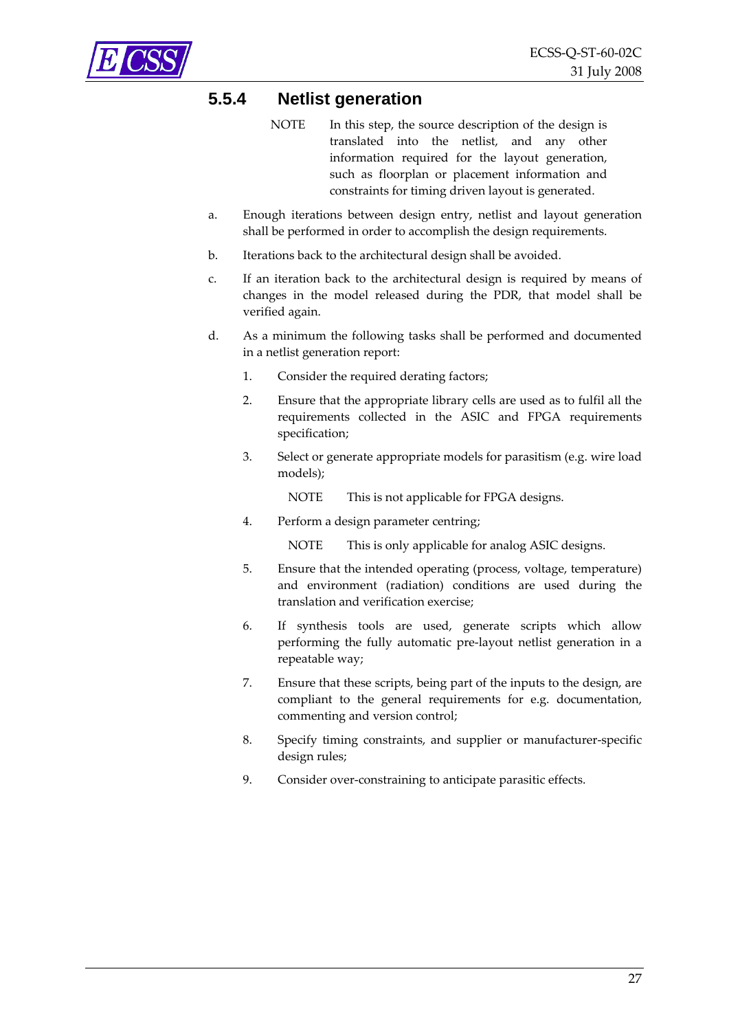### 5.5.4 Netlist generation

NOTE In this step, the source description of the design is translated into the netlist, and any other information required for the layout generation, such as floorplan or placement information and constraints for timing driven layout is generated.

a. Enough iterations between design entry, netlist and layout generation shall be performed in order to accomplish the design requirements.

b. Iterations back to the architectural design shall be avoided.

c. If an iteration back to the architectural design is required by means of changes in the model released during the PDR, that model shall be verified again.

d. As a minimum the following tasks shall be performed and documented in a netlist generation report:

1. Consider the required derating factors;
2. Ensure that the appropriate library cells are used as to fulfil all the requirements collected in the ASIC and FPGA requirements specification;
3. Select or generate appropriate models for parasitism (e.g. wire load models);

   NOTE This is not applicable for FPGA designs.

4. Perform a design parameter centring;

   NOTE This is only applicable for analog ASIC designs.

5. Ensure that the intended operating (process, voltage, temperature) and environment (radiation) conditions are used during the translation and verification exercise;
6. If synthesis tools are used, generate scripts which allow performing the fully automatic pre-layout netlist generation in a repeatable way;
7. Ensure that these scripts, being part of the inputs to the design, are compliant to the general requirements for e.g. documentation, commenting and version control;
8. Specify timing constraints, and supplier or manufacturer-specific design rules;
9. Consider over-constraining to anticipate parasitic effects.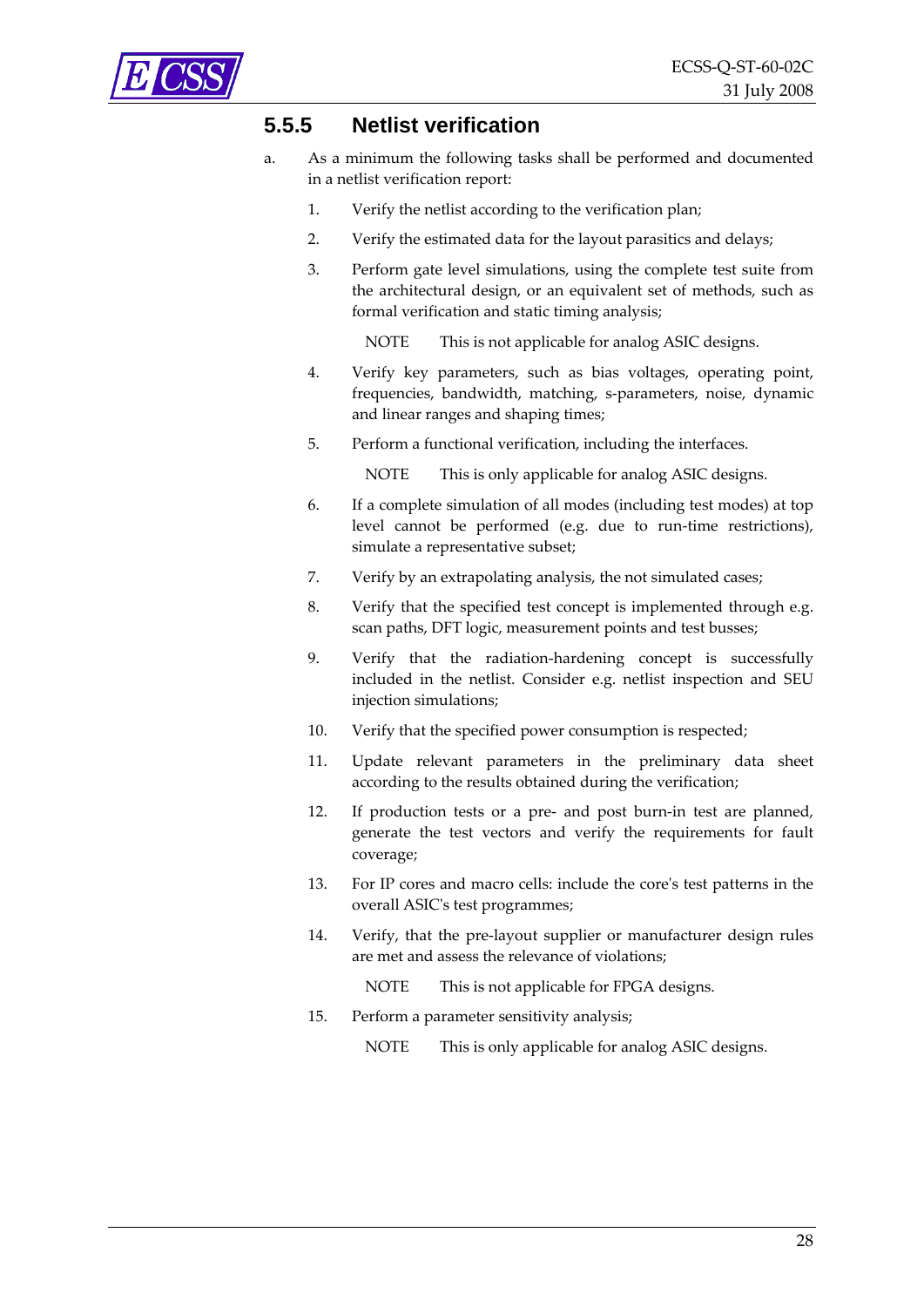### 5.5.5 Netlist verification

a. As a minimum the following tasks shall be performed and documented in a netlist verification report:

1. Verify the netlist according to the verification plan;
2. Verify the estimated data for the layout parasitics and delays;
3. Perform gate level simulations, using the complete test suite from the architectural design, or an equivalent set of methods, such as formal verification and static timing analysis;

   NOTE This is not applicable for analog ASIC designs.

4. Verify key parameters, such as bias voltages, operating point, frequencies, bandwidth, matching, s-parameters, noise, dynamic and linear ranges and shaping times;
5. Perform a functional verification, including the interfaces.

   NOTE This is only applicable for analog ASIC designs.

6. If a complete simulation of all modes (including test modes) at top level cannot be performed (e.g. due to run-time restrictions), simulate a representative subset;
7. Verify by an extrapolating analysis, the not simulated cases;
8. Verify that the specified test concept is implemented through e.g. scan paths, DFT logic, measurement points and test busses;
9. Verify that the radiation-hardening concept is successfully included in the netlist. Consider e.g. netlist inspection and SEU injection simulations;
10. Verify that the specified power consumption is respected;
11. Update relevant parameters in the preliminary data sheet according to the results obtained during the verification;
12. If production tests or a pre- and post burn-in test are planned, generate the test vectors and verify the requirements for fault coverage;
13. For IP cores and macro cells: include the core's test patterns in the overall ASIC's test programmes;
14. Verify, that the pre-layout supplier or manufacturer design rules are met and assess the relevance of violations;

    NOTE This is not applicable for FPGA designs.

15. Perform a parameter sensitivity analysis;

    NOTE This is only applicable for analog ASIC designs.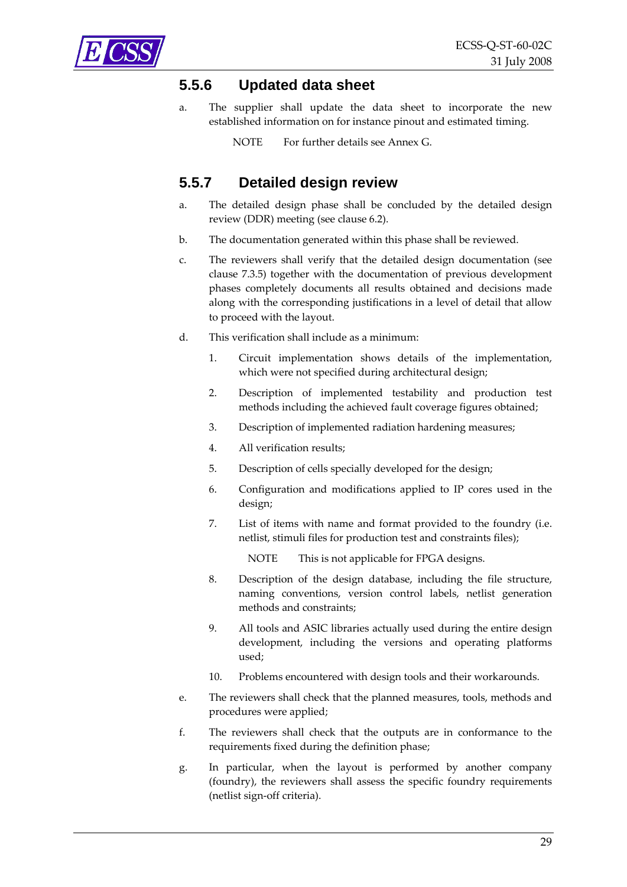### 5.5.6 Updated data sheet

a. The supplier shall update the data sheet to incorporate the new established information on for instance pinout and estimated timing.

NOTE For further details see Annex G.

### 5.5.7 Detailed design review

a. The detailed design phase shall be concluded by the detailed design review (DDR) meeting (see clause 6.2).

b. The documentation generated within this phase shall be reviewed.

c. The reviewers shall verify that the detailed design documentation (see clause 7.3.5) together with the documentation of previous development phases completely documents all results obtained and decisions made along with the corresponding justifications in a level of detail that allow to proceed with the layout.

d. This verification shall include as a minimum:

1. Circuit implementation shows details of the implementation, which were not specified during architectural design;
2. Description of implemented testability and production test methods including the achieved fault coverage figures obtained;
3. Description of implemented radiation hardening measures;
4. All verification results;
5. Description of cells specially developed for the design;
6. Configuration and modifications applied to IP cores used in the design;
7. List of items with name and format provided to the foundry (i.e. netlist, stimuli files for production test and constraints files);

   NOTE This is not applicable for FPGA designs.

8. Description of the design database, including the file structure, naming conventions, version control labels, netlist generation methods and constraints;
9. All tools and ASIC libraries actually used during the entire design development, including the versions and operating platforms used;
10. Problems encountered with design tools and their workarounds.

e. The reviewers shall check that the planned measures, tools, methods and procedures were applied;

f. The reviewers shall check that the outputs are in conformance to the requirements fixed during the definition phase;

g. In particular, when the layout is performed by another company (foundry), the reviewers shall assess the specific foundry requirements (netlist sign-off criteria).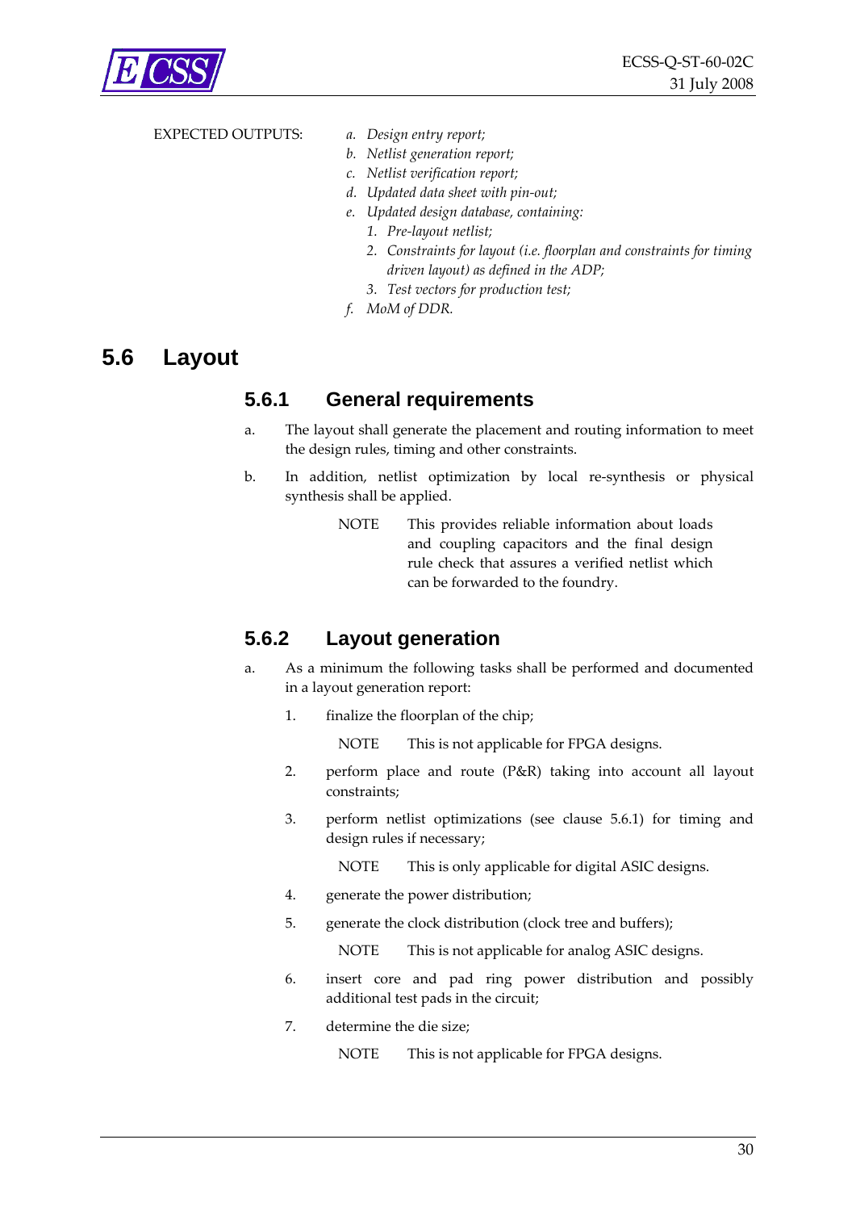EXPECTED OUTPUTS:

*a. Design entry report;*

*b. Netlist generation report;*

*c. Netlist verification report;*

*d. Updated data sheet with pin-out;*

*e. Updated design database, containing:*

*1. Pre-layout netlist;*

*2. Constraints for layout (i.e. floorplan and constraints for timing driven layout) as defined in the ADP;*

*3. Test vectors for production test;*

*f. MoM of DDR.*

## 5.6 Layout

### 5.6.1 General requirements

a. The layout shall generate the placement and routing information to meet the design rules, timing and other constraints.

b. In addition, netlist optimization by local re-synthesis or physical synthesis shall be applied.

NOTE This provides reliable information about loads and coupling capacitors and the final design rule check that assures a verified netlist which can be forwarded to the foundry.

### 5.6.2 Layout generation

a. As a minimum the following tasks shall be performed and documented in a layout generation report:

1. finalize the floorplan of the chip;

   NOTE This is not applicable for FPGA designs.

2. perform place and route (P&R) taking into account all layout constraints;

3. perform netlist optimizations (see clause 5.6.1) for timing and design rules if necessary;

   NOTE This is only applicable for digital ASIC designs.

4. generate the power distribution;

5. generate the clock distribution (clock tree and buffers);

   NOTE This is not applicable for analog ASIC designs.

6. insert core and pad ring power distribution and possibly additional test pads in the circuit;

7. determine the die size;

   NOTE This is not applicable for FPGA designs.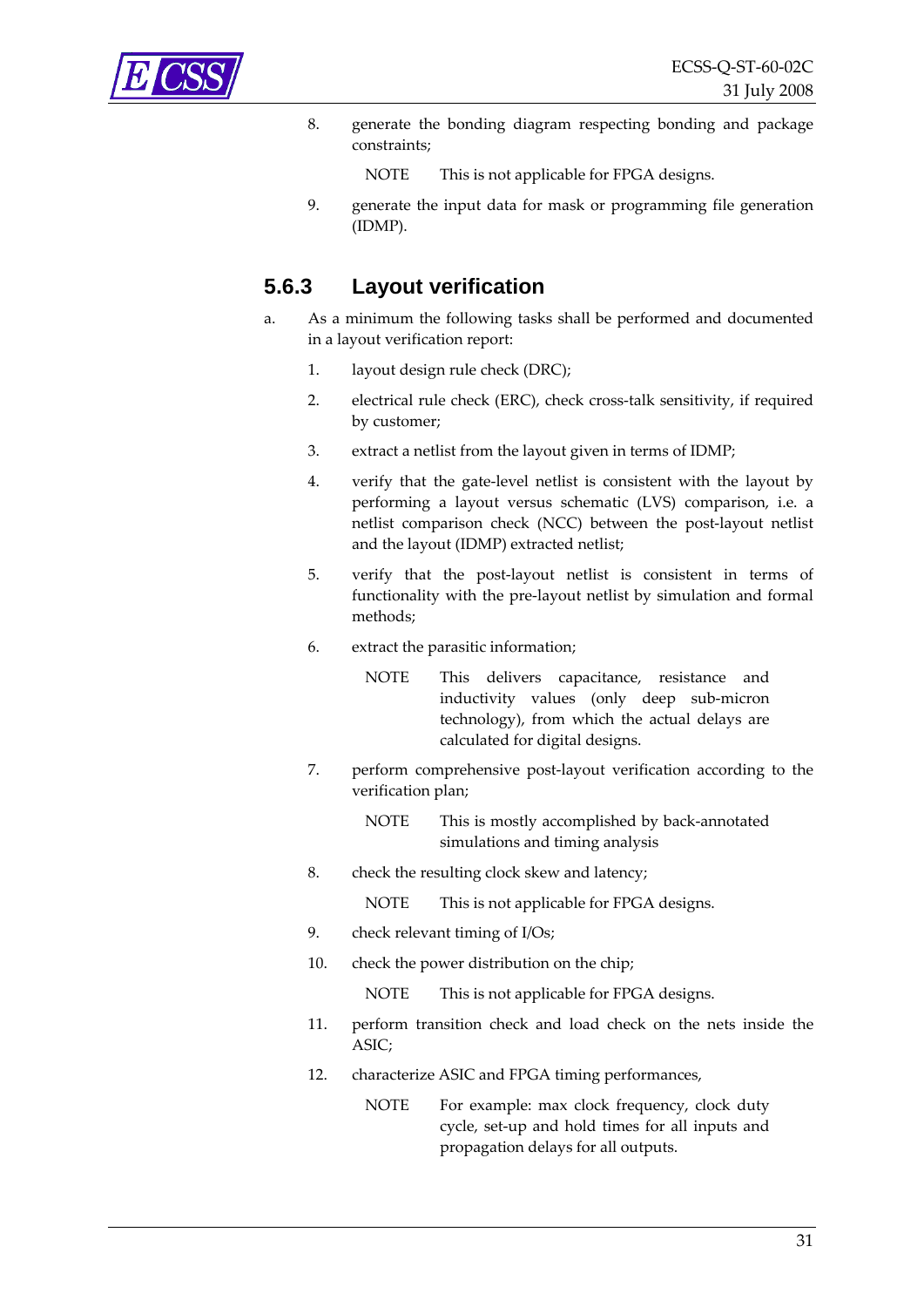8. generate the bonding diagram respecting bonding and package constraints;

   NOTE This is not applicable for FPGA designs.

9. generate the input data for mask or programming file generation (IDMP).

### 5.6.3 Layout verification

a. As a minimum the following tasks shall be performed and documented in a layout verification report:

   1. layout design rule check (DRC);
   2. electrical rule check (ERC), check cross-talk sensitivity, if required by customer;
   3. extract a netlist from the layout given in terms of IDMP;
   4. verify that the gate-level netlist is consistent with the layout by performing a layout versus schematic (LVS) comparison, i.e. a netlist comparison check (NCC) between the post-layout netlist and the layout (IDMP) extracted netlist;
   5. verify that the post-layout netlist is consistent in terms of functionality with the pre-layout netlist by simulation and formal methods;
   6. extract the parasitic information;

      NOTE This delivers capacitance, resistance and inductivity values (only deep sub-micron technology), from which the actual delays are calculated for digital designs.

   7. perform comprehensive post-layout verification according to the verification plan;

      NOTE This is mostly accomplished by back-annotated simulations and timing analysis

   8. check the resulting clock skew and latency;

      NOTE This is not applicable for FPGA designs.

   9. check relevant timing of I/Os;
   10. check the power distribution on the chip;

       NOTE This is not applicable for FPGA designs.

   11. perform transition check and load check on the nets inside the ASIC;
   12. characterize ASIC and FPGA timing performances,

       NOTE For example: max clock frequency, clock duty cycle, set-up and hold times for all inputs and propagation delays for all outputs.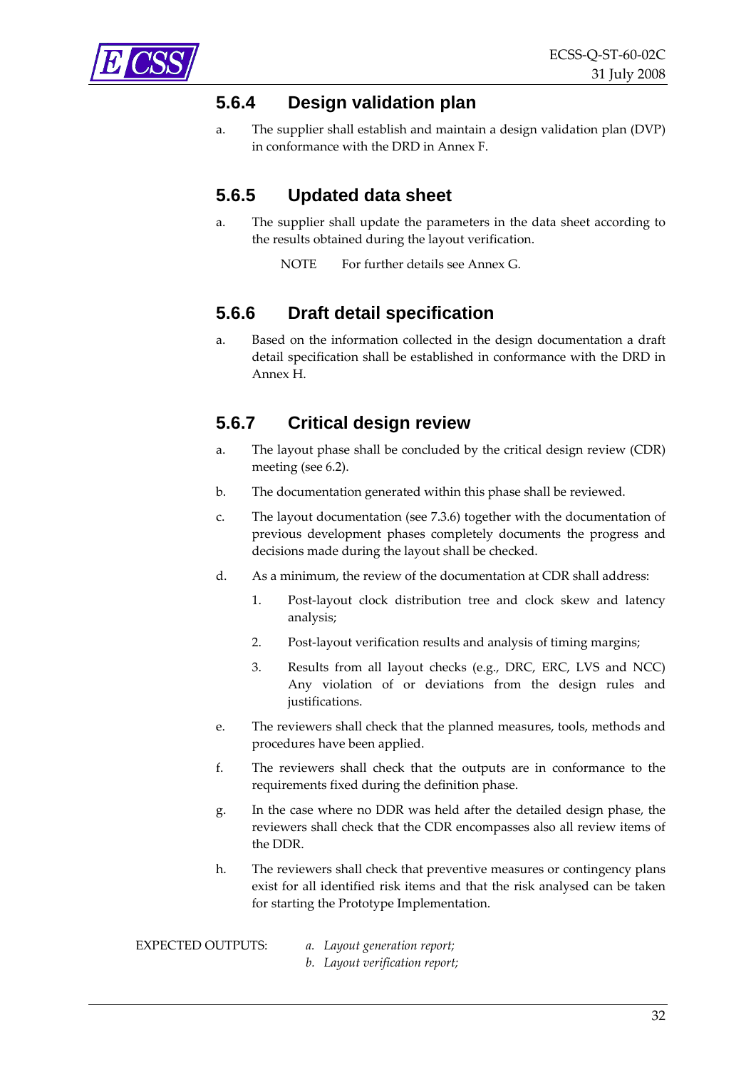### 5.6.4 Design validation plan

a. The supplier shall establish and maintain a design validation plan (DVP) in conformance with the DRD in Annex F.

### 5.6.5 Updated data sheet

a. The supplier shall update the parameters in the data sheet according to the results obtained during the layout verification.

NOTE For further details see Annex G.

### 5.6.6 Draft detail specification

a. Based on the information collected in the design documentation a draft detail specification shall be established in conformance with the DRD in Annex H.

### 5.6.7 Critical design review

a. The layout phase shall be concluded by the critical design review (CDR) meeting (see 6.2).

b. The documentation generated within this phase shall be reviewed.

c. The layout documentation (see 7.3.6) together with the documentation of previous development phases completely documents the progress and decisions made during the layout shall be checked.

d. As a minimum, the review of the documentation at CDR shall address:

    1. Post-layout clock distribution tree and clock skew and latency analysis;

    2. Post-layout verification results and analysis of timing margins;

    3. Results from all layout checks (e.g., DRC, ERC, LVS and NCC) Any violation of or deviations from the design rules and justifications.

e. The reviewers shall check that the planned measures, tools, methods and procedures have been applied.

f. The reviewers shall check that the outputs are in conformance to the requirements fixed during the definition phase.

g. In the case where no DDR was held after the detailed design phase, the reviewers shall check that the CDR encompasses also all review items of the DDR.

h. The reviewers shall check that preventive measures or contingency plans exist for all identified risk items and that the risk analysed can be taken for starting the Prototype Implementation.

EXPECTED OUTPUTS: *a. Layout generation report;*
*b. Layout verification report;*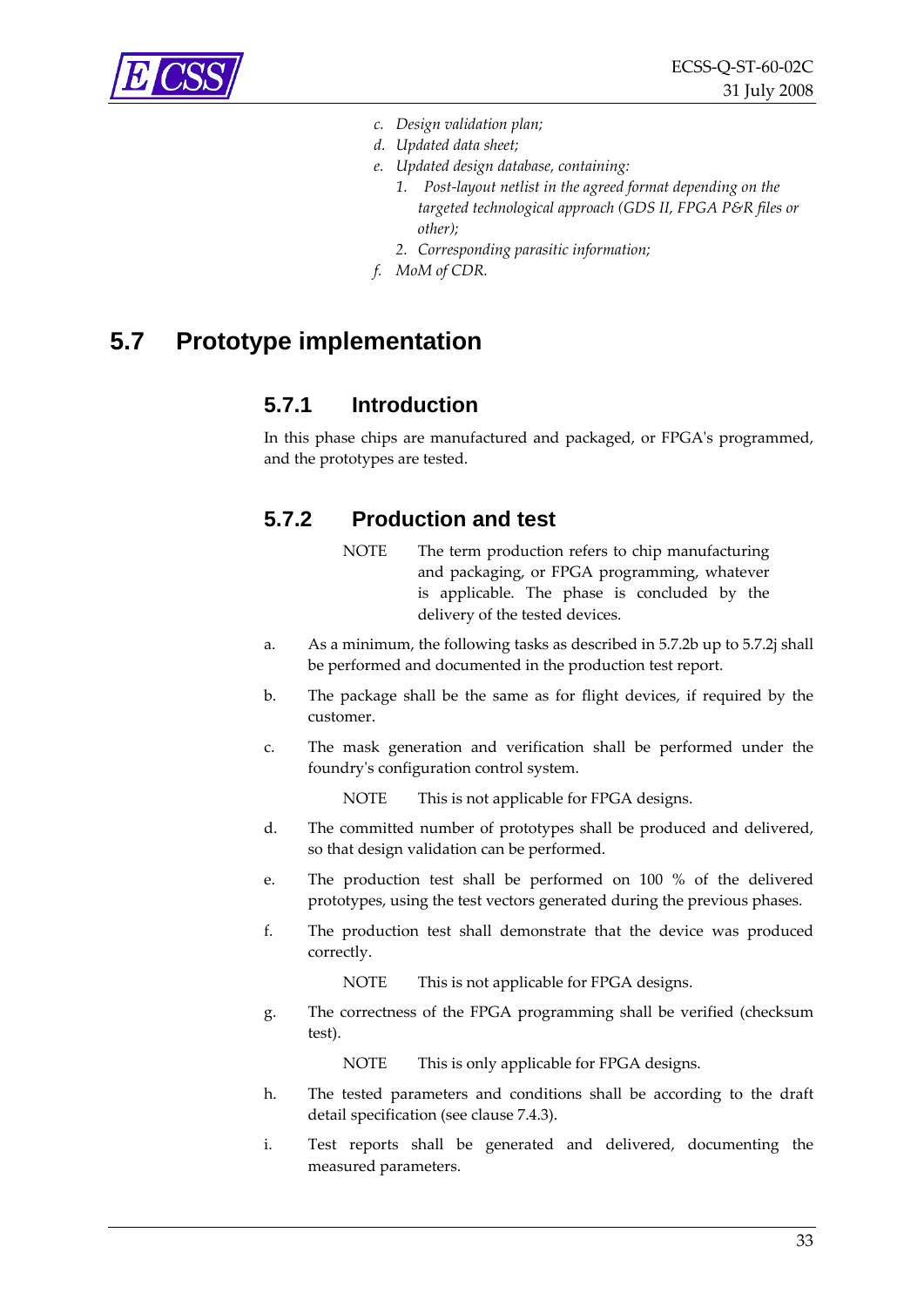*c. Design validation plan;*

*d. Updated data sheet;*

*e. Updated design database, containing:*

*1. Post-layout netlist in the agreed format depending on the targeted technological approach (GDS II, FPGA P&R files or other);*

*2. Corresponding parasitic information;*

*f. MoM of CDR.*

# 5.7 Prototype implementation

## 5.7.1 Introduction

In this phase chips are manufactured and packaged, or FPGA's programmed, and the prototypes are tested.

## 5.7.2 Production and test

NOTE The term production refers to chip manufacturing and packaging, or FPGA programming, whatever is applicable. The phase is concluded by the delivery of the tested devices.

a. As a minimum, the following tasks as described in 5.7.2b up to 5.7.2j shall be performed and documented in the production test report.

b. The package shall be the same as for flight devices, if required by the customer.

c. The mask generation and verification shall be performed under the foundry's configuration control system.

NOTE This is not applicable for FPGA designs.

d. The committed number of prototypes shall be produced and delivered, so that design validation can be performed.

e. The production test shall be performed on 100 % of the delivered prototypes, using the test vectors generated during the previous phases.

f. The production test shall demonstrate that the device was produced correctly.

NOTE This is not applicable for FPGA designs.

g. The correctness of the FPGA programming shall be verified (checksum test).

NOTE This is only applicable for FPGA designs.

h. The tested parameters and conditions shall be according to the draft detail specification (see clause 7.4.3).

i. Test reports shall be generated and delivered, documenting the measured parameters.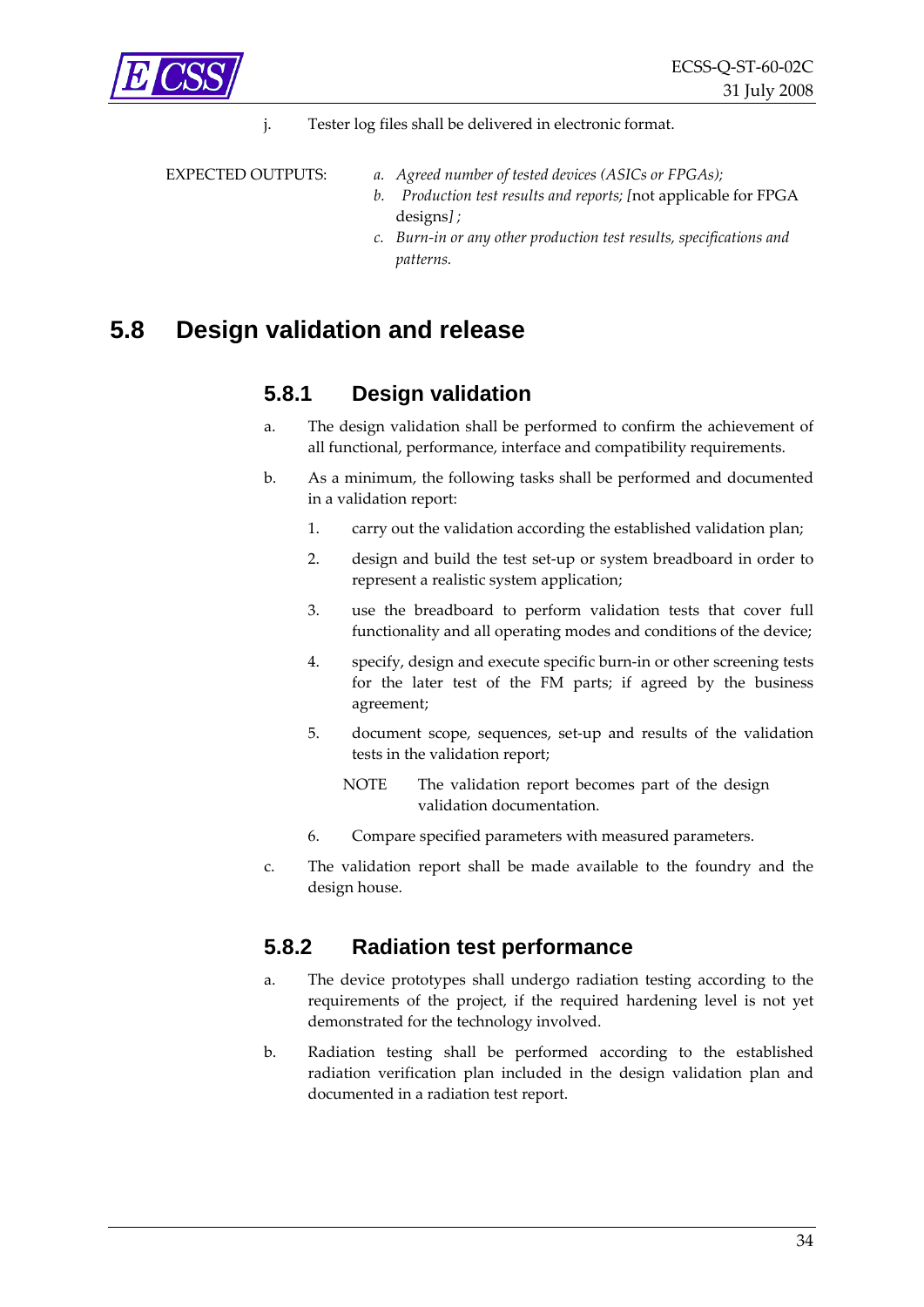j. Tester log files shall be delivered in electronic format.

EXPECTED OUTPUTS:

*a. Agreed number of tested devices (ASICs or FPGAs);*

*b. Production test results and reports; [*not applicable for FPGA designs*] ;*

*c. Burn-in or any other production test results, specifications and patterns.*

## 5.8 Design validation and release

### 5.8.1 Design validation

a. The design validation shall be performed to confirm the achievement of all functional, performance, interface and compatibility requirements.

b. As a minimum, the following tasks shall be performed and documented in a validation report:

1. carry out the validation according the established validation plan;
2. design and build the test set-up or system breadboard in order to represent a realistic system application;
3. use the breadboard to perform validation tests that cover full functionality and all operating modes and conditions of the device;
4. specify, design and execute specific burn-in or other screening tests for the later test of the FM parts; if agreed by the business agreement;
5. document scope, sequences, set-up and results of the validation tests in the validation report;

   NOTE The validation report becomes part of the design validation documentation.

6. Compare specified parameters with measured parameters.

c. The validation report shall be made available to the foundry and the design house.

### 5.8.2 Radiation test performance

a. The device prototypes shall undergo radiation testing according to the requirements of the project, if the required hardening level is not yet demonstrated for the technology involved.

b. Radiation testing shall be performed according to the established radiation verification plan included in the design validation plan and documented in a radiation test report.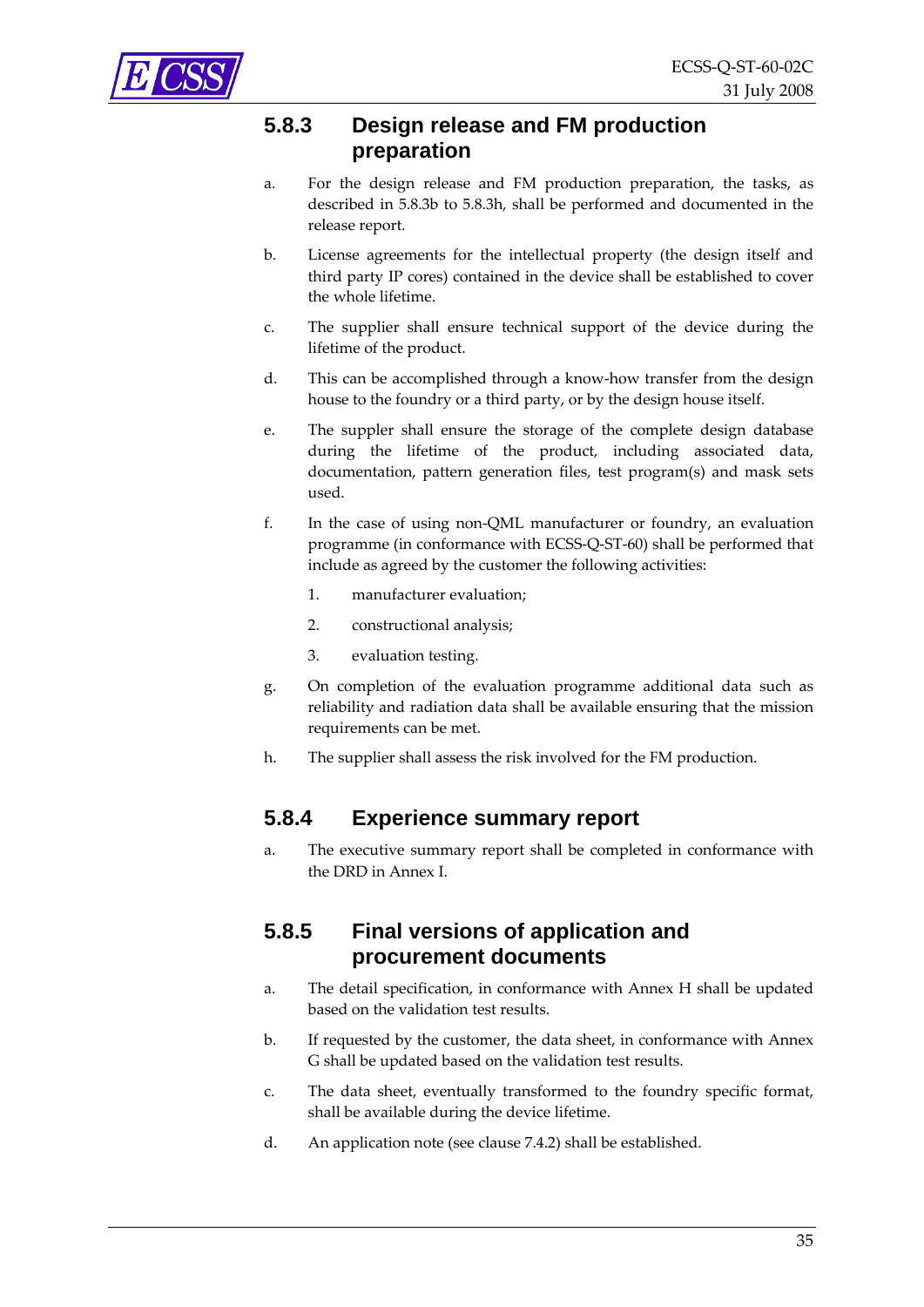### 5.8.3 Design release and FM production preparation

a. For the design release and FM production preparation, the tasks, as described in 5.8.3b to 5.8.3h, shall be performed and documented in the release report.

b. License agreements for the intellectual property (the design itself and third party IP cores) contained in the device shall be established to cover the whole lifetime.

c. The supplier shall ensure technical support of the device during the lifetime of the product.

d. This can be accomplished through a know-how transfer from the design house to the foundry or a third party, or by the design house itself.

e. The suppler shall ensure the storage of the complete design database during the lifetime of the product, including associated data, documentation, pattern generation files, test program(s) and mask sets used.

f. In the case of using non-QML manufacturer or foundry, an evaluation programme (in conformance with ECSS-Q-ST-60) shall be performed that include as agreed by the customer the following activities:

   1. manufacturer evaluation;

   2. constructional analysis;

   3. evaluation testing.

g. On completion of the evaluation programme additional data such as reliability and radiation data shall be available ensuring that the mission requirements can be met.

h. The supplier shall assess the risk involved for the FM production.

### 5.8.4 Experience summary report

a. The executive summary report shall be completed in conformance with the DRD in Annex I.

### 5.8.5 Final versions of application and procurement documents

a. The detail specification, in conformance with Annex H shall be updated based on the validation test results.

b. If requested by the customer, the data sheet, in conformance with Annex G shall be updated based on the validation test results.

c. The data sheet, eventually transformed to the foundry specific format, shall be available during the device lifetime.

d. An application note (see clause 7.4.2) shall be established.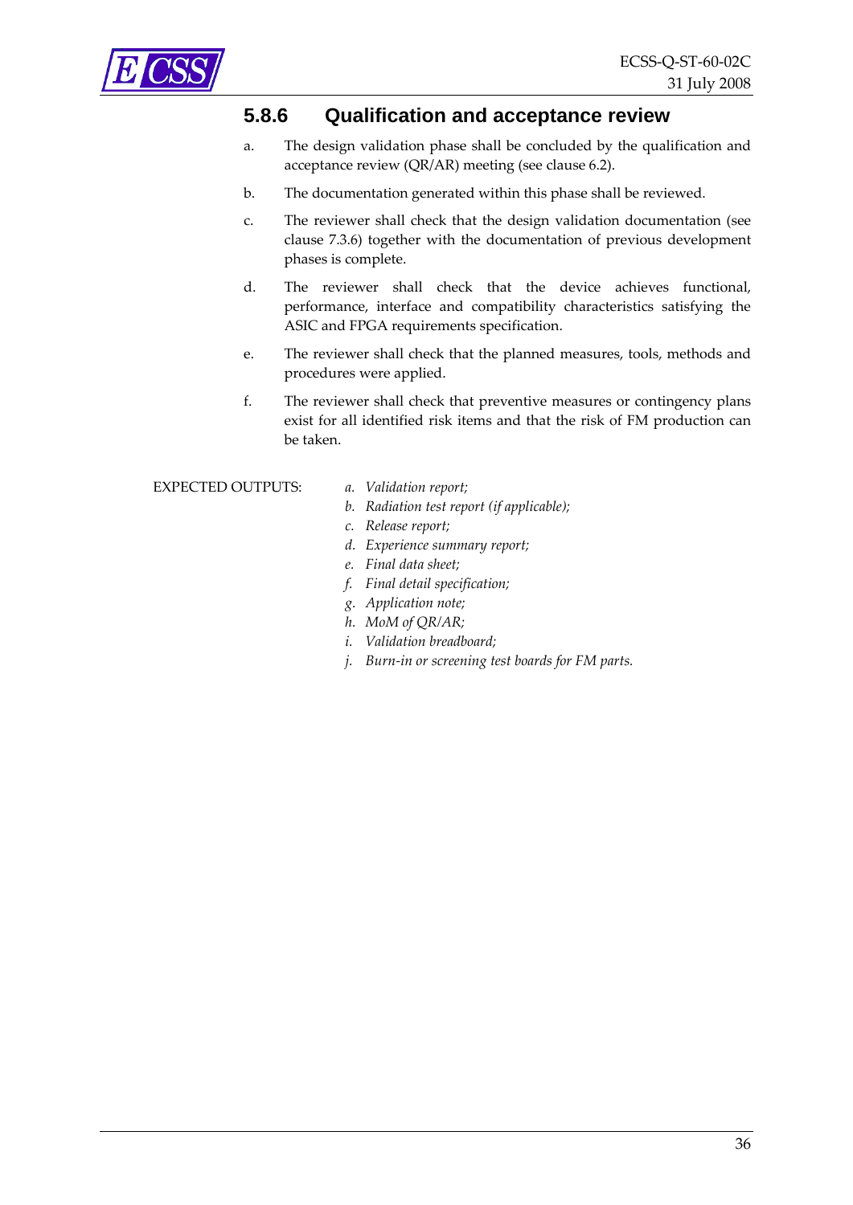### 5.8.6 Qualification and acceptance review

a. The design validation phase shall be concluded by the qualification and acceptance review (QR/AR) meeting (see clause 6.2).

b. The documentation generated within this phase shall be reviewed.

c. The reviewer shall check that the design validation documentation (see clause 7.3.6) together with the documentation of previous development phases is complete.

d. The reviewer shall check that the device achieves functional, performance, interface and compatibility characteristics satisfying the ASIC and FPGA requirements specification.

e. The reviewer shall check that the planned measures, tools, methods and procedures were applied.

f. The reviewer shall check that preventive measures or contingency plans exist for all identified risk items and that the risk of FM production can be taken.

EXPECTED OUTPUTS:

*a. Validation report;*
*b. Radiation test report (if applicable);*
*c. Release report;*
*d. Experience summary report;*
*e. Final data sheet;*
*f. Final detail specification;*
*g. Application note;*
*h. MoM of QR/AR;*
*i. Validation breadboard;*
*j. Burn-in or screening test boards for FM parts.*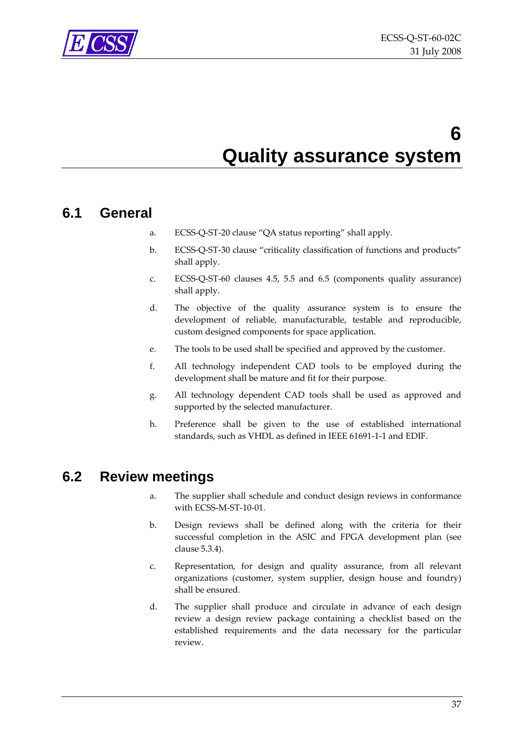# 6 Quality assurance system

## 6.1 General

a. ECSS-Q-ST-20 clause "QA status reporting" shall apply.

b. ECSS-Q-ST-30 clause "criticality classification of functions and products" shall apply.

c. ECSS-Q-ST-60 clauses 4.5, 5.5 and 6.5 (components quality assurance) shall apply.

d. The objective of the quality assurance system is to ensure the development of reliable, manufacturable, testable and reproducible, custom designed components for space application.

e. The tools to be used shall be specified and approved by the customer.

f. All technology independent CAD tools to be employed during the development shall be mature and fit for their purpose.

g. All technology dependent CAD tools shall be used as approved and supported by the selected manufacturer.

h. Preference shall be given to the use of established international standards, such as VHDL as defined in IEEE 61691-1-1 and EDIF.

## 6.2 Review meetings

a. The supplier shall schedule and conduct design reviews in conformance with ECSS-M-ST-10-01.

b. Design reviews shall be defined along with the criteria for their successful completion in the ASIC and FPGA development plan (see clause 5.3.4).

c. Representation, for design and quality assurance, from all relevant organizations (customer, system supplier, design house and foundry) shall be ensured.

d. The supplier shall produce and circulate in advance of each design review a design review package containing a checklist based on the established requirements and the data necessary for the particular review.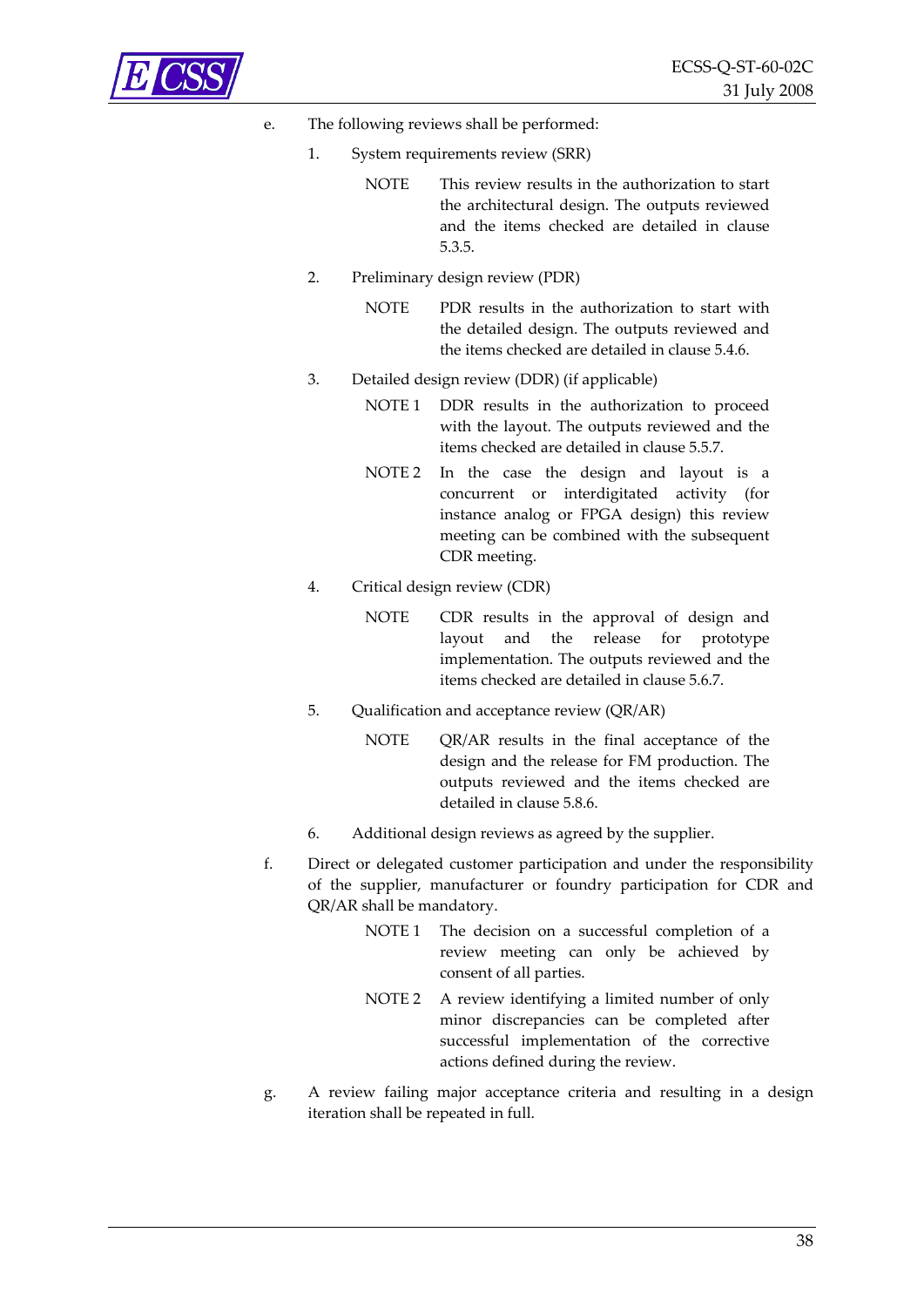e. The following reviews shall be performed:

1. System requirements review (SRR)

   NOTE This review results in the authorization to start the architectural design. The outputs reviewed and the items checked are detailed in clause 5.3.5.

2. Preliminary design review (PDR)

   NOTE PDR results in the authorization to start with the detailed design. The outputs reviewed and the items checked are detailed in clause 5.4.6.

3. Detailed design review (DDR) (if applicable)

   NOTE 1 DDR results in the authorization to proceed with the layout. The outputs reviewed and the items checked are detailed in clause 5.5.7.

   NOTE 2 In the case the design and layout is a concurrent or interdigitated activity (for instance analog or FPGA design) this review meeting can be combined with the subsequent CDR meeting.

4. Critical design review (CDR)

   NOTE CDR results in the approval of design and layout and the release for prototype implementation. The outputs reviewed and the items checked are detailed in clause 5.6.7.

5. Qualification and acceptance review (QR/AR)

   NOTE QR/AR results in the final acceptance of the design and the release for FM production. The outputs reviewed and the items checked are detailed in clause 5.8.6.

6. Additional design reviews as agreed by the supplier.

f. Direct or delegated customer participation and under the responsibility of the supplier, manufacturer or foundry participation for CDR and QR/AR shall be mandatory.

   NOTE 1 The decision on a successful completion of a review meeting can only be achieved by consent of all parties.

   NOTE 2 A review identifying a limited number of only minor discrepancies can be completed after successful implementation of the corrective actions defined during the review.

g. A review failing major acceptance criteria and resulting in a design iteration shall be repeated in full.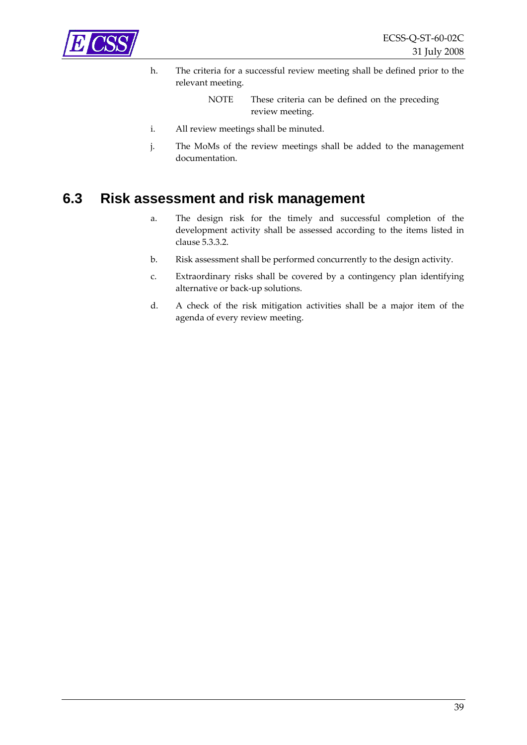h. The criteria for a successful review meeting shall be defined prior to the relevant meeting.

   NOTE These criteria can be defined on the preceding review meeting.

i. All review meetings shall be minuted.

j. The MoMs of the review meetings shall be added to the management documentation.

## 6.3 Risk assessment and risk management

a. The design risk for the timely and successful completion of the development activity shall be assessed according to the items listed in clause 5.3.3.2.

b. Risk assessment shall be performed concurrently to the design activity.

c. Extraordinary risks shall be covered by a contingency plan identifying alternative or back-up solutions.

d. A check of the risk mitigation activities shall be a major item of the agenda of every review meeting.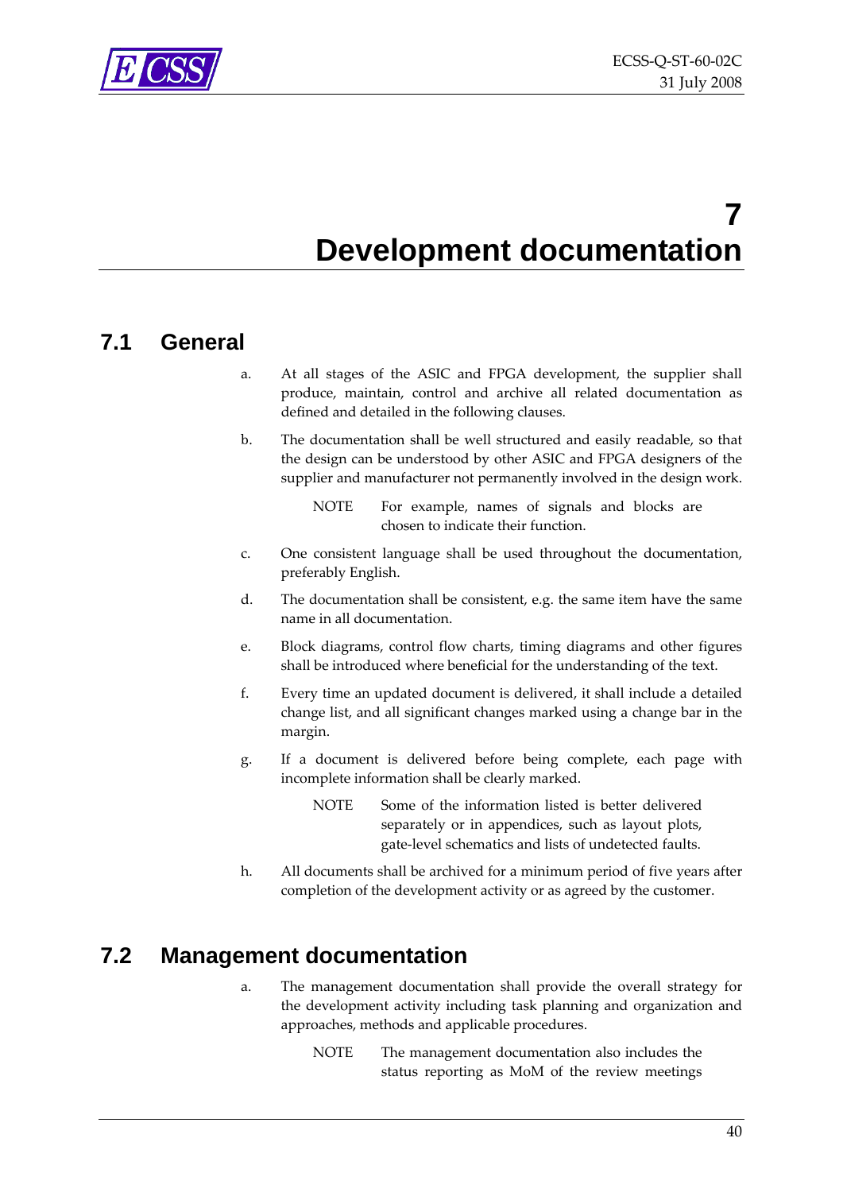# 7 Development documentation

## 7.1 General

a. At all stages of the ASIC and FPGA development, the supplier shall produce, maintain, control and archive all related documentation as defined and detailed in the following clauses.

b. The documentation shall be well structured and easily readable, so that the design can be understood by other ASIC and FPGA designers of the supplier and manufacturer not permanently involved in the design work.

NOTE For example, names of signals and blocks are chosen to indicate their function.

c. One consistent language shall be used throughout the documentation, preferably English.

d. The documentation shall be consistent, e.g. the same item have the same name in all documentation.

e. Block diagrams, control flow charts, timing diagrams and other figures shall be introduced where beneficial for the understanding of the text.

f. Every time an updated document is delivered, it shall include a detailed change list, and all significant changes marked using a change bar in the margin.

g. If a document is delivered before being complete, each page with incomplete information shall be clearly marked.

NOTE Some of the information listed is better delivered separately or in appendices, such as layout plots, gate-level schematics and lists of undetected faults.

h. All documents shall be archived for a minimum period of five years after completion of the development activity or as agreed by the customer.

## 7.2 Management documentation

a. The management documentation shall provide the overall strategy for the development activity including task planning and organization and approaches, methods and applicable procedures.

NOTE The management documentation also includes the status reporting as MoM of the review meetings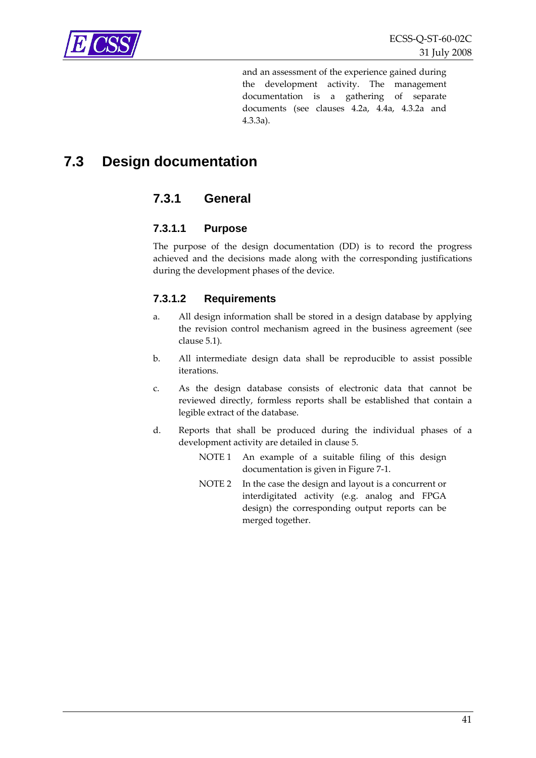and an assessment of the experience gained during the development activity. The management documentation is a gathering of separate documents (see clauses 4.2a, 4.4a, 4.3.2a and 4.3.3a).

## 7.3 Design documentation

### 7.3.1 General

#### 7.3.1.1 Purpose

The purpose of the design documentation (DD) is to record the progress achieved and the decisions made along with the corresponding justifications during the development phases of the device.

#### 7.3.1.2 Requirements

a. All design information shall be stored in a design database by applying the revision control mechanism agreed in the business agreement (see clause 5.1).

b. All intermediate design data shall be reproducible to assist possible iterations.

c. As the design database consists of electronic data that cannot be reviewed directly, formless reports shall be established that contain a legible extract of the database.

d. Reports that shall be produced during the individual phases of a development activity are detailed in clause 5.

NOTE 1 An example of a suitable filing of this design documentation is given in Figure 7-1.

NOTE 2 In the case the design and layout is a concurrent or interdigitated activity (e.g. analog and FPGA design) the corresponding output reports can be merged together.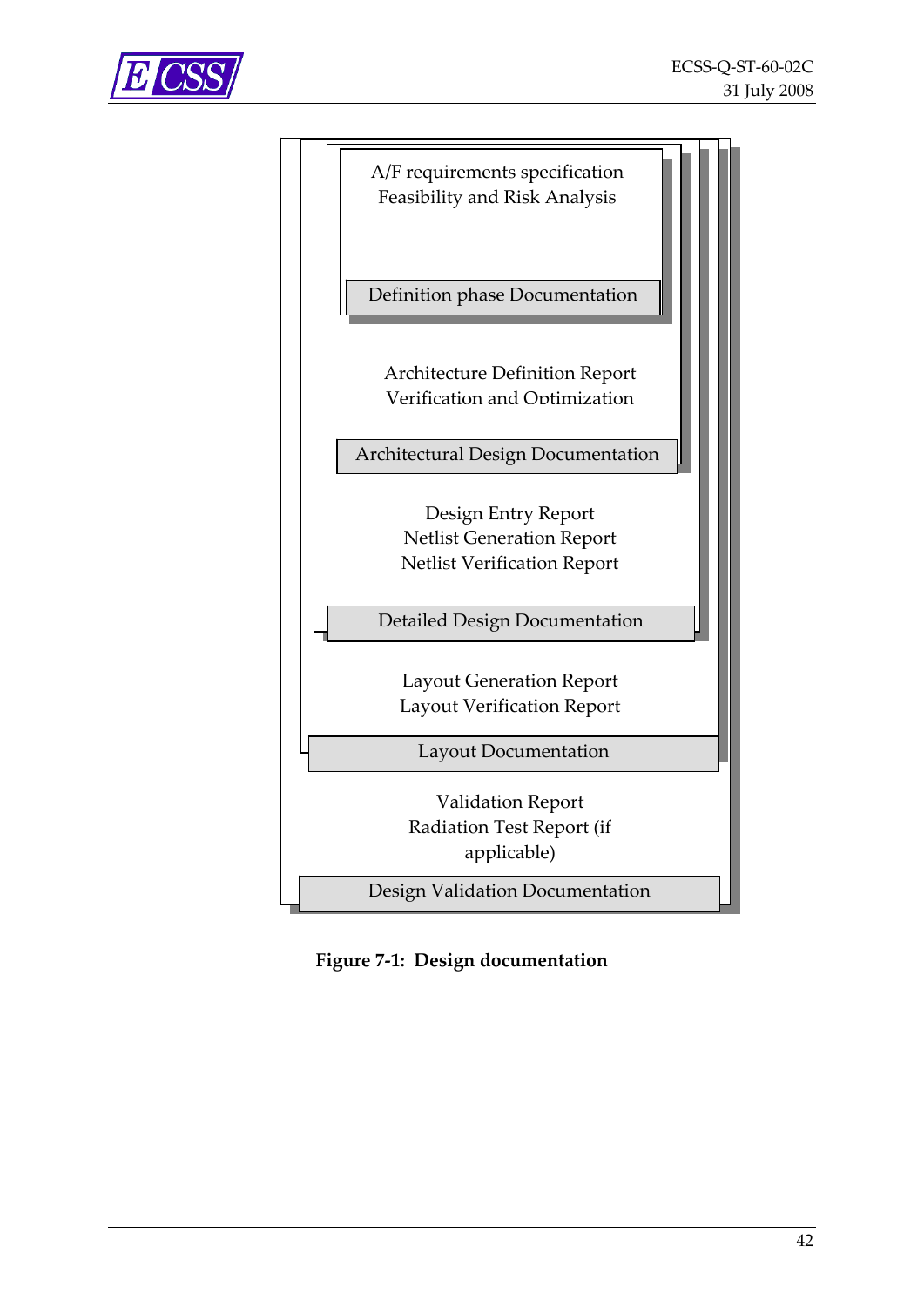A/F requirements specification
Feasibility and Risk Analysis

Definition phase Documentation

Architecture Definition Report
Verification and Optimization

Architectural Design Documentation

Design Entry Report
Netlist Generation Report
Netlist Verification Report

Detailed Design Documentation

Layout Generation Report
Layout Verification Report

Layout Documentation

Validation Report
Radiation Test Report (if applicable)

Design Validation Documentation

**Figure 7-1: Design documentation**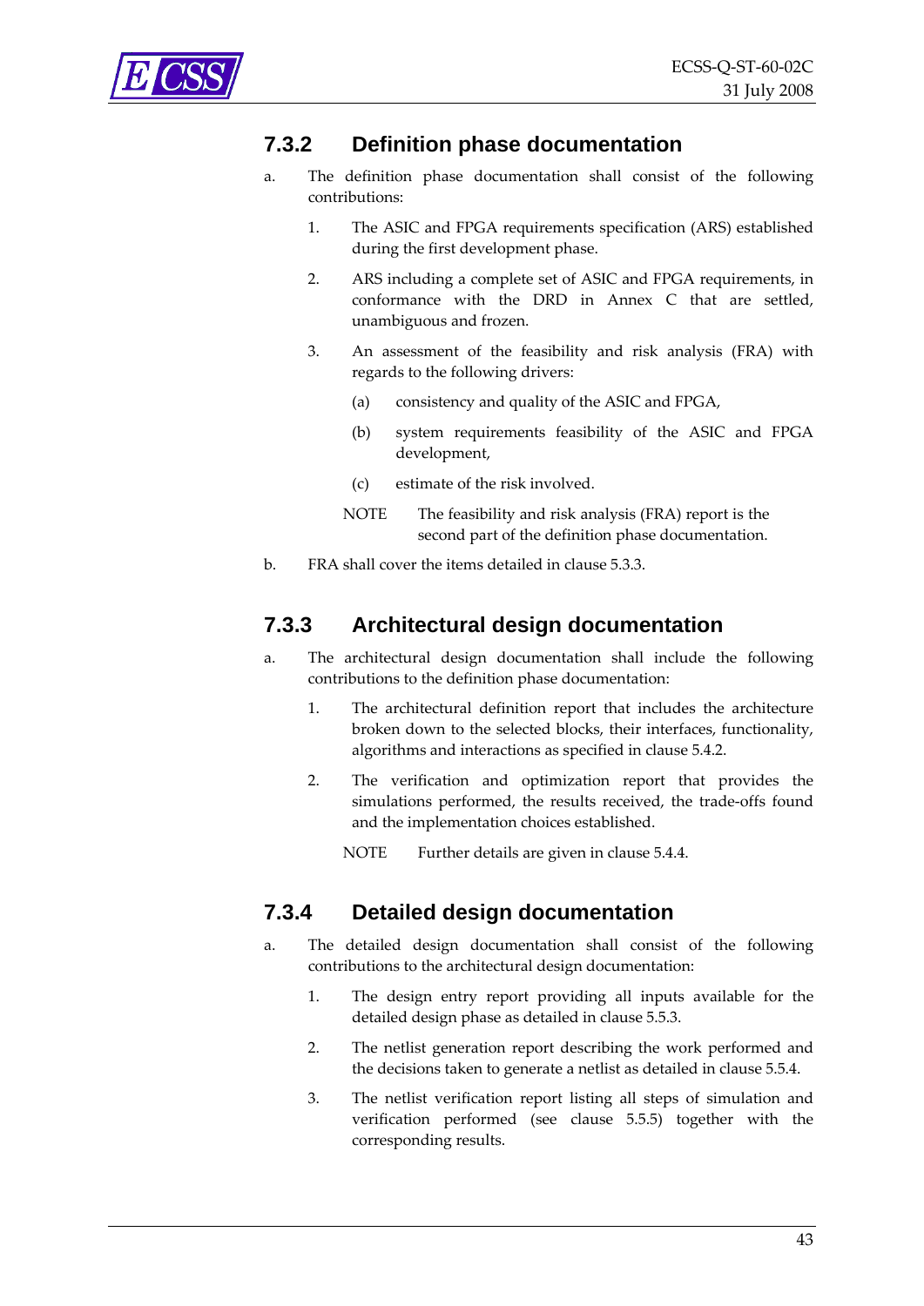### 7.3.2 Definition phase documentation

a. The definition phase documentation shall consist of the following contributions:

   1. The ASIC and FPGA requirements specification (ARS) established during the first development phase.

   2. ARS including a complete set of ASIC and FPGA requirements, in conformance with the DRD in Annex C that are settled, unambiguous and frozen.

   3. An assessment of the feasibility and risk analysis (FRA) with regards to the following drivers:

      (a) consistency and quality of the ASIC and FPGA,

      (b) system requirements feasibility of the ASIC and FPGA development,

      (c) estimate of the risk involved.

   NOTE The feasibility and risk analysis (FRA) report is the second part of the definition phase documentation.

b. FRA shall cover the items detailed in clause 5.3.3.

### 7.3.3 Architectural design documentation

a. The architectural design documentation shall include the following contributions to the definition phase documentation:

   1. The architectural definition report that includes the architecture broken down to the selected blocks, their interfaces, functionality, algorithms and interactions as specified in clause 5.4.2.

   2. The verification and optimization report that provides the simulations performed, the results received, the trade-offs found and the implementation choices established.

   NOTE Further details are given in clause 5.4.4.

### 7.3.4 Detailed design documentation

a. The detailed design documentation shall consist of the following contributions to the architectural design documentation:

   1. The design entry report providing all inputs available for the detailed design phase as detailed in clause 5.5.3.

   2. The netlist generation report describing the work performed and the decisions taken to generate a netlist as detailed in clause 5.5.4.

   3. The netlist verification report listing all steps of simulation and verification performed (see clause 5.5.5) together with the corresponding results.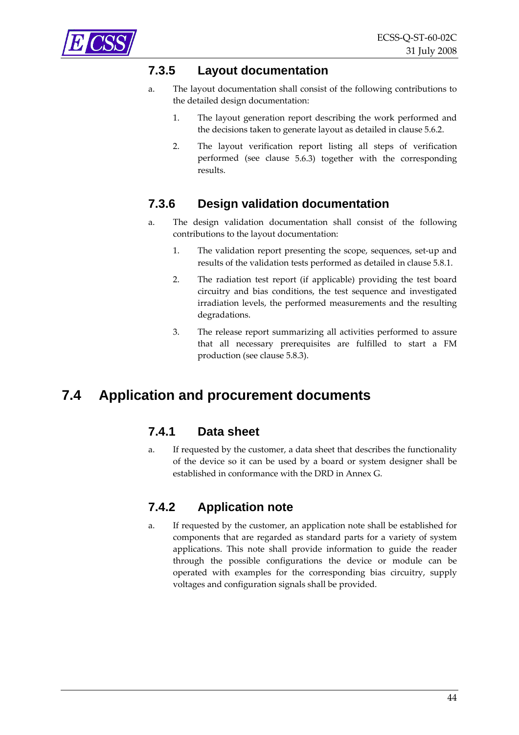### 7.3.5 Layout documentation

a. The layout documentation shall consist of the following contributions to the detailed design documentation:

   1. The layout generation report describing the work performed and the decisions taken to generate layout as detailed in clause 5.6.2.

   2. The layout verification report listing all steps of verification performed (see clause 5.6.3) together with the corresponding results.

### 7.3.6 Design validation documentation

a. The design validation documentation shall consist of the following contributions to the layout documentation:

   1. The validation report presenting the scope, sequences, set-up and results of the validation tests performed as detailed in clause 5.8.1.

   2. The radiation test report (if applicable) providing the test board circuitry and bias conditions, the test sequence and investigated irradiation levels, the performed measurements and the resulting degradations.

   3. The release report summarizing all activities performed to assure that all necessary prerequisites are fulfilled to start a FM production (see clause 5.8.3).

## 7.4 Application and procurement documents

### 7.4.1 Data sheet

a. If requested by the customer, a data sheet that describes the functionality of the device so it can be used by a board or system designer shall be established in conformance with the DRD in Annex G.

### 7.4.2 Application note

a. If requested by the customer, an application note shall be established for components that are regarded as standard parts for a variety of system applications. This note shall provide information to guide the reader through the possible configurations the device or module can be operated with examples for the corresponding bias circuitry, supply voltages and configuration signals shall be provided.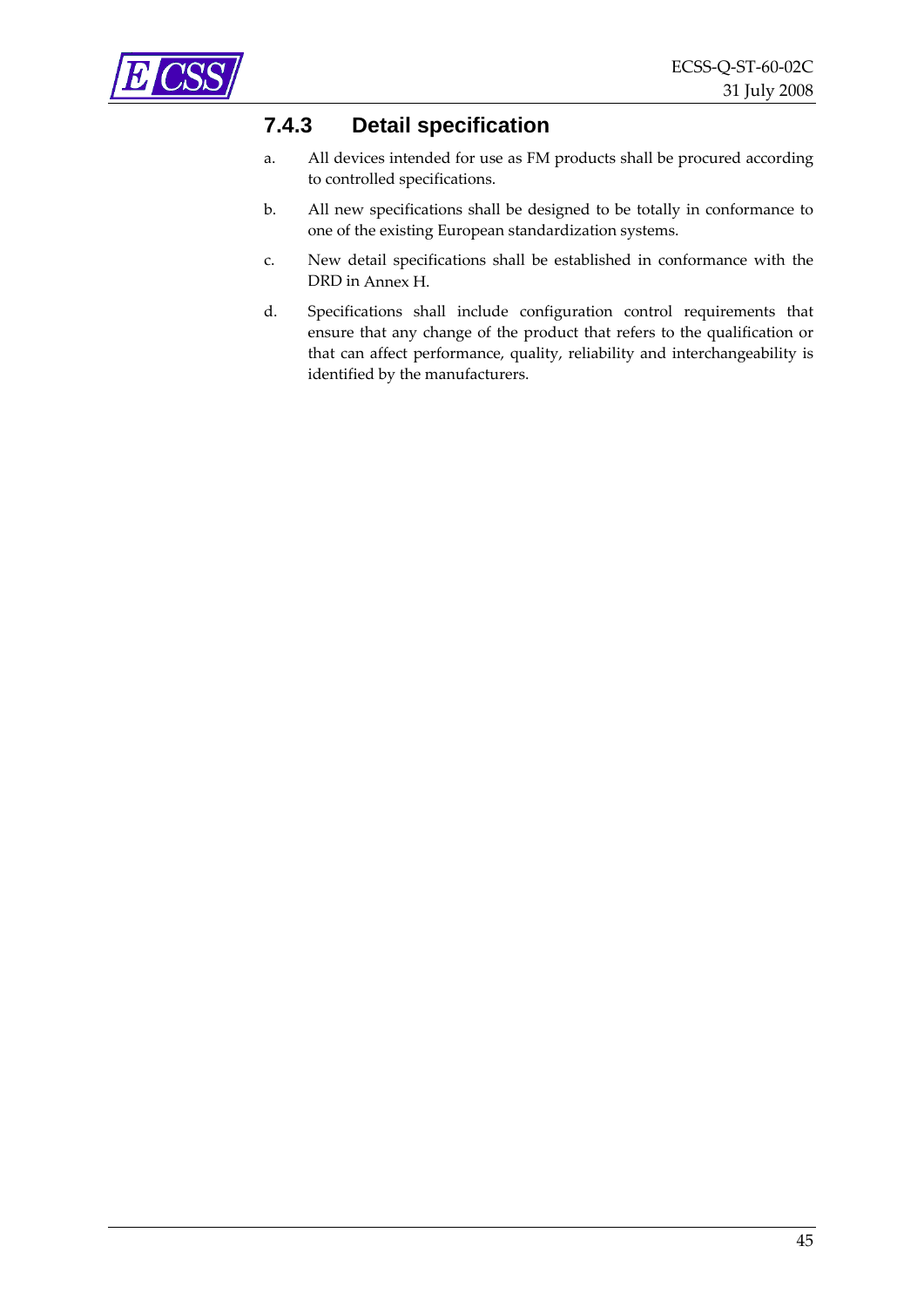### 7.4.3 Detail specification

a. All devices intended for use as FM products shall be procured according to controlled specifications.

b. All new specifications shall be designed to be totally in conformance to one of the existing European standardization systems.

c. New detail specifications shall be established in conformance with the DRD in Annex H.

d. Specifications shall include configuration control requirements that ensure that any change of the product that refers to the qualification or that can affect performance, quality, reliability and interchangeability is identified by the manufacturers.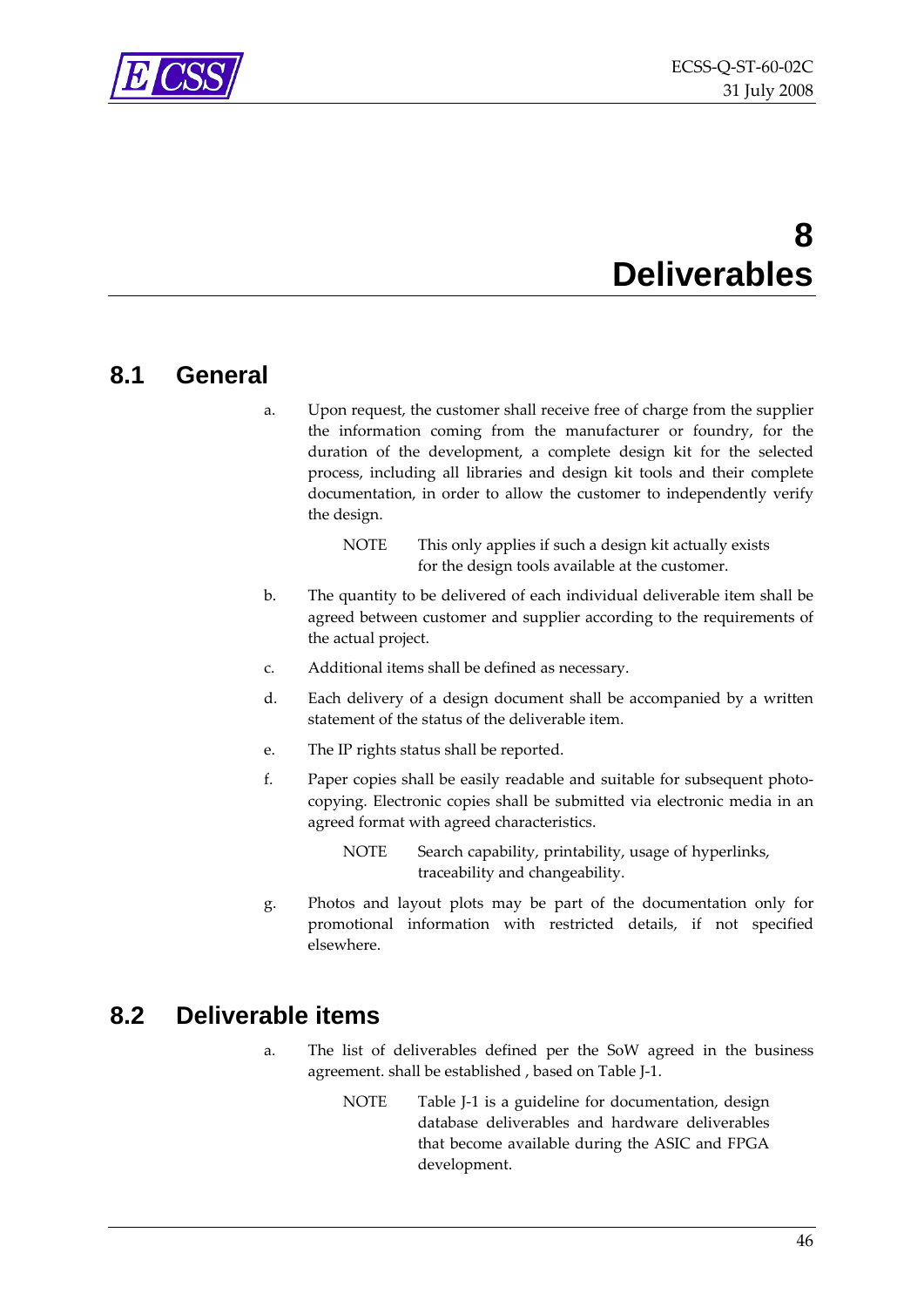# 8 Deliverables

## 8.1 General

a. Upon request, the customer shall receive free of charge from the supplier the information coming from the manufacturer or foundry, for the duration of the development, a complete design kit for the selected process, including all libraries and design kit tools and their complete documentation, in order to allow the customer to independently verify the design.

NOTE This only applies if such a design kit actually exists for the design tools available at the customer.

b. The quantity to be delivered of each individual deliverable item shall be agreed between customer and supplier according to the requirements of the actual project.

c. Additional items shall be defined as necessary.

d. Each delivery of a design document shall be accompanied by a written statement of the status of the deliverable item.

e. The IP rights status shall be reported.

f. Paper copies shall be easily readable and suitable for subsequent photo-copying. Electronic copies shall be submitted via electronic media in an agreed format with agreed characteristics.

NOTE Search capability, printability, usage of hyperlinks, traceability and changeability.

g. Photos and layout plots may be part of the documentation only for promotional information with restricted details, if not specified elsewhere.

## 8.2 Deliverable items

a. The list of deliverables defined per the SoW agreed in the business agreement. shall be established , based on Table J-1.

NOTE Table J-1 is a guideline for documentation, design database deliverables and hardware deliverables that become available during the ASIC and FPGA development.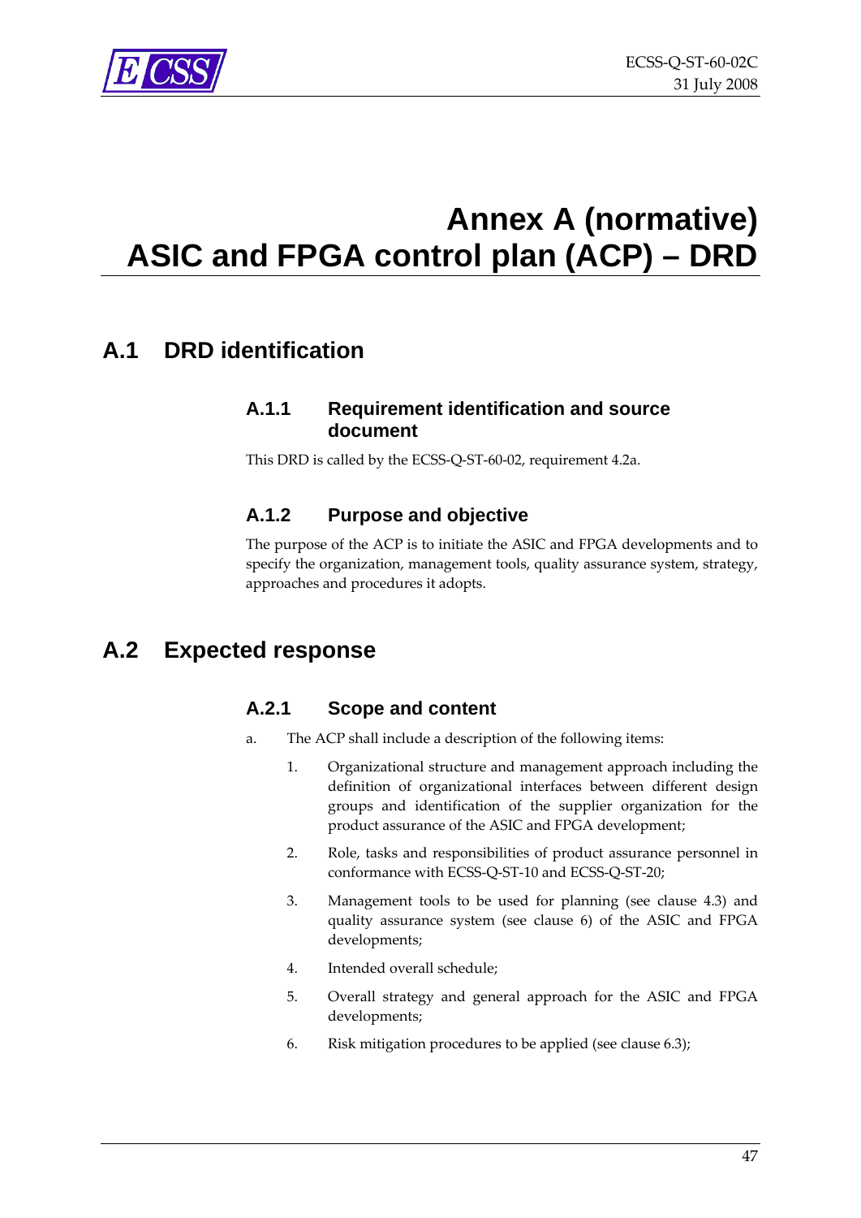# Annex A (normative) ASIC and FPGA control plan (ACP) – DRD

## A.1 DRD identification

### A.1.1 Requirement identification and source document

This DRD is called by the ECSS-Q-ST-60-02, requirement 4.2a.

### A.1.2 Purpose and objective

The purpose of the ACP is to initiate the ASIC and FPGA developments and to specify the organization, management tools, quality assurance system, strategy, approaches and procedures it adopts.

## A.2 Expected response

### A.2.1 Scope and content

a. The ACP shall include a description of the following items:

1. Organizational structure and management approach including the definition of organizational interfaces between different design groups and identification of the supplier organization for the product assurance of the ASIC and FPGA development;

2. Role, tasks and responsibilities of product assurance personnel in conformance with ECSS-Q-ST-10 and ECSS-Q-ST-20;

3. Management tools to be used for planning (see clause 4.3) and quality assurance system (see clause 6) of the ASIC and FPGA developments;

4. Intended overall schedule;

5. Overall strategy and general approach for the ASIC and FPGA developments;

6. Risk mitigation procedures to be applied (see clause 6.3);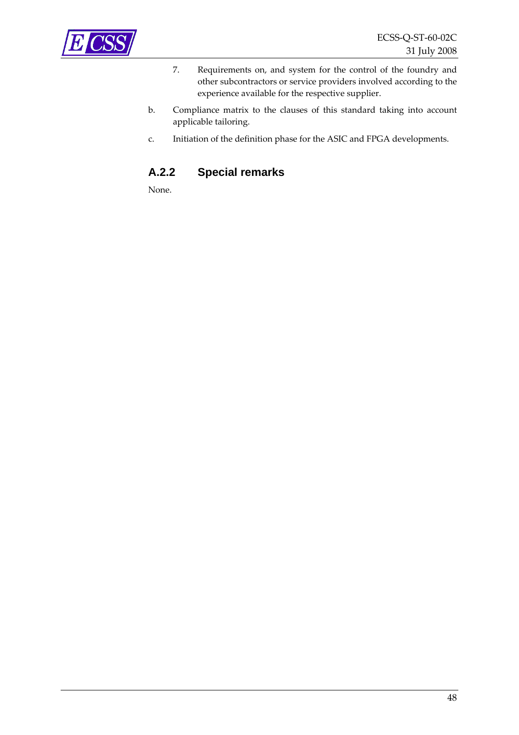7. Requirements on, and system for the control of the foundry and other subcontractors or service providers involved according to the experience available for the respective supplier.

b. Compliance matrix to the clauses of this standard taking into account applicable tailoring.

c. Initiation of the definition phase for the ASIC and FPGA developments.

### A.2.2 Special remarks

None.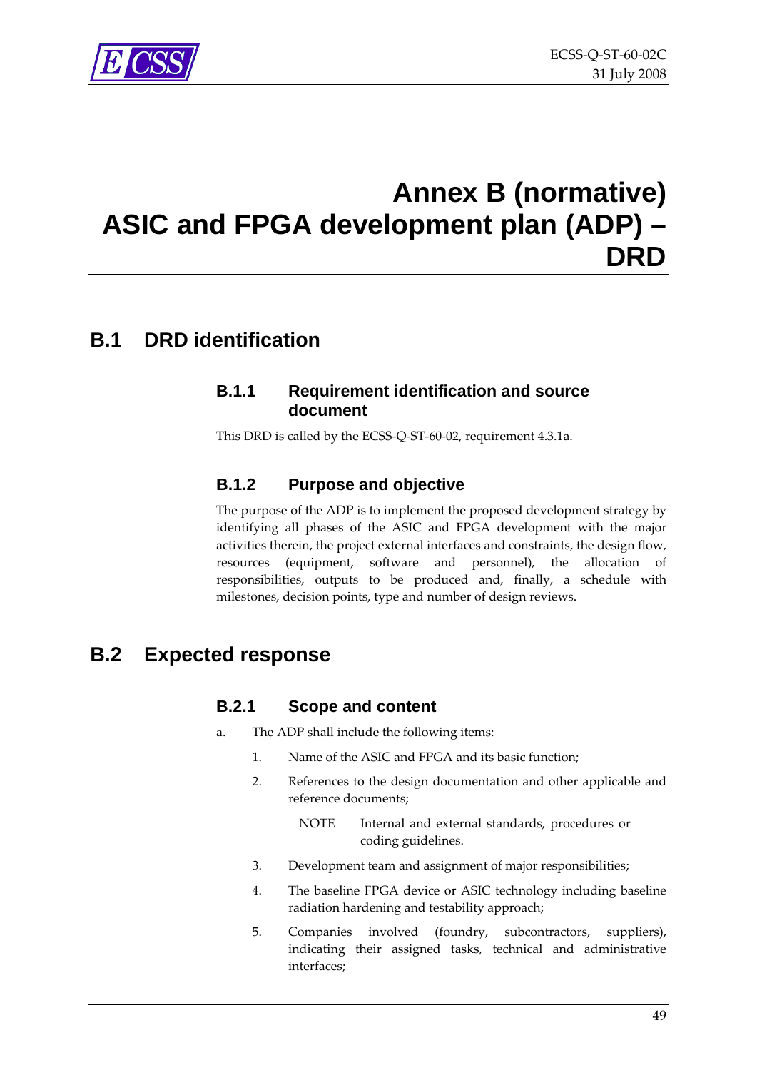# Annex B (normative) ASIC and FPGA development plan (ADP) – DRD

## B.1 DRD identification

### B.1.1 Requirement identification and source document

This DRD is called by the ECSS-Q-ST-60-02, requirement 4.3.1a.

### B.1.2 Purpose and objective

The purpose of the ADP is to implement the proposed development strategy by identifying all phases of the ASIC and FPGA development with the major activities therein, the project external interfaces and constraints, the design flow, resources (equipment, software and personnel), the allocation of responsibilities, outputs to be produced and, finally, a schedule with milestones, decision points, type and number of design reviews.

## B.2 Expected response

### B.2.1 Scope and content

a. The ADP shall include the following items:

1. Name of the ASIC and FPGA and its basic function;
2. References to the design documentation and other applicable and reference documents;

   NOTE Internal and external standards, procedures or coding guidelines.

3. Development team and assignment of major responsibilities;
4. The baseline FPGA device or ASIC technology including baseline radiation hardening and testability approach;
5. Companies involved (foundry, subcontractors, suppliers), indicating their assigned tasks, technical and administrative interfaces;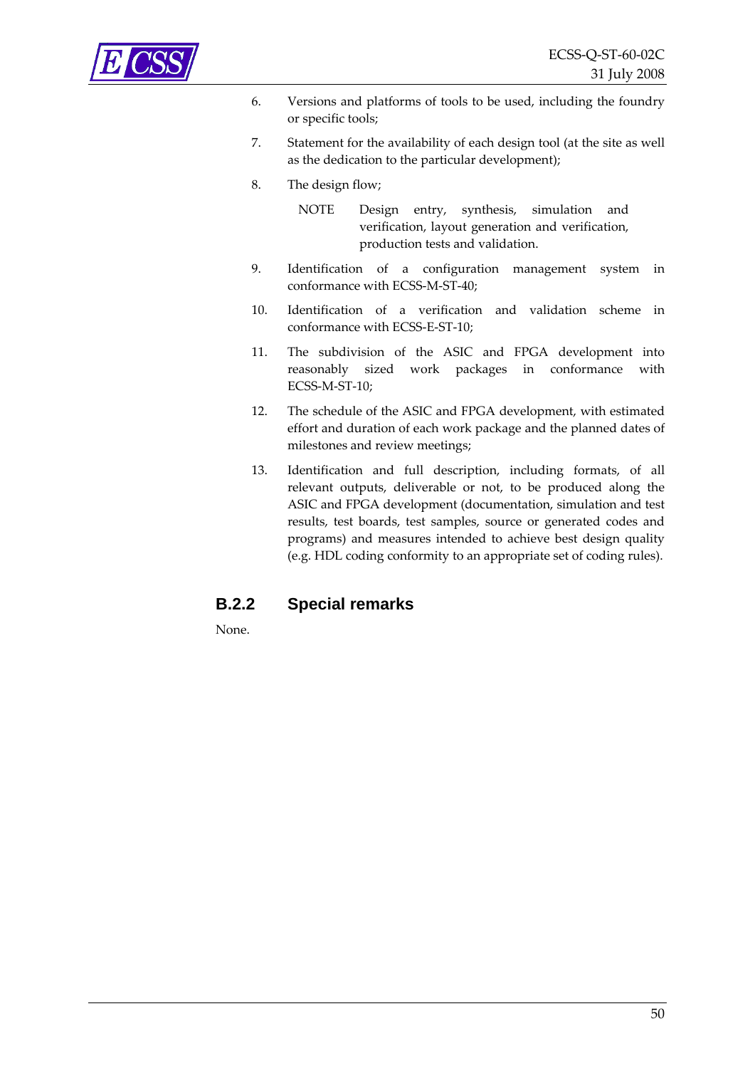6. Versions and platforms of tools to be used, including the foundry or specific tools;

7. Statement for the availability of each design tool (at the site as well as the dedication to the particular development);

8. The design flow;

   NOTE Design entry, synthesis, simulation and verification, layout generation and verification, production tests and validation.

9. Identification of a configuration management system in conformance with ECSS-M-ST-40;

10. Identification of a verification and validation scheme in conformance with ECSS-E-ST-10;

11. The subdivision of the ASIC and FPGA development into reasonably sized work packages in conformance with ECSS-M-ST-10;

12. The schedule of the ASIC and FPGA development, with estimated effort and duration of each work package and the planned dates of milestones and review meetings;

13. Identification and full description, including formats, of all relevant outputs, deliverable or not, to be produced along the ASIC and FPGA development (documentation, simulation and test results, test boards, test samples, source or generated codes and programs) and measures intended to achieve best design quality (e.g. HDL coding conformity to an appropriate set of coding rules).

### B.2.2 Special remarks

None.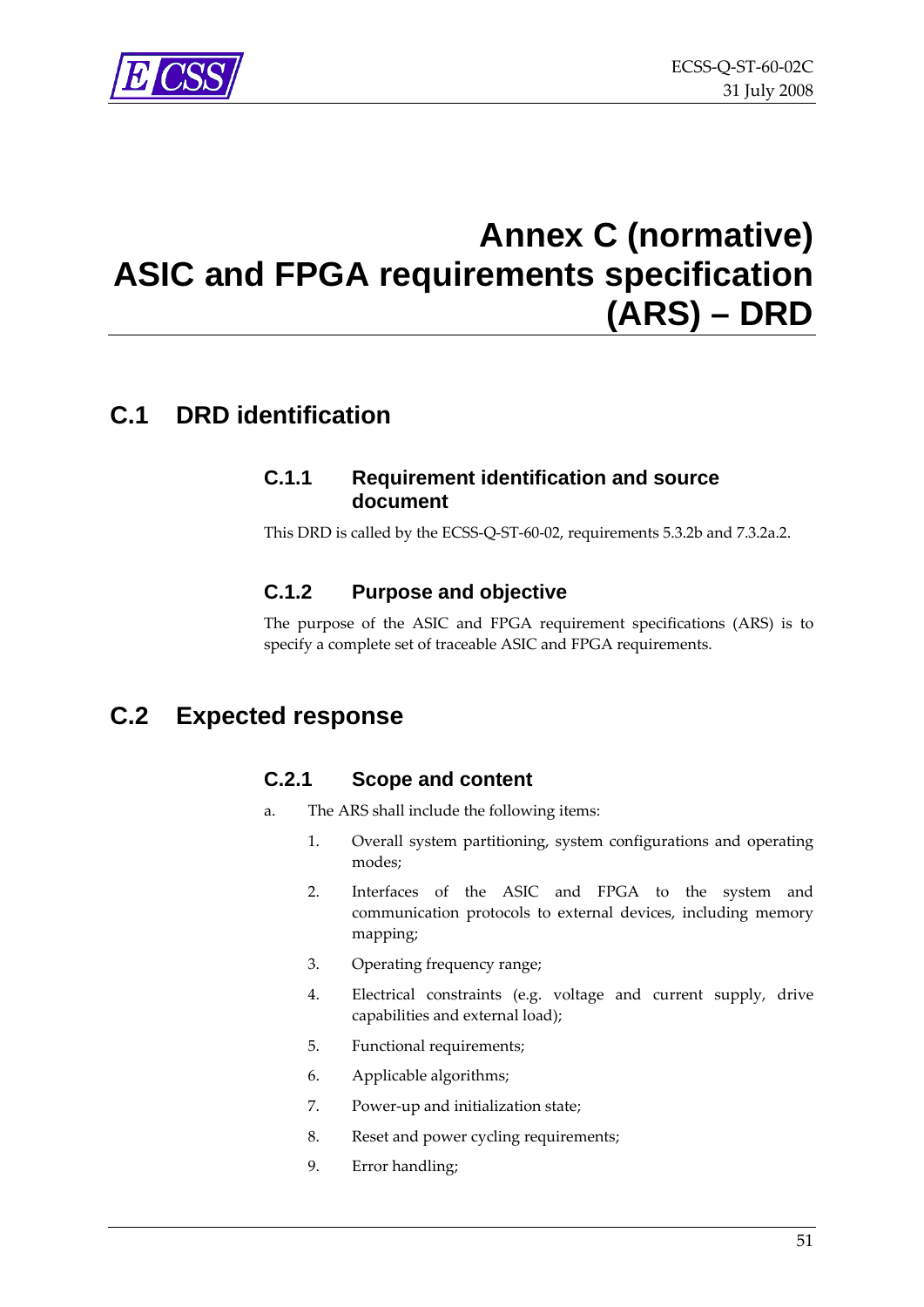# Annex C (normative) ASIC and FPGA requirements specification (ARS) – DRD

## C.1 DRD identification

### C.1.1 Requirement identification and source document

This DRD is called by the ECSS-Q-ST-60-02, requirements 5.3.2b and 7.3.2a.2.

### C.1.2 Purpose and objective

The purpose of the ASIC and FPGA requirement specifications (ARS) is to specify a complete set of traceable ASIC and FPGA requirements.

## C.2 Expected response

### C.2.1 Scope and content

a. The ARS shall include the following items:

1. Overall system partitioning, system configurations and operating modes;
2. Interfaces of the ASIC and FPGA to the system and communication protocols to external devices, including memory mapping;
3. Operating frequency range;
4. Electrical constraints (e.g. voltage and current supply, drive capabilities and external load);
5. Functional requirements;
6. Applicable algorithms;
7. Power-up and initialization state;
8. Reset and power cycling requirements;
9. Error handling;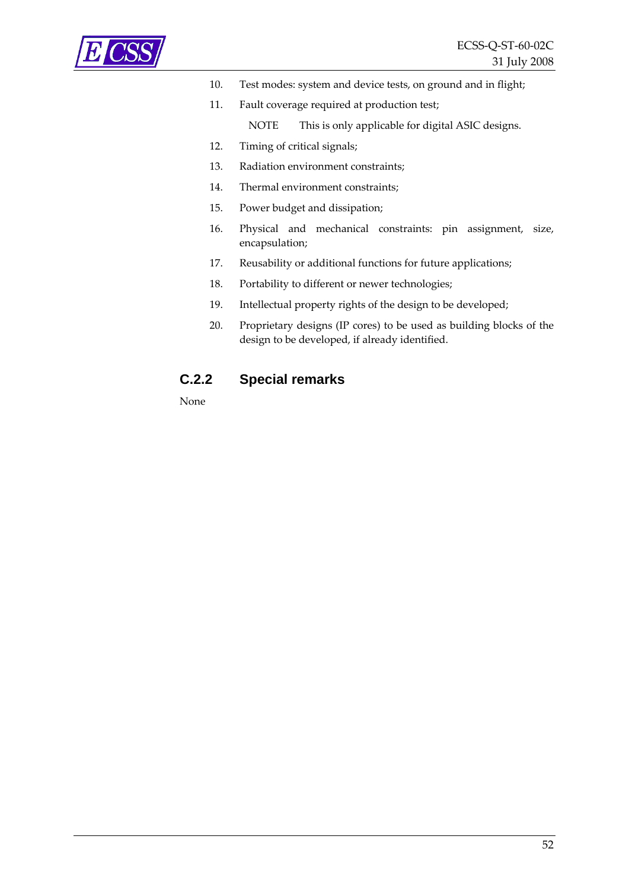10. Test modes: system and device tests, on ground and in flight;
11. Fault coverage required at production test;

    NOTE This is only applicable for digital ASIC designs.

12. Timing of critical signals;
13. Radiation environment constraints;
14. Thermal environment constraints;
15. Power budget and dissipation;
16. Physical and mechanical constraints: pin assignment, size, encapsulation;
17. Reusability or additional functions for future applications;
18. Portability to different or newer technologies;
19. Intellectual property rights of the design to be developed;
20. Proprietary designs (IP cores) to be used as building blocks of the design to be developed, if already identified.

### C.2.2 Special remarks

None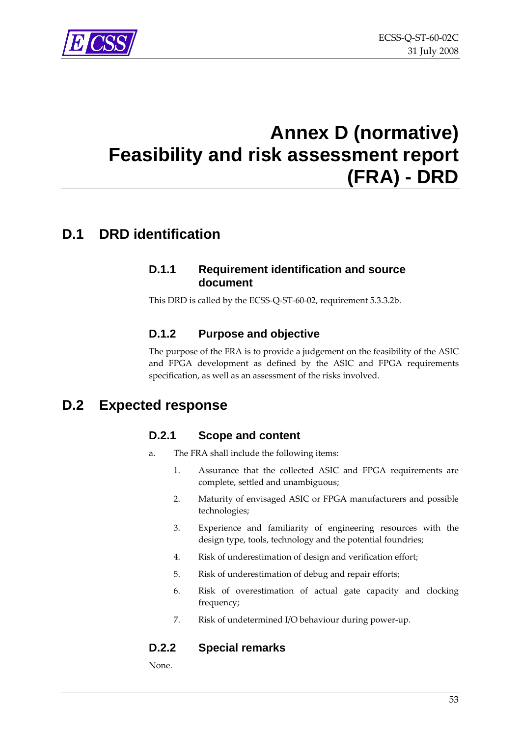# Annex D (normative) Feasibility and risk assessment report (FRA) - DRD

## D.1 DRD identification

### D.1.1 Requirement identification and source document

This DRD is called by the ECSS-Q-ST-60-02, requirement 5.3.3.2b.

### D.1.2 Purpose and objective

The purpose of the FRA is to provide a judgement on the feasibility of the ASIC and FPGA development as defined by the ASIC and FPGA requirements specification, as well as an assessment of the risks involved.

## D.2 Expected response

### D.2.1 Scope and content

a. The FRA shall include the following items:

1. Assurance that the collected ASIC and FPGA requirements are complete, settled and unambiguous;
2. Maturity of envisaged ASIC or FPGA manufacturers and possible technologies;
3. Experience and familiarity of engineering resources with the design type, tools, technology and the potential foundries;
4. Risk of underestimation of design and verification effort;
5. Risk of underestimation of debug and repair efforts;
6. Risk of overestimation of actual gate capacity and clocking frequency;
7. Risk of undetermined I/O behaviour during power-up.

### D.2.2 Special remarks

None.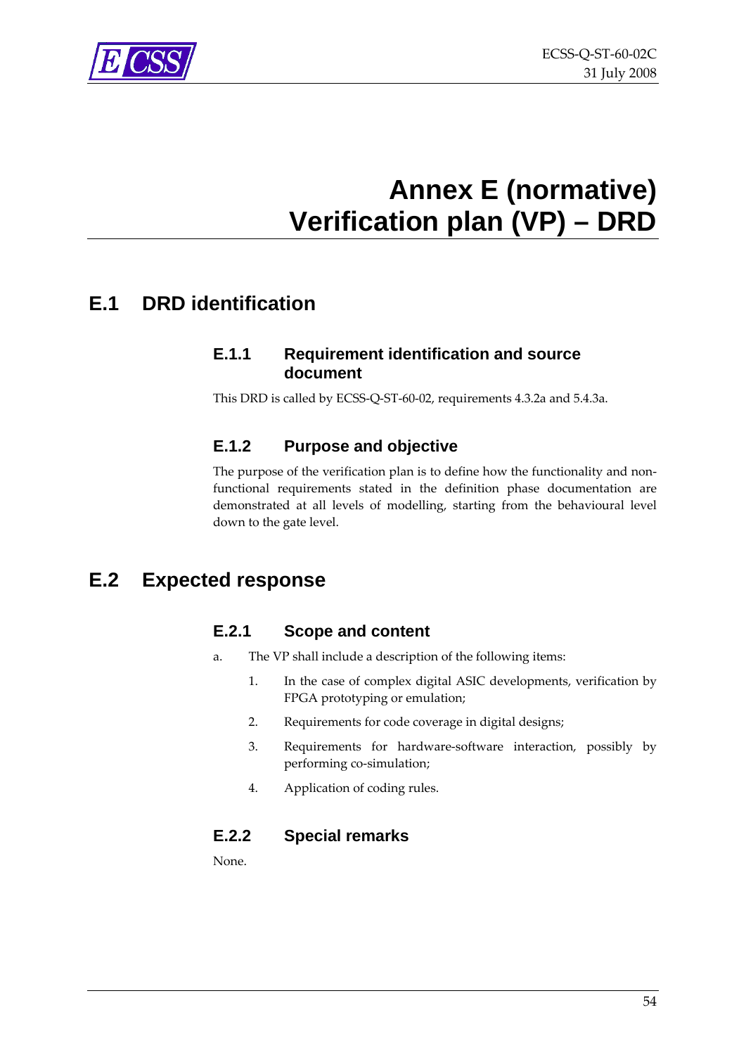# Annex E (normative) Verification plan (VP) – DRD

## E.1 DRD identification

### E.1.1 Requirement identification and source document

This DRD is called by ECSS-Q-ST-60-02, requirements 4.3.2a and 5.4.3a.

### E.1.2 Purpose and objective

The purpose of the verification plan is to define how the functionality and non-functional requirements stated in the definition phase documentation are demonstrated at all levels of modelling, starting from the behavioural level down to the gate level.

## E.2 Expected response

### E.2.1 Scope and content

a. The VP shall include a description of the following items:

1. In the case of complex digital ASIC developments, verification by FPGA prototyping or emulation;
2. Requirements for code coverage in digital designs;
3. Requirements for hardware-software interaction, possibly by performing co-simulation;
4. Application of coding rules.

### E.2.2 Special remarks

None.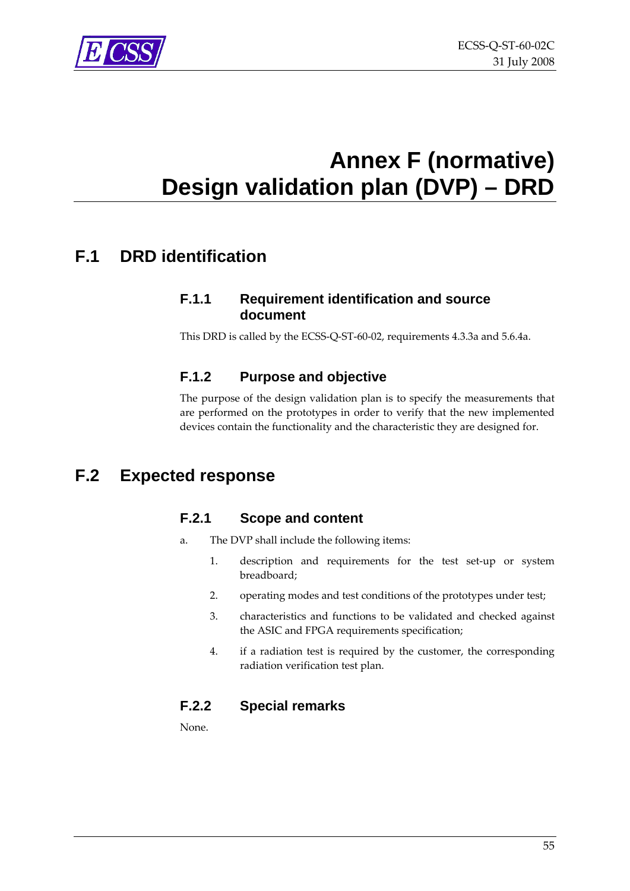# Annex F (normative) Design validation plan (DVP) – DRD

## F.1 DRD identification

### F.1.1 Requirement identification and source document

This DRD is called by the ECSS-Q-ST-60-02, requirements 4.3.3a and 5.6.4a.

### F.1.2 Purpose and objective

The purpose of the design validation plan is to specify the measurements that are performed on the prototypes in order to verify that the new implemented devices contain the functionality and the characteristic they are designed for.

## F.2 Expected response

### F.2.1 Scope and content

a. The DVP shall include the following items:

1. description and requirements for the test set-up or system breadboard;
2. operating modes and test conditions of the prototypes under test;
3. characteristics and functions to be validated and checked against the ASIC and FPGA requirements specification;
4. if a radiation test is required by the customer, the corresponding radiation verification test plan.

### F.2.2 Special remarks

None.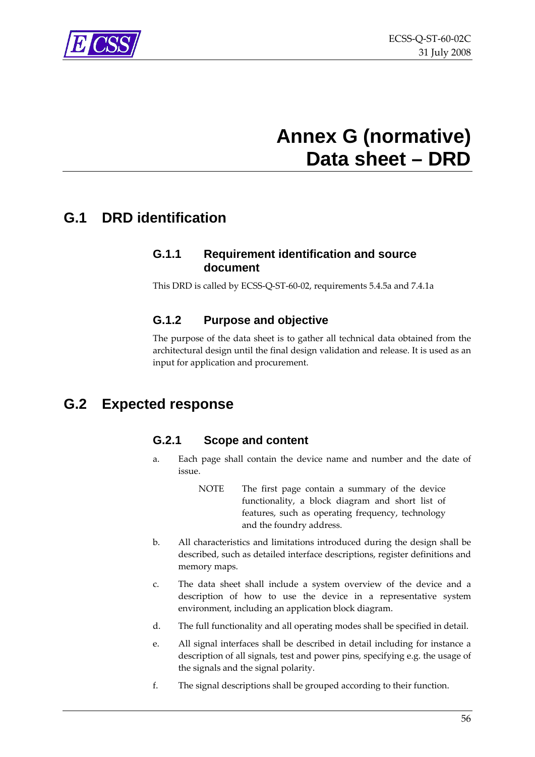# Annex G (normative) Data sheet – DRD

## G.1 DRD identification

### G.1.1 Requirement identification and source document

This DRD is called by ECSS-Q-ST-60-02, requirements 5.4.5a and 7.4.1a

### G.1.2 Purpose and objective

The purpose of the data sheet is to gather all technical data obtained from the architectural design until the final design validation and release. It is used as an input for application and procurement.

## G.2 Expected response

### G.2.1 Scope and content

a. Each page shall contain the device name and number and the date of issue.

NOTE The first page contain a summary of the device functionality, a block diagram and short list of features, such as operating frequency, technology and the foundry address.

b. All characteristics and limitations introduced during the design shall be described, such as detailed interface descriptions, register definitions and memory maps.

c. The data sheet shall include a system overview of the device and a description of how to use the device in a representative system environment, including an application block diagram.

d. The full functionality and all operating modes shall be specified in detail.

e. All signal interfaces shall be described in detail including for instance a description of all signals, test and power pins, specifying e.g. the usage of the signals and the signal polarity.

f. The signal descriptions shall be grouped according to their function.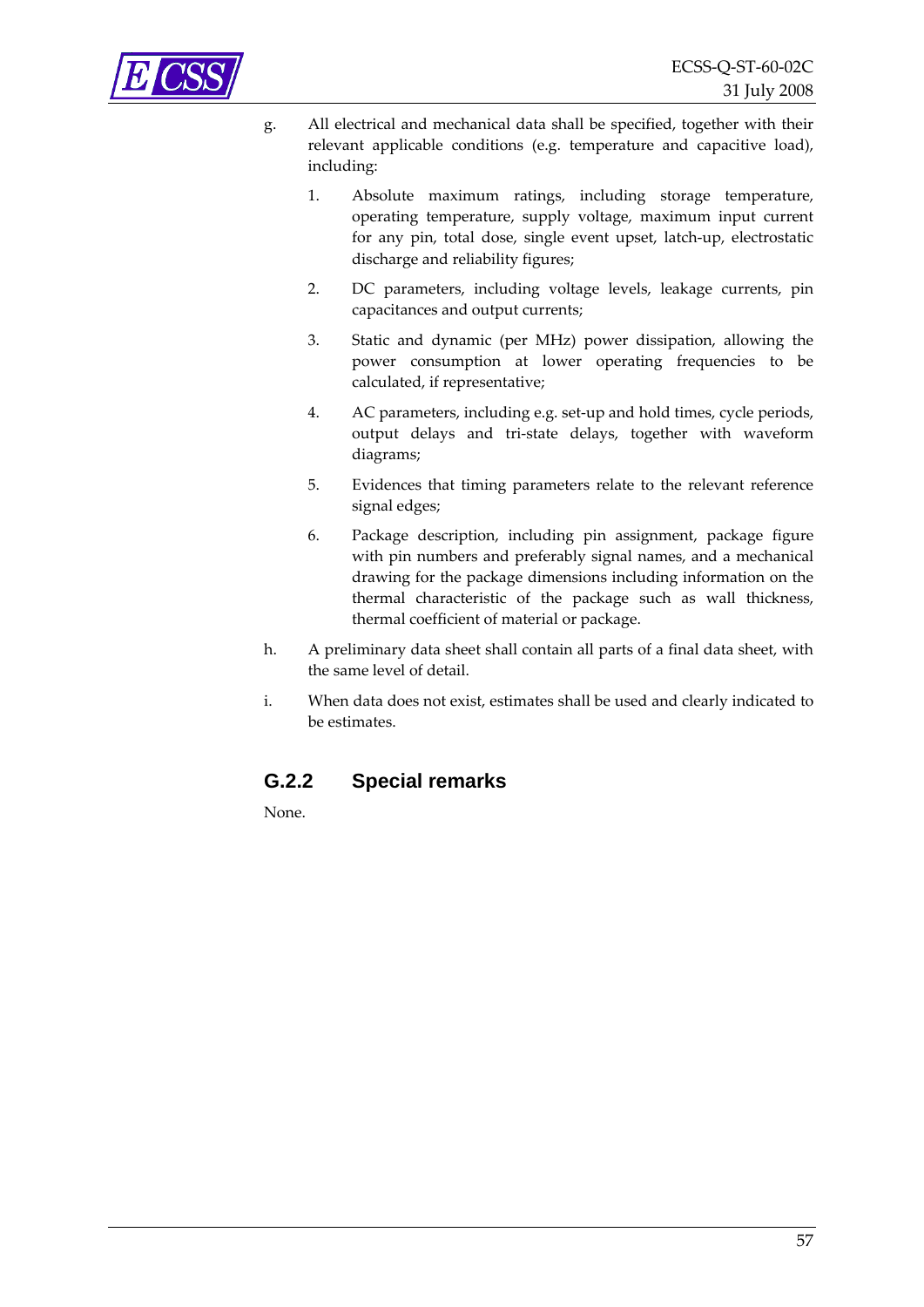g. All electrical and mechanical data shall be specified, together with their relevant applicable conditions (e.g. temperature and capacitive load), including:

   1. Absolute maximum ratings, including storage temperature, operating temperature, supply voltage, maximum input current for any pin, total dose, single event upset, latch-up, electrostatic discharge and reliability figures;

   2. DC parameters, including voltage levels, leakage currents, pin capacitances and output currents;

   3. Static and dynamic (per MHz) power dissipation, allowing the power consumption at lower operating frequencies to be calculated, if representative;

   4. AC parameters, including e.g. set-up and hold times, cycle periods, output delays and tri-state delays, together with waveform diagrams;

   5. Evidences that timing parameters relate to the relevant reference signal edges;

   6. Package description, including pin assignment, package figure with pin numbers and preferably signal names, and a mechanical drawing for the package dimensions including information on the thermal characteristic of the package such as wall thickness, thermal coefficient of material or package.

h. A preliminary data sheet shall contain all parts of a final data sheet, with the same level of detail.

i. When data does not exist, estimates shall be used and clearly indicated to be estimates.

### G.2.2 Special remarks

None.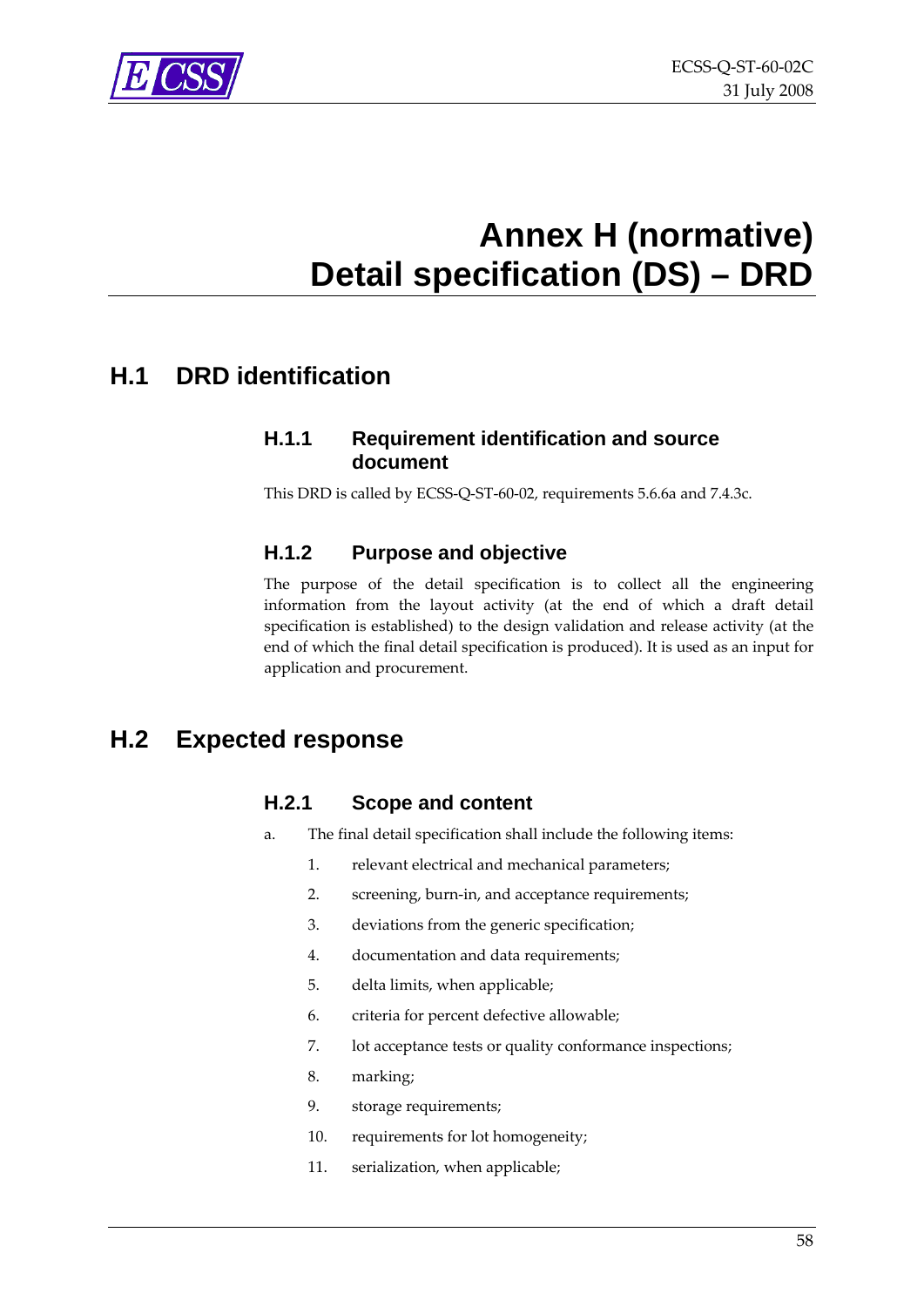# Annex H (normative) Detail specification (DS) – DRD

## H.1 DRD identification

### H.1.1 Requirement identification and source document

This DRD is called by ECSS-Q-ST-60-02, requirements 5.6.6a and 7.4.3c.

### H.1.2 Purpose and objective

The purpose of the detail specification is to collect all the engineering information from the layout activity (at the end of which a draft detail specification is established) to the design validation and release activity (at the end of which the final detail specification is produced). It is used as an input for application and procurement.

## H.2 Expected response

### H.2.1 Scope and content

a. The final detail specification shall include the following items:

    1. relevant electrical and mechanical parameters;
    2. screening, burn-in, and acceptance requirements;
    3. deviations from the generic specification;
    4. documentation and data requirements;
    5. delta limits, when applicable;
    6. criteria for percent defective allowable;
    7. lot acceptance tests or quality conformance inspections;
    8. marking;
    9. storage requirements;
    10. requirements for lot homogeneity;
    11. serialization, when applicable;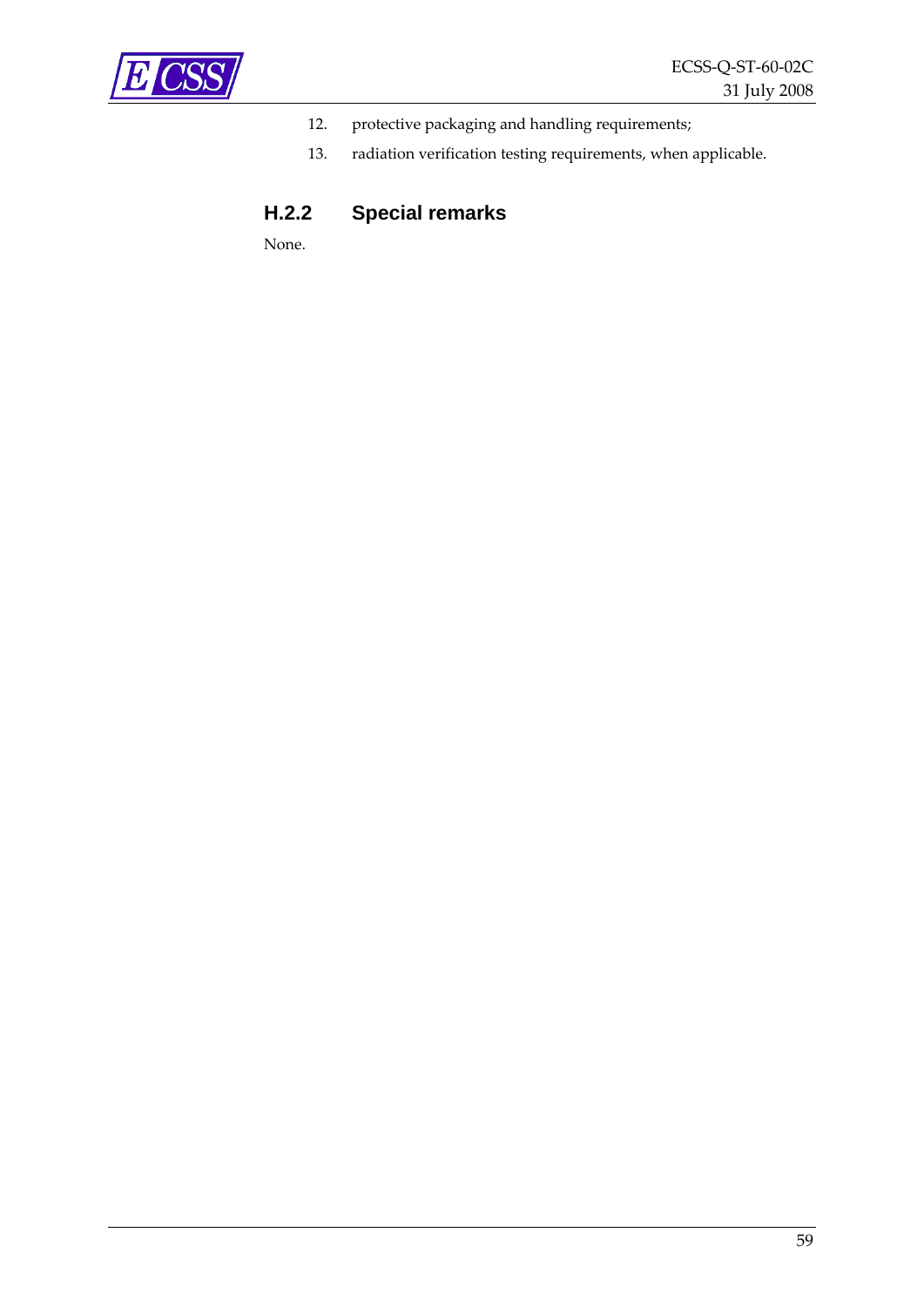12. protective packaging and handling requirements;
13. radiation verification testing requirements, when applicable.

### H.2.2 Special remarks

None.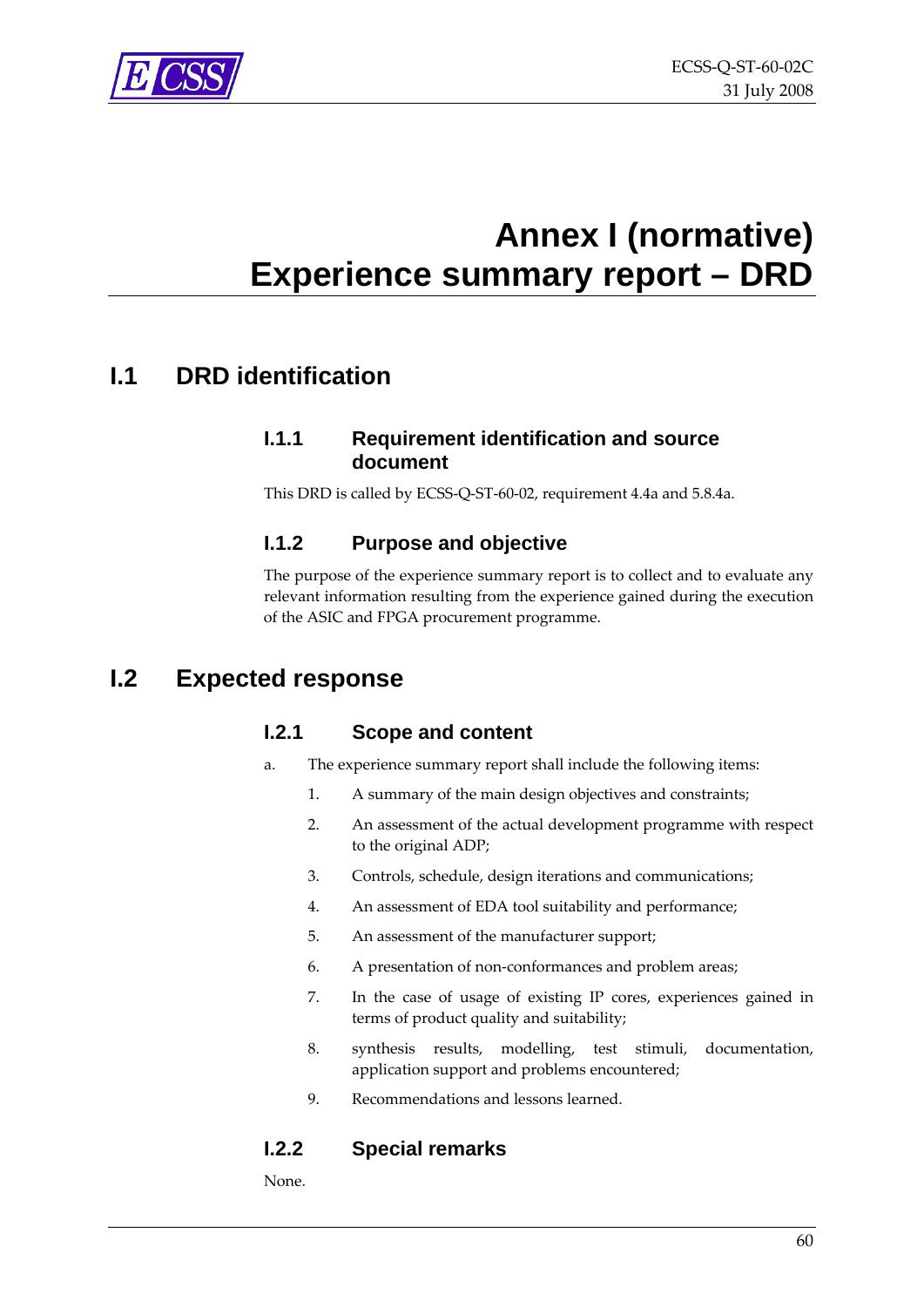# Annex I (normative) Experience summary report – DRD

## I.1 DRD identification

### I.1.1 Requirement identification and source document

This DRD is called by ECSS-Q-ST-60-02, requirement 4.4a and 5.8.4a.

### I.1.2 Purpose and objective

The purpose of the experience summary report is to collect and to evaluate any relevant information resulting from the experience gained during the execution of the ASIC and FPGA procurement programme.

## I.2 Expected response

### I.2.1 Scope and content

a. The experience summary report shall include the following items:

1. A summary of the main design objectives and constraints;
2. An assessment of the actual development programme with respect to the original ADP;
3. Controls, schedule, design iterations and communications;
4. An assessment of EDA tool suitability and performance;
5. An assessment of the manufacturer support;
6. A presentation of non-conformances and problem areas;
7. In the case of usage of existing IP cores, experiences gained in terms of product quality and suitability;
8. synthesis results, modelling, test stimuli, documentation, application support and problems encountered;
9. Recommendations and lessons learned.

### I.2.2 Special remarks

None.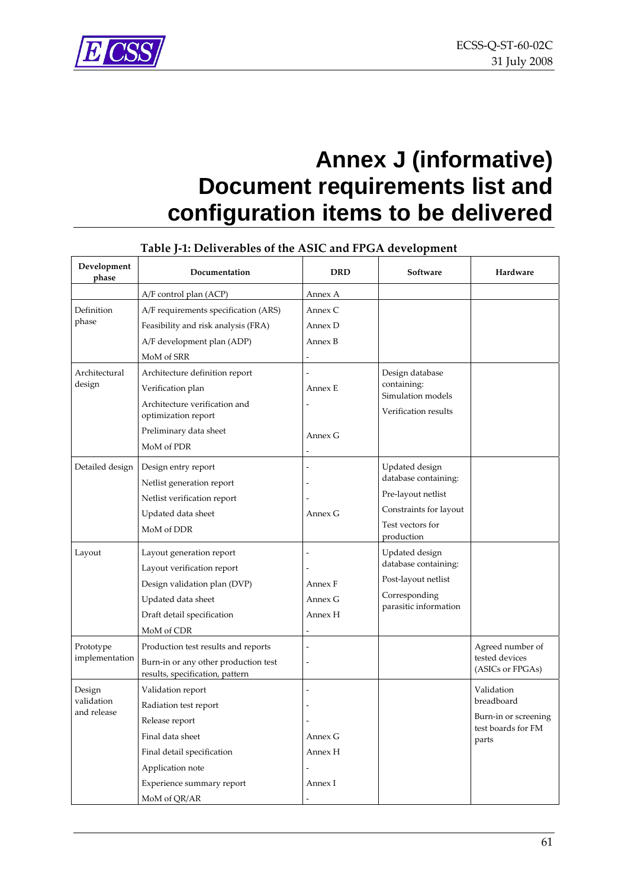# Annex J (informative) Document requirements list and configuration items to be delivered

**Table J-1: Deliverables of the ASIC and FPGA development**

| Development phase | Documentation | DRD | Software | Hardware |
|---|---|---|---|---|
| | A/F control plan (ACP) | Annex A | | |
| Definition phase | A/F requirements specification (ARS) | Annex C | | |
| | Feasibility and risk analysis (FRA) | Annex D | | |
| | A/F development plan (ADP) | Annex B | | |
| | MoM of SRR | - | | |
| Architectural design | Architecture definition report | - | Design database containing: | |
| | Verification plan | Annex E | Simulation models | |
| | Architecture verification and optimization report | - | Verification results | |
| | Preliminary data sheet | Annex G | | |
| | MoM of PDR | - | | |
| Detailed design | Design entry report | - | Updated design database containing: | |
| | Netlist generation report | - | Pre-layout netlist | |
| | Netlist verification report | - | Constraints for layout | |
| | Updated data sheet | Annex G | Test vectors for production | |
| | MoM of DDR | | | |
| Layout | Layout generation report | - | Updated design database containing: | |
| | Layout verification report | - | Post-layout netlist | |
| | Design validation plan (DVP) | Annex F | Corresponding parasitic information | |
| | Updated data sheet | Annex G | | |
| | Draft detail specification | Annex H | | |
| | MoM of CDR | - | | |
| Prototype implementation | Production test results and reports | - | | Agreed number of tested devices (ASICs or FPGAs) |
| | Burn-in or any other production test results, specification, pattern | - | | |
| Design validation and release | Validation report | - | | Validation breadboard |
| | Radiation test report | - | | Burn-in or screening test boards for FM parts |
| | Release report | - | | |
| | Final data sheet | Annex G | | |
| | Final detail specification | Annex H | | |
| | Application note | - | | |
| | Experience summary report | Annex I | | |
| | MoM of QR/AR | - | | |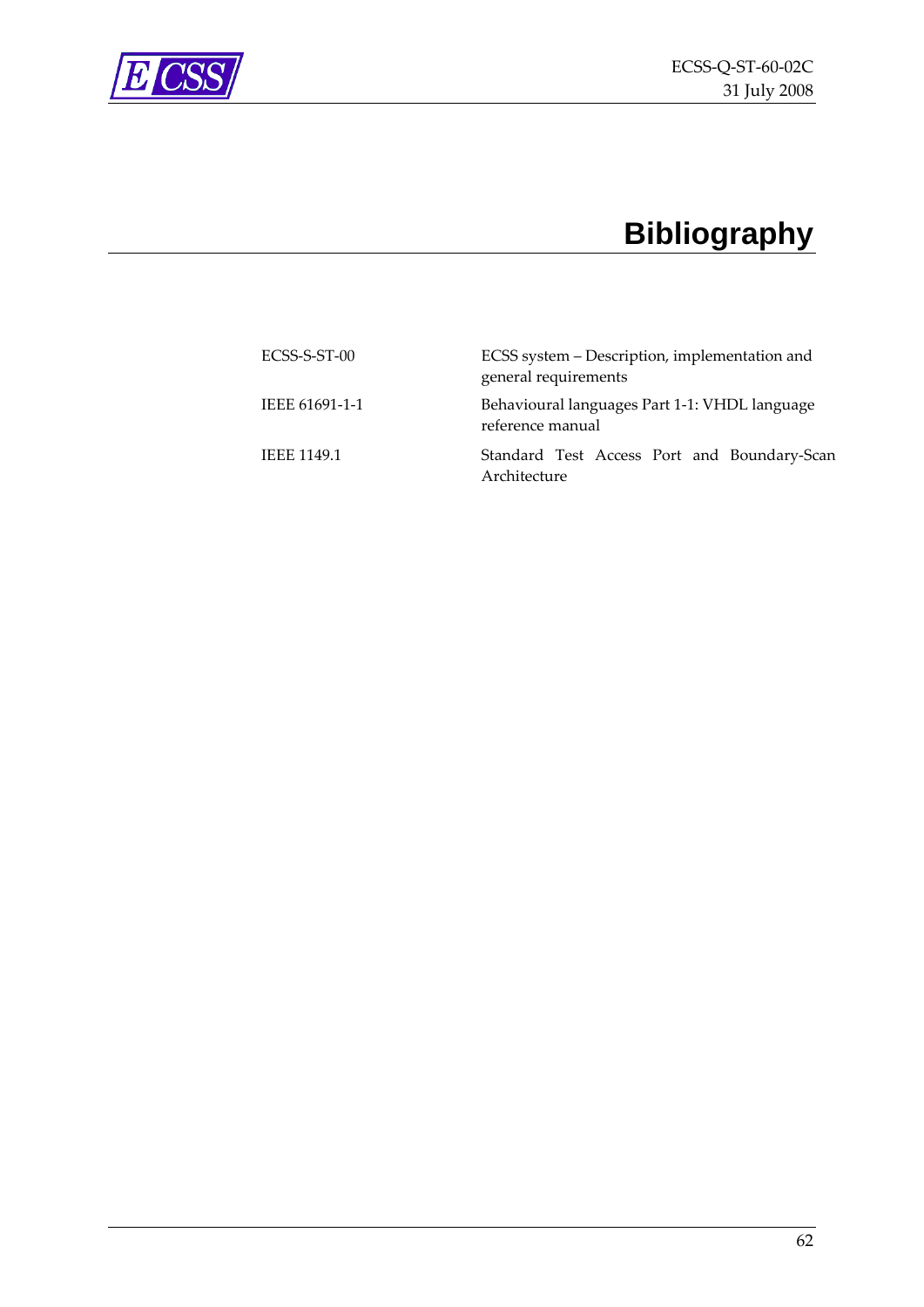# Bibliography

| | |
|---|---|
| ECSS-S-ST-00 | ECSS system – Description, implementation and general requirements |
| IEEE 61691-1-1 | Behavioural languages Part 1-1: VHDL language reference manual |
| IEEE 1149.1 | Standard Test Access Port and Boundary-Scan Architecture |